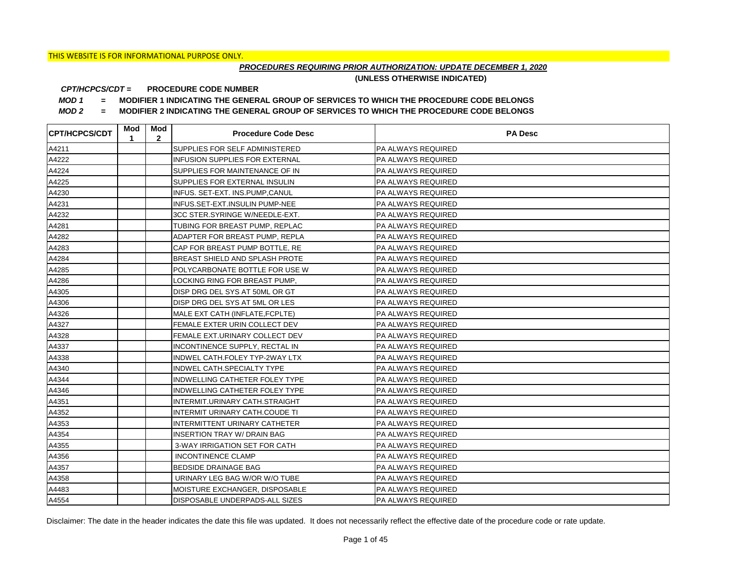THIS WEBSITE IS FOR INFORMATIONAL PURPOSE ONLY.

***PROCEDURES REQUIRING PRIOR AUTHORIZATION: UPDATE DECEMBER 1, 2020***

**(UNLESS OTHERWISE INDICATED)**

***CPT/HCPCS/CDT =*** **PROCEDURE CODE NUMBER**

***MOD 1*** **= MODIFIER 1 INDICATING THE GENERAL GROUP OF SERVICES TO WHICH THE PROCEDURE CODE BELONGS**

***MOD 2*** **= MODIFIER 2 INDICATING THE GENERAL GROUP OF SERVICES TO WHICH THE PROCEDURE CODE BELONGS**

| CPT/HCPCS/CDT | Mod 1 | Mod 2 | Procedure Code Desc | PA Desc |
|---|---|---|---|---|
| A4211 | | | SUPPLIES FOR SELF ADMINISTERED | PA ALWAYS REQUIRED |
| A4222 | | | INFUSION SUPPLIES FOR EXTERNAL | PA ALWAYS REQUIRED |
| A4224 | | | SUPPLIES FOR MAINTENANCE OF IN | PA ALWAYS REQUIRED |
| A4225 | | | SUPPLIES FOR EXTERNAL INSULIN | PA ALWAYS REQUIRED |
| A4230 | | | INFUS. SET-EXT. INS.PUMP,CANUL | PA ALWAYS REQUIRED |
| A4231 | | | INFUS.SET-EXT.INSULIN PUMP-NEE | PA ALWAYS REQUIRED |
| A4232 | | | 3CC STER.SYRINGE W/NEEDLE-EXT. | PA ALWAYS REQUIRED |
| A4281 | | | TUBING FOR BREAST PUMP, REPLAC | PA ALWAYS REQUIRED |
| A4282 | | | ADAPTER FOR BREAST PUMP, REPLA | PA ALWAYS REQUIRED |
| A4283 | | | CAP FOR BREAST PUMP BOTTLE, RE | PA ALWAYS REQUIRED |
| A4284 | | | BREAST SHIELD AND SPLASH PROTE | PA ALWAYS REQUIRED |
| A4285 | | | POLYCARBONATE BOTTLE FOR USE W | PA ALWAYS REQUIRED |
| A4286 | | | LOCKING RING FOR BREAST PUMP, | PA ALWAYS REQUIRED |
| A4305 | | | DISP DRG DEL SYS AT 50ML OR GT | PA ALWAYS REQUIRED |
| A4306 | | | DISP DRG DEL SYS AT 5ML OR LES | PA ALWAYS REQUIRED |
| A4326 | | | MALE EXT CATH (INFLATE,FCPLTE) | PA ALWAYS REQUIRED |
| A4327 | | | FEMALE EXTER URIN COLLECT DEV | PA ALWAYS REQUIRED |
| A4328 | | | FEMALE EXT.URINARY COLLECT DEV | PA ALWAYS REQUIRED |
| A4337 | | | INCONTINENCE SUPPLY, RECTAL IN | PA ALWAYS REQUIRED |
| A4338 | | | INDWEL CATH.FOLEY TYP-2WAY LTX | PA ALWAYS REQUIRED |
| A4340 | | | INDWEL CATH.SPECIALTY TYPE | PA ALWAYS REQUIRED |
| A4344 | | | INDWELLING CATHETER FOLEY TYPE | PA ALWAYS REQUIRED |
| A4346 | | | INDWELLING CATHETER FOLEY TYPE | PA ALWAYS REQUIRED |
| A4351 | | | INTERMIT.URINARY CATH.STRAIGHT | PA ALWAYS REQUIRED |
| A4352 | | | INTERMIT URINARY CATH.COUDE TI | PA ALWAYS REQUIRED |
| A4353 | | | INTERMITTENT URINARY CATHETER | PA ALWAYS REQUIRED |
| A4354 | | | INSERTION TRAY W/ DRAIN BAG | PA ALWAYS REQUIRED |
| A4355 | | | 3-WAY IRRIGATION SET FOR CATH | PA ALWAYS REQUIRED |
| A4356 | | | INCONTINENCE CLAMP | PA ALWAYS REQUIRED |
| A4357 | | | BEDSIDE DRAINAGE BAG | PA ALWAYS REQUIRED |
| A4358 | | | URINARY LEG BAG W/OR W/O TUBE | PA ALWAYS REQUIRED |
| A4483 | | | MOISTURE EXCHANGER, DISPOSABLE | PA ALWAYS REQUIRED |
| A4554 | | | DISPOSABLE UNDERPADS-ALL SIZES | PA ALWAYS REQUIRED |

Disclaimer: The date in the header indicates the date this file was updated. It does not necessarily reflect the effective date of the procedure code or rate update.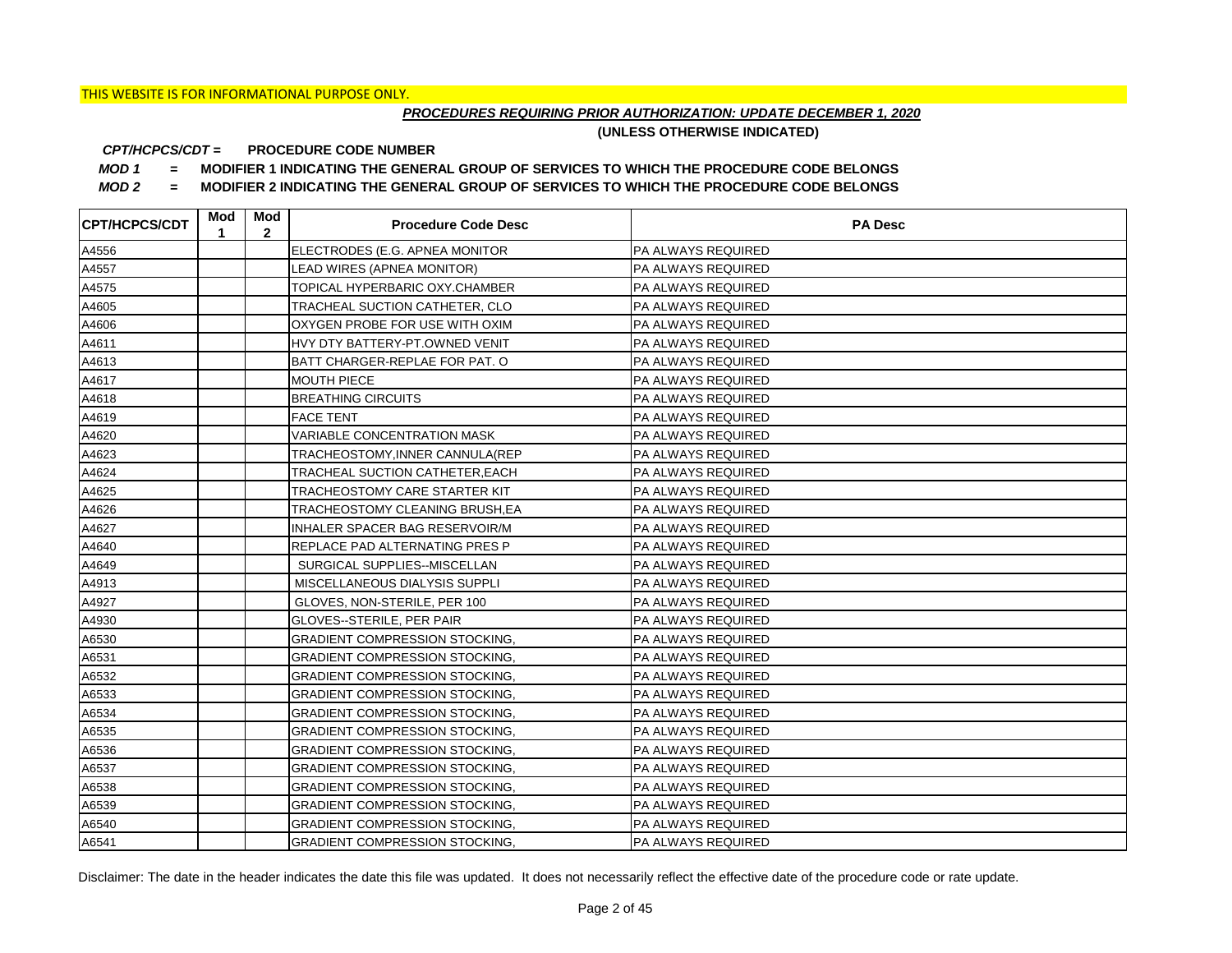THIS WEBSITE IS FOR INFORMATIONAL PURPOSE ONLY.

***PROCEDURES REQUIRING PRIOR AUTHORIZATION: UPDATE DECEMBER 1, 2020***

**(UNLESS OTHERWISE INDICATED)**

***CPT/HCPCS/CDT =*** **PROCEDURE CODE NUMBER**

***MOD 1*** **= MODIFIER 1 INDICATING THE GENERAL GROUP OF SERVICES TO WHICH THE PROCEDURE CODE BELONGS**

***MOD 2*** **= MODIFIER 2 INDICATING THE GENERAL GROUP OF SERVICES TO WHICH THE PROCEDURE CODE BELONGS**

| CPT/HCPCS/CDT | Mod 1 | Mod 2 | Procedure Code Desc | PA Desc |
|---|---|---|---|---|
| A4556 | | | ELECTRODES (E.G. APNEA MONITOR | PA ALWAYS REQUIRED |
| A4557 | | | LEAD WIRES (APNEA MONITOR) | PA ALWAYS REQUIRED |
| A4575 | | | TOPICAL HYPERBARIC OXY.CHAMBER | PA ALWAYS REQUIRED |
| A4605 | | | TRACHEAL SUCTION CATHETER, CLO | PA ALWAYS REQUIRED |
| A4606 | | | OXYGEN PROBE FOR USE WITH OXIM | PA ALWAYS REQUIRED |
| A4611 | | | HVY DTY BATTERY-PT.OWNED VENIT | PA ALWAYS REQUIRED |
| A4613 | | | BATT CHARGER-REPLAE FOR PAT. O | PA ALWAYS REQUIRED |
| A4617 | | | MOUTH PIECE | PA ALWAYS REQUIRED |
| A4618 | | | BREATHING CIRCUITS | PA ALWAYS REQUIRED |
| A4619 | | | FACE TENT | PA ALWAYS REQUIRED |
| A4620 | | | VARIABLE CONCENTRATION MASK | PA ALWAYS REQUIRED |
| A4623 | | | TRACHEOSTOMY,INNER CANNULA(REP | PA ALWAYS REQUIRED |
| A4624 | | | TRACHEAL SUCTION CATHETER,EACH | PA ALWAYS REQUIRED |
| A4625 | | | TRACHEOSTOMY CARE STARTER KIT | PA ALWAYS REQUIRED |
| A4626 | | | TRACHEOSTOMY CLEANING BRUSH,EA | PA ALWAYS REQUIRED |
| A4627 | | | INHALER SPACER BAG RESERVOIR/M | PA ALWAYS REQUIRED |
| A4640 | | | REPLACE PAD ALTERNATING PRES P | PA ALWAYS REQUIRED |
| A4649 | | | SURGICAL SUPPLIES--MISCELLAN | PA ALWAYS REQUIRED |
| A4913 | | | MISCELLANEOUS DIALYSIS SUPPLI | PA ALWAYS REQUIRED |
| A4927 | | | GLOVES, NON-STERILE, PER 100 | PA ALWAYS REQUIRED |
| A4930 | | | GLOVES--STERILE, PER PAIR | PA ALWAYS REQUIRED |
| A6530 | | | GRADIENT COMPRESSION STOCKING, | PA ALWAYS REQUIRED |
| A6531 | | | GRADIENT COMPRESSION STOCKING, | PA ALWAYS REQUIRED |
| A6532 | | | GRADIENT COMPRESSION STOCKING, | PA ALWAYS REQUIRED |
| A6533 | | | GRADIENT COMPRESSION STOCKING, | PA ALWAYS REQUIRED |
| A6534 | | | GRADIENT COMPRESSION STOCKING, | PA ALWAYS REQUIRED |
| A6535 | | | GRADIENT COMPRESSION STOCKING, | PA ALWAYS REQUIRED |
| A6536 | | | GRADIENT COMPRESSION STOCKING, | PA ALWAYS REQUIRED |
| A6537 | | | GRADIENT COMPRESSION STOCKING, | PA ALWAYS REQUIRED |
| A6538 | | | GRADIENT COMPRESSION STOCKING, | PA ALWAYS REQUIRED |
| A6539 | | | GRADIENT COMPRESSION STOCKING, | PA ALWAYS REQUIRED |
| A6540 | | | GRADIENT COMPRESSION STOCKING, | PA ALWAYS REQUIRED |
| A6541 | | | GRADIENT COMPRESSION STOCKING, | PA ALWAYS REQUIRED |

Disclaimer: The date in the header indicates the date this file was updated. It does not necessarily reflect the effective date of the procedure code or rate update.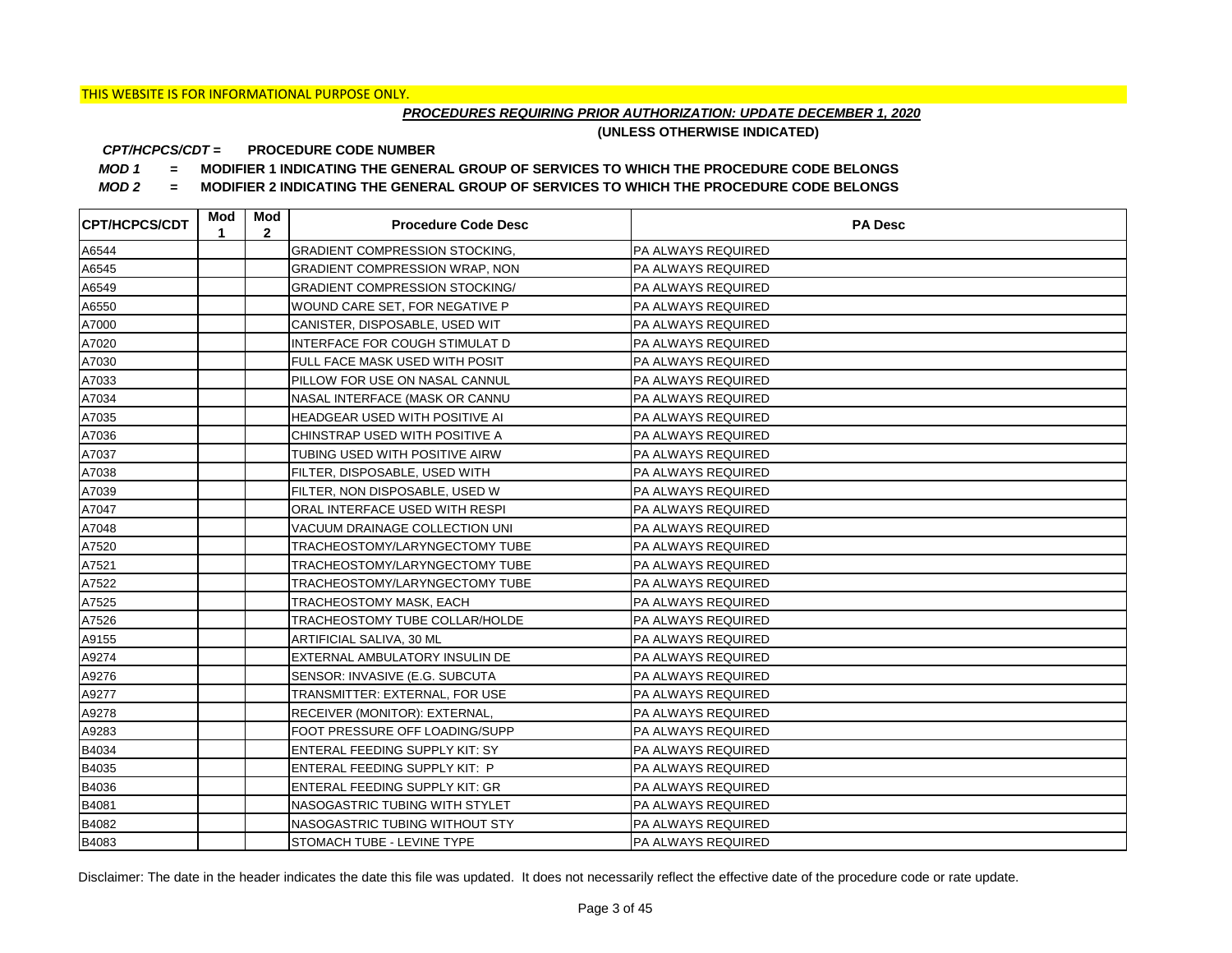THIS WEBSITE IS FOR INFORMATIONAL PURPOSE ONLY.

***PROCEDURES REQUIRING PRIOR AUTHORIZATION: UPDATE DECEMBER 1, 2020***

**(UNLESS OTHERWISE INDICATED)**

***CPT/HCPCS/CDT =*** **PROCEDURE CODE NUMBER**

***MOD 1*** **= MODIFIER 1 INDICATING THE GENERAL GROUP OF SERVICES TO WHICH THE PROCEDURE CODE BELONGS**

***MOD 2*** **= MODIFIER 2 INDICATING THE GENERAL GROUP OF SERVICES TO WHICH THE PROCEDURE CODE BELONGS**

| CPT/HCPCS/CDT | Mod 1 | Mod 2 | Procedure Code Desc | PA Desc |
|---|---|---|---|---|
| A6544 | | | GRADIENT COMPRESSION STOCKING, | PA ALWAYS REQUIRED |
| A6545 | | | GRADIENT COMPRESSION WRAP, NON | PA ALWAYS REQUIRED |
| A6549 | | | GRADIENT COMPRESSION STOCKING/ | PA ALWAYS REQUIRED |
| A6550 | | | WOUND CARE SET, FOR NEGATIVE P | PA ALWAYS REQUIRED |
| A7000 | | | CANISTER, DISPOSABLE, USED WIT | PA ALWAYS REQUIRED |
| A7020 | | | INTERFACE FOR COUGH STIMULAT D | PA ALWAYS REQUIRED |
| A7030 | | | FULL FACE MASK USED WITH POSIT | PA ALWAYS REQUIRED |
| A7033 | | | PILLOW FOR USE ON NASAL CANNUL | PA ALWAYS REQUIRED |
| A7034 | | | NASAL INTERFACE (MASK OR CANNU | PA ALWAYS REQUIRED |
| A7035 | | | HEADGEAR USED WITH POSITIVE AI | PA ALWAYS REQUIRED |
| A7036 | | | CHINSTRAP USED WITH POSITIVE A | PA ALWAYS REQUIRED |
| A7037 | | | TUBING USED WITH POSITIVE AIRW | PA ALWAYS REQUIRED |
| A7038 | | | FILTER, DISPOSABLE, USED WITH | PA ALWAYS REQUIRED |
| A7039 | | | FILTER, NON DISPOSABLE, USED W | PA ALWAYS REQUIRED |
| A7047 | | | ORAL INTERFACE USED WITH RESPI | PA ALWAYS REQUIRED |
| A7048 | | | VACUUM DRAINAGE COLLECTION UNI | PA ALWAYS REQUIRED |
| A7520 | | | TRACHEOSTOMY/LARYNGECTOMY TUBE | PA ALWAYS REQUIRED |
| A7521 | | | TRACHEOSTOMY/LARYNGECTOMY TUBE | PA ALWAYS REQUIRED |
| A7522 | | | TRACHEOSTOMY/LARYNGECTOMY TUBE | PA ALWAYS REQUIRED |
| A7525 | | | TRACHEOSTOMY MASK, EACH | PA ALWAYS REQUIRED |
| A7526 | | | TRACHEOSTOMY TUBE COLLAR/HOLDE | PA ALWAYS REQUIRED |
| A9155 | | | ARTIFICIAL SALIVA, 30 ML | PA ALWAYS REQUIRED |
| A9274 | | | EXTERNAL AMBULATORY INSULIN DE | PA ALWAYS REQUIRED |
| A9276 | | | SENSOR: INVASIVE (E.G. SUBCUTA | PA ALWAYS REQUIRED |
| A9277 | | | TRANSMITTER: EXTERNAL, FOR USE | PA ALWAYS REQUIRED |
| A9278 | | | RECEIVER (MONITOR): EXTERNAL, | PA ALWAYS REQUIRED |
| A9283 | | | FOOT PRESSURE OFF LOADING/SUPP | PA ALWAYS REQUIRED |
| B4034 | | | ENTERAL FEEDING SUPPLY KIT: SY | PA ALWAYS REQUIRED |
| B4035 | | | ENTERAL FEEDING SUPPLY KIT: P | PA ALWAYS REQUIRED |
| B4036 | | | ENTERAL FEEDING SUPPLY KIT: GR | PA ALWAYS REQUIRED |
| B4081 | | | NASOGASTRIC TUBING WITH STYLET | PA ALWAYS REQUIRED |
| B4082 | | | NASOGASTRIC TUBING WITHOUT STY | PA ALWAYS REQUIRED |
| B4083 | | | STOMACH TUBE - LEVINE TYPE | PA ALWAYS REQUIRED |

Disclaimer: The date in the header indicates the date this file was updated. It does not necessarily reflect the effective date of the procedure code or rate update.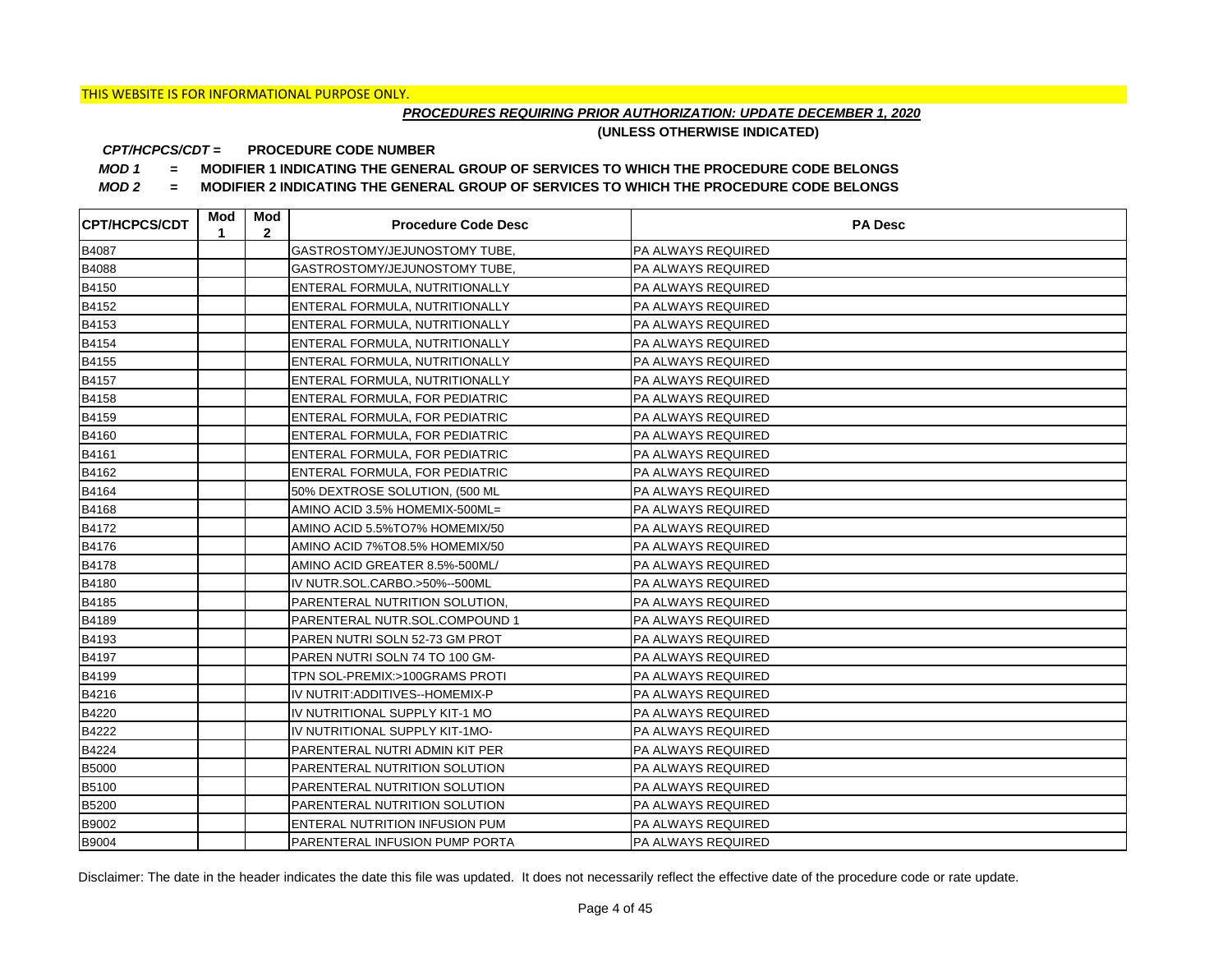THIS WEBSITE IS FOR INFORMATIONAL PURPOSE ONLY.

***PROCEDURES REQUIRING PRIOR AUTHORIZATION: UPDATE DECEMBER 1, 2020***

**(UNLESS OTHERWISE INDICATED)**

***CPT/HCPCS/CDT =*** **PROCEDURE CODE NUMBER**

***MOD 1*** **= MODIFIER 1 INDICATING THE GENERAL GROUP OF SERVICES TO WHICH THE PROCEDURE CODE BELONGS**

***MOD 2*** **= MODIFIER 2 INDICATING THE GENERAL GROUP OF SERVICES TO WHICH THE PROCEDURE CODE BELONGS**

| CPT/HCPCS/CDT | Mod 1 | Mod 2 | Procedure Code Desc | PA Desc |
|---|---|---|---|---|
| B4087 | | | GASTROSTOMY/JEJUNOSTOMY TUBE, | PA ALWAYS REQUIRED |
| B4088 | | | GASTROSTOMY/JEJUNOSTOMY TUBE, | PA ALWAYS REQUIRED |
| B4150 | | | ENTERAL FORMULA, NUTRITIONALLY | PA ALWAYS REQUIRED |
| B4152 | | | ENTERAL FORMULA, NUTRITIONALLY | PA ALWAYS REQUIRED |
| B4153 | | | ENTERAL FORMULA, NUTRITIONALLY | PA ALWAYS REQUIRED |
| B4154 | | | ENTERAL FORMULA, NUTRITIONALLY | PA ALWAYS REQUIRED |
| B4155 | | | ENTERAL FORMULA, NUTRITIONALLY | PA ALWAYS REQUIRED |
| B4157 | | | ENTERAL FORMULA, NUTRITIONALLY | PA ALWAYS REQUIRED |
| B4158 | | | ENTERAL FORMULA, FOR PEDIATRIC | PA ALWAYS REQUIRED |
| B4159 | | | ENTERAL FORMULA, FOR PEDIATRIC | PA ALWAYS REQUIRED |
| B4160 | | | ENTERAL FORMULA, FOR PEDIATRIC | PA ALWAYS REQUIRED |
| B4161 | | | ENTERAL FORMULA, FOR PEDIATRIC | PA ALWAYS REQUIRED |
| B4162 | | | ENTERAL FORMULA, FOR PEDIATRIC | PA ALWAYS REQUIRED |
| B4164 | | | 50% DEXTROSE SOLUTION, (500 ML | PA ALWAYS REQUIRED |
| B4168 | | | AMINO ACID 3.5% HOMEMIX-500ML= | PA ALWAYS REQUIRED |
| B4172 | | | AMINO ACID 5.5%TO7% HOMEMIX/50 | PA ALWAYS REQUIRED |
| B4176 | | | AMINO ACID 7%TO8.5% HOMEMIX/50 | PA ALWAYS REQUIRED |
| B4178 | | | AMINO ACID GREATER 8.5%-500ML/ | PA ALWAYS REQUIRED |
| B4180 | | | IV NUTR.SOL.CARBO.>50%--500ML | PA ALWAYS REQUIRED |
| B4185 | | | PARENTERAL NUTRITION SOLUTION, | PA ALWAYS REQUIRED |
| B4189 | | | PARENTERAL NUTR.SOL.COMPOUND 1 | PA ALWAYS REQUIRED |
| B4193 | | | PAREN NUTRI SOLN 52-73 GM PROT | PA ALWAYS REQUIRED |
| B4197 | | | PAREN NUTRI SOLN 74 TO 100 GM- | PA ALWAYS REQUIRED |
| B4199 | | | TPN SOL-PREMIX:>100GRAMS PROTI | PA ALWAYS REQUIRED |
| B4216 | | | IV NUTRIT:ADDITIVES--HOMEMIX-P | PA ALWAYS REQUIRED |
| B4220 | | | IV NUTRITIONAL SUPPLY KIT-1 MO | PA ALWAYS REQUIRED |
| B4222 | | | IV NUTRITIONAL SUPPLY KIT-1MO- | PA ALWAYS REQUIRED |
| B4224 | | | PARENTERAL NUTRI ADMIN KIT PER | PA ALWAYS REQUIRED |
| B5000 | | | PARENTERAL NUTRITION SOLUTION | PA ALWAYS REQUIRED |
| B5100 | | | PARENTERAL NUTRITION SOLUTION | PA ALWAYS REQUIRED |
| B5200 | | | PARENTERAL NUTRITION SOLUTION | PA ALWAYS REQUIRED |
| B9002 | | | ENTERAL NUTRITION INFUSION PUM | PA ALWAYS REQUIRED |
| B9004 | | | PARENTERAL INFUSION PUMP PORTA | PA ALWAYS REQUIRED |

Disclaimer: The date in the header indicates the date this file was updated. It does not necessarily reflect the effective date of the procedure code or rate update.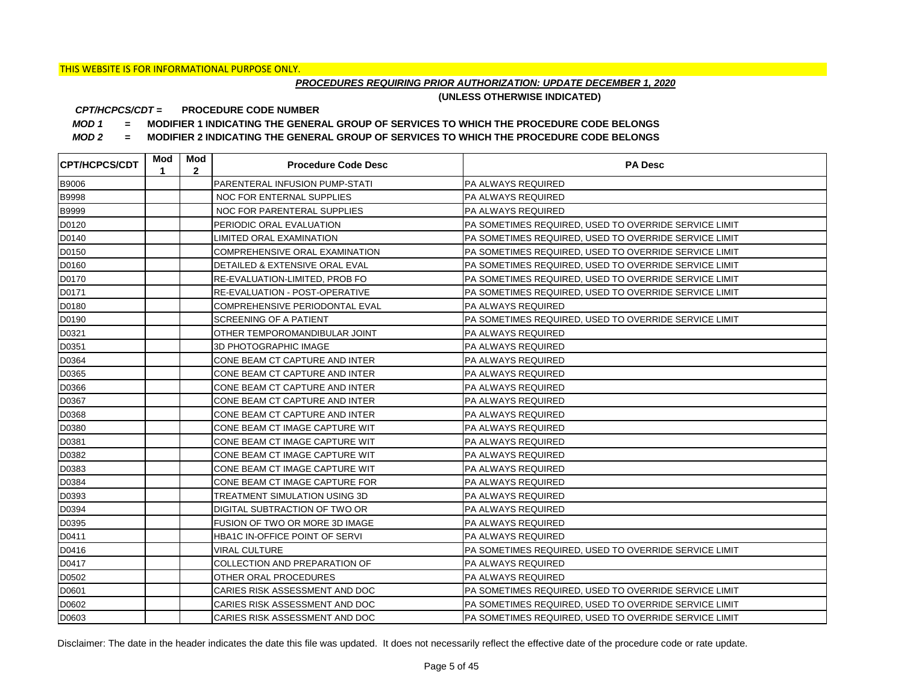THIS WEBSITE IS FOR INFORMATIONAL PURPOSE ONLY.

***PROCEDURES REQUIRING PRIOR AUTHORIZATION: UPDATE DECEMBER 1, 2020***

**(UNLESS OTHERWISE INDICATED)**

***CPT/HCPCS/CDT =*** **PROCEDURE CODE NUMBER**

***MOD 1*** **= MODIFIER 1 INDICATING THE GENERAL GROUP OF SERVICES TO WHICH THE PROCEDURE CODE BELONGS**

***MOD 2*** **= MODIFIER 2 INDICATING THE GENERAL GROUP OF SERVICES TO WHICH THE PROCEDURE CODE BELONGS**

| CPT/HCPCS/CDT | Mod 1 | Mod 2 | Procedure Code Desc | PA Desc |
|---|---|---|---|---|
| B9006 | | | PARENTERAL INFUSION PUMP-STATI | PA ALWAYS REQUIRED |
| B9998 | | | NOC FOR ENTERNAL SUPPLIES | PA ALWAYS REQUIRED |
| B9999 | | | NOC FOR PARENTERAL SUPPLIES | PA ALWAYS REQUIRED |
| D0120 | | | PERIODIC ORAL EVALUATION | PA SOMETIMES REQUIRED, USED TO OVERRIDE SERVICE LIMIT |
| D0140 | | | LIMITED ORAL EXAMINATION | PA SOMETIMES REQUIRED, USED TO OVERRIDE SERVICE LIMIT |
| D0150 | | | COMPREHENSIVE ORAL EXAMINATION | PA SOMETIMES REQUIRED, USED TO OVERRIDE SERVICE LIMIT |
| D0160 | | | DETAILED & EXTENSIVE ORAL EVAL | PA SOMETIMES REQUIRED, USED TO OVERRIDE SERVICE LIMIT |
| D0170 | | | RE-EVALUATION-LIMITED, PROB FO | PA SOMETIMES REQUIRED, USED TO OVERRIDE SERVICE LIMIT |
| D0171 | | | RE-EVALUATION - POST-OPERATIVE | PA SOMETIMES REQUIRED, USED TO OVERRIDE SERVICE LIMIT |
| D0180 | | | COMPREHENSIVE PERIODONTAL EVAL | PA ALWAYS REQUIRED |
| D0190 | | | SCREENING OF A PATIENT | PA SOMETIMES REQUIRED, USED TO OVERRIDE SERVICE LIMIT |
| D0321 | | | OTHER TEMPOROMANDIBULAR JOINT | PA ALWAYS REQUIRED |
| D0351 | | | 3D PHOTOGRAPHIC IMAGE | PA ALWAYS REQUIRED |
| D0364 | | | CONE BEAM CT CAPTURE AND INTER | PA ALWAYS REQUIRED |
| D0365 | | | CONE BEAM CT CAPTURE AND INTER | PA ALWAYS REQUIRED |
| D0366 | | | CONE BEAM CT CAPTURE AND INTER | PA ALWAYS REQUIRED |
| D0367 | | | CONE BEAM CT CAPTURE AND INTER | PA ALWAYS REQUIRED |
| D0368 | | | CONE BEAM CT CAPTURE AND INTER | PA ALWAYS REQUIRED |
| D0380 | | | CONE BEAM CT IMAGE CAPTURE WIT | PA ALWAYS REQUIRED |
| D0381 | | | CONE BEAM CT IMAGE CAPTURE WIT | PA ALWAYS REQUIRED |
| D0382 | | | CONE BEAM CT IMAGE CAPTURE WIT | PA ALWAYS REQUIRED |
| D0383 | | | CONE BEAM CT IMAGE CAPTURE WIT | PA ALWAYS REQUIRED |
| D0384 | | | CONE BEAM CT IMAGE CAPTURE FOR | PA ALWAYS REQUIRED |
| D0393 | | | TREATMENT SIMULATION USING 3D | PA ALWAYS REQUIRED |
| D0394 | | | DIGITAL SUBTRACTION OF TWO OR | PA ALWAYS REQUIRED |
| D0395 | | | FUSION OF TWO OR MORE 3D IMAGE | PA ALWAYS REQUIRED |
| D0411 | | | HBA1C IN-OFFICE POINT OF SERVI | PA ALWAYS REQUIRED |
| D0416 | | | VIRAL CULTURE | PA SOMETIMES REQUIRED, USED TO OVERRIDE SERVICE LIMIT |
| D0417 | | | COLLECTION AND PREPARATION OF | PA ALWAYS REQUIRED |
| D0502 | | | OTHER ORAL PROCEDURES | PA ALWAYS REQUIRED |
| D0601 | | | CARIES RISK ASSESSMENT AND DOC | PA SOMETIMES REQUIRED, USED TO OVERRIDE SERVICE LIMIT |
| D0602 | | | CARIES RISK ASSESSMENT AND DOC | PA SOMETIMES REQUIRED, USED TO OVERRIDE SERVICE LIMIT |
| D0603 | | | CARIES RISK ASSESSMENT AND DOC | PA SOMETIMES REQUIRED, USED TO OVERRIDE SERVICE LIMIT |

Disclaimer: The date in the header indicates the date this file was updated. It does not necessarily reflect the effective date of the procedure code or rate update.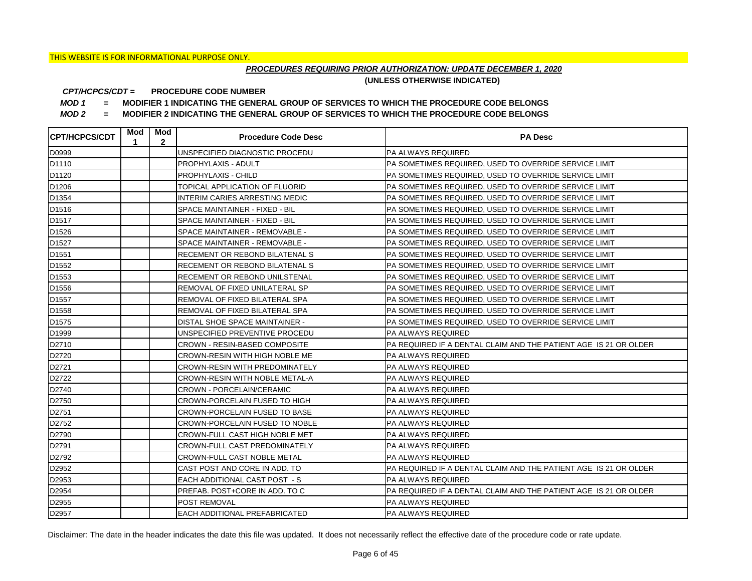THIS WEBSITE IS FOR INFORMATIONAL PURPOSE ONLY.

***PROCEDURES REQUIRING PRIOR AUTHORIZATION: UPDATE DECEMBER 1, 2020***

**(UNLESS OTHERWISE INDICATED)**

***CPT/HCPCS/CDT =*** **PROCEDURE CODE NUMBER**

***MOD 1*** **= MODIFIER 1 INDICATING THE GENERAL GROUP OF SERVICES TO WHICH THE PROCEDURE CODE BELONGS**

***MOD 2*** **= MODIFIER 2 INDICATING THE GENERAL GROUP OF SERVICES TO WHICH THE PROCEDURE CODE BELONGS**

| CPT/HCPCS/CDT | Mod 1 | Mod 2 | Procedure Code Desc | PA Desc |
|---|---|---|---|---|
| D0999 | | | UNSPECIFIED DIAGNOSTIC PROCEDU | PA ALWAYS REQUIRED |
| D1110 | | | PROPHYLAXIS - ADULT | PA SOMETIMES REQUIRED, USED TO OVERRIDE SERVICE LIMIT |
| D1120 | | | PROPHYLAXIS - CHILD | PA SOMETIMES REQUIRED, USED TO OVERRIDE SERVICE LIMIT |
| D1206 | | | TOPICAL APPLICATION OF FLUORID | PA SOMETIMES REQUIRED, USED TO OVERRIDE SERVICE LIMIT |
| D1354 | | | INTERIM CARIES ARRESTING MEDIC | PA SOMETIMES REQUIRED, USED TO OVERRIDE SERVICE LIMIT |
| D1516 | | | SPACE MAINTAINER - FIXED - BIL | PA SOMETIMES REQUIRED, USED TO OVERRIDE SERVICE LIMIT |
| D1517 | | | SPACE MAINTAINER - FIXED - BIL | PA SOMETIMES REQUIRED, USED TO OVERRIDE SERVICE LIMIT |
| D1526 | | | SPACE MAINTAINER - REMOVABLE - | PA SOMETIMES REQUIRED, USED TO OVERRIDE SERVICE LIMIT |
| D1527 | | | SPACE MAINTAINER - REMOVABLE - | PA SOMETIMES REQUIRED, USED TO OVERRIDE SERVICE LIMIT |
| D1551 | | | RECEMENT OR REBOND BILATENAL S | PA SOMETIMES REQUIRED, USED TO OVERRIDE SERVICE LIMIT |
| D1552 | | | RECEMENT OR REBOND BILATENAL S | PA SOMETIMES REQUIRED, USED TO OVERRIDE SERVICE LIMIT |
| D1553 | | | RECEMENT OR REBOND UNILSTENAL | PA SOMETIMES REQUIRED, USED TO OVERRIDE SERVICE LIMIT |
| D1556 | | | REMOVAL OF FIXED UNILATERAL SP | PA SOMETIMES REQUIRED, USED TO OVERRIDE SERVICE LIMIT |
| D1557 | | | REMOVAL OF FIXED BILATERAL SPA | PA SOMETIMES REQUIRED, USED TO OVERRIDE SERVICE LIMIT |
| D1558 | | | REMOVAL OF FIXED BILATERAL SPA | PA SOMETIMES REQUIRED, USED TO OVERRIDE SERVICE LIMIT |
| D1575 | | | DISTAL SHOE SPACE MAINTAINER - | PA SOMETIMES REQUIRED, USED TO OVERRIDE SERVICE LIMIT |
| D1999 | | | UNSPECIFIED PREVENTIVE PROCEDU | PA ALWAYS REQUIRED |
| D2710 | | | CROWN - RESIN-BASED COMPOSITE | PA REQUIRED IF A DENTAL CLAIM AND THE PATIENT AGE IS 21 OR OLDER |
| D2720 | | | CROWN-RESIN WITH HIGH NOBLE ME | PA ALWAYS REQUIRED |
| D2721 | | | CROWN-RESIN WITH PREDOMINATELY | PA ALWAYS REQUIRED |
| D2722 | | | CROWN-RESIN WITH NOBLE METAL-A | PA ALWAYS REQUIRED |
| D2740 | | | CROWN - PORCELAIN/CERAMIC | PA ALWAYS REQUIRED |
| D2750 | | | CROWN-PORCELAIN FUSED TO HIGH | PA ALWAYS REQUIRED |
| D2751 | | | CROWN-PORCELAIN FUSED TO BASE | PA ALWAYS REQUIRED |
| D2752 | | | CROWN-PORCELAIN FUSED TO NOBLE | PA ALWAYS REQUIRED |
| D2790 | | | CROWN-FULL CAST HIGH NOBLE MET | PA ALWAYS REQUIRED |
| D2791 | | | CROWN-FULL CAST PREDOMINATELY | PA ALWAYS REQUIRED |
| D2792 | | | CROWN-FULL CAST NOBLE METAL | PA ALWAYS REQUIRED |
| D2952 | | | CAST POST AND CORE IN ADD. TO | PA REQUIRED IF A DENTAL CLAIM AND THE PATIENT AGE IS 21 OR OLDER |
| D2953 | | | EACH ADDITIONAL CAST POST - S | PA ALWAYS REQUIRED |
| D2954 | | | PREFAB. POST+CORE IN ADD. TO C | PA REQUIRED IF A DENTAL CLAIM AND THE PATIENT AGE IS 21 OR OLDER |
| D2955 | | | POST REMOVAL | PA ALWAYS REQUIRED |
| D2957 | | | EACH ADDITIONAL PREFABRICATED | PA ALWAYS REQUIRED |

Disclaimer: The date in the header indicates the date this file was updated. It does not necessarily reflect the effective date of the procedure code or rate update.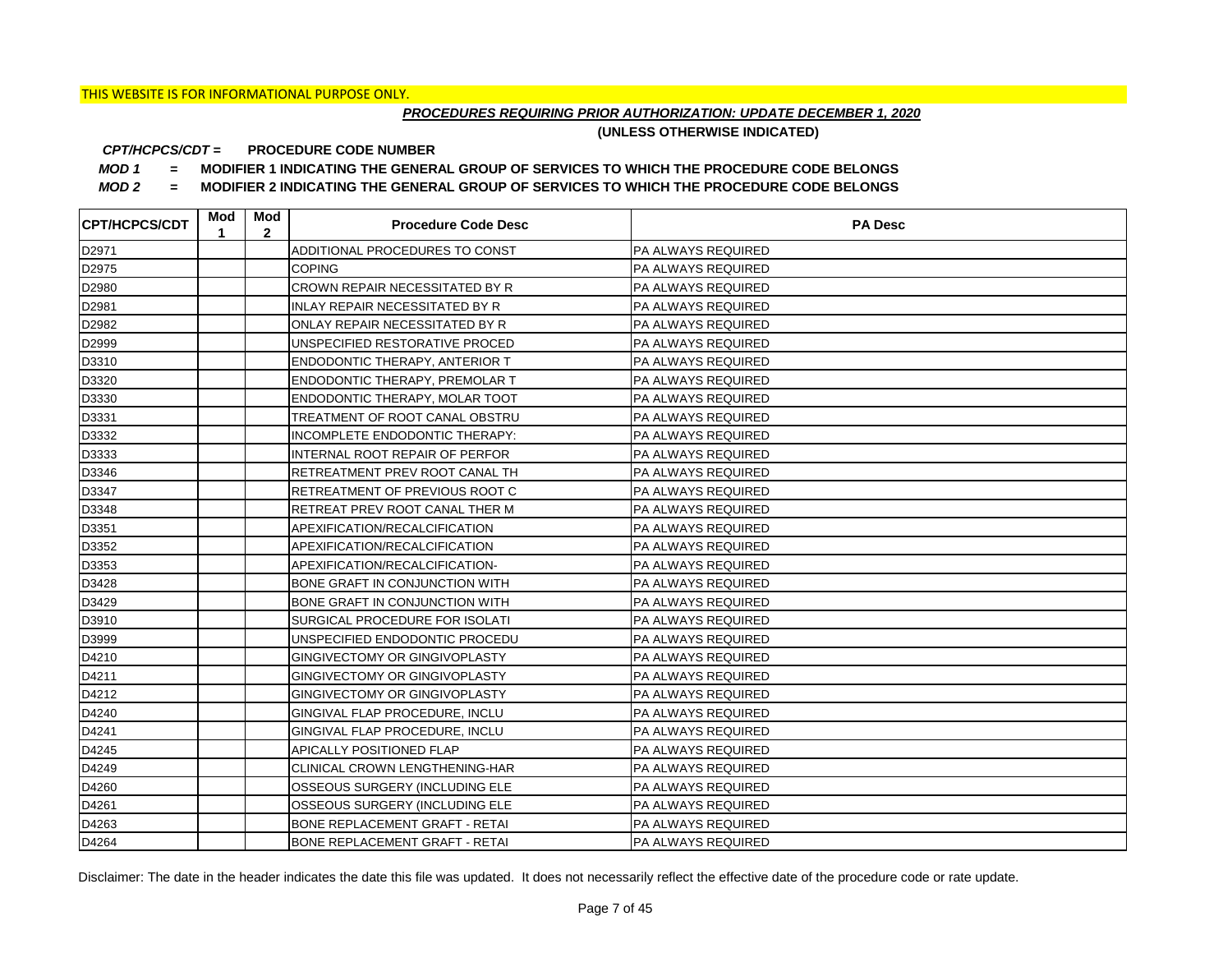THIS WEBSITE IS FOR INFORMATIONAL PURPOSE ONLY.

***PROCEDURES REQUIRING PRIOR AUTHORIZATION: UPDATE DECEMBER 1, 2020***

**(UNLESS OTHERWISE INDICATED)**

***CPT/HCPCS/CDT =*** **PROCEDURE CODE NUMBER**

***MOD 1*** **= MODIFIER 1 INDICATING THE GENERAL GROUP OF SERVICES TO WHICH THE PROCEDURE CODE BELONGS**

***MOD 2*** **= MODIFIER 2 INDICATING THE GENERAL GROUP OF SERVICES TO WHICH THE PROCEDURE CODE BELONGS**

| CPT/HCPCS/CDT | Mod 1 | Mod 2 | Procedure Code Desc | PA Desc |
|---|---|---|---|---|
| D2971 | | | ADDITIONAL PROCEDURES TO CONST | PA ALWAYS REQUIRED |
| D2975 | | | COPING | PA ALWAYS REQUIRED |
| D2980 | | | CROWN REPAIR NECESSITATED BY R | PA ALWAYS REQUIRED |
| D2981 | | | INLAY REPAIR NECESSITATED BY R | PA ALWAYS REQUIRED |
| D2982 | | | ONLAY REPAIR NECESSITATED BY R | PA ALWAYS REQUIRED |
| D2999 | | | UNSPECIFIED RESTORATIVE PROCED | PA ALWAYS REQUIRED |
| D3310 | | | ENDODONTIC THERAPY, ANTERIOR T | PA ALWAYS REQUIRED |
| D3320 | | | ENDODONTIC THERAPY, PREMOLAR T | PA ALWAYS REQUIRED |
| D3330 | | | ENDODONTIC THERAPY, MOLAR TOOT | PA ALWAYS REQUIRED |
| D3331 | | | TREATMENT OF ROOT CANAL OBSTRU | PA ALWAYS REQUIRED |
| D3332 | | | INCOMPLETE ENDODONTIC THERAPY: | PA ALWAYS REQUIRED |
| D3333 | | | INTERNAL ROOT REPAIR OF PERFOR | PA ALWAYS REQUIRED |
| D3346 | | | RETREATMENT PREV ROOT CANAL TH | PA ALWAYS REQUIRED |
| D3347 | | | RETREATMENT OF PREVIOUS ROOT C | PA ALWAYS REQUIRED |
| D3348 | | | RETREAT PREV ROOT CANAL THER M | PA ALWAYS REQUIRED |
| D3351 | | | APEXIFICATION/RECALCIFICATION | PA ALWAYS REQUIRED |
| D3352 | | | APEXIFICATION/RECALCIFICATION | PA ALWAYS REQUIRED |
| D3353 | | | APEXIFICATION/RECALCIFICATION- | PA ALWAYS REQUIRED |
| D3428 | | | BONE GRAFT IN CONJUNCTION WITH | PA ALWAYS REQUIRED |
| D3429 | | | BONE GRAFT IN CONJUNCTION WITH | PA ALWAYS REQUIRED |
| D3910 | | | SURGICAL PROCEDURE FOR ISOLATI | PA ALWAYS REQUIRED |
| D3999 | | | UNSPECIFIED ENDODONTIC PROCEDU | PA ALWAYS REQUIRED |
| D4210 | | | GINGIVECTOMY OR GINGIVOPLASTY | PA ALWAYS REQUIRED |
| D4211 | | | GINGIVECTOMY OR GINGIVOPLASTY | PA ALWAYS REQUIRED |
| D4212 | | | GINGIVECTOMY OR GINGIVOPLASTY | PA ALWAYS REQUIRED |
| D4240 | | | GINGIVAL FLAP PROCEDURE, INCLU | PA ALWAYS REQUIRED |
| D4241 | | | GINGIVAL FLAP PROCEDURE, INCLU | PA ALWAYS REQUIRED |
| D4245 | | | APICALLY POSITIONED FLAP | PA ALWAYS REQUIRED |
| D4249 | | | CLINICAL CROWN LENGTHENING-HAR | PA ALWAYS REQUIRED |
| D4260 | | | OSSEOUS SURGERY (INCLUDING ELE | PA ALWAYS REQUIRED |
| D4261 | | | OSSEOUS SURGERY (INCLUDING ELE | PA ALWAYS REQUIRED |
| D4263 | | | BONE REPLACEMENT GRAFT - RETAI | PA ALWAYS REQUIRED |
| D4264 | | | BONE REPLACEMENT GRAFT - RETAI | PA ALWAYS REQUIRED |

Disclaimer: The date in the header indicates the date this file was updated. It does not necessarily reflect the effective date of the procedure code or rate update.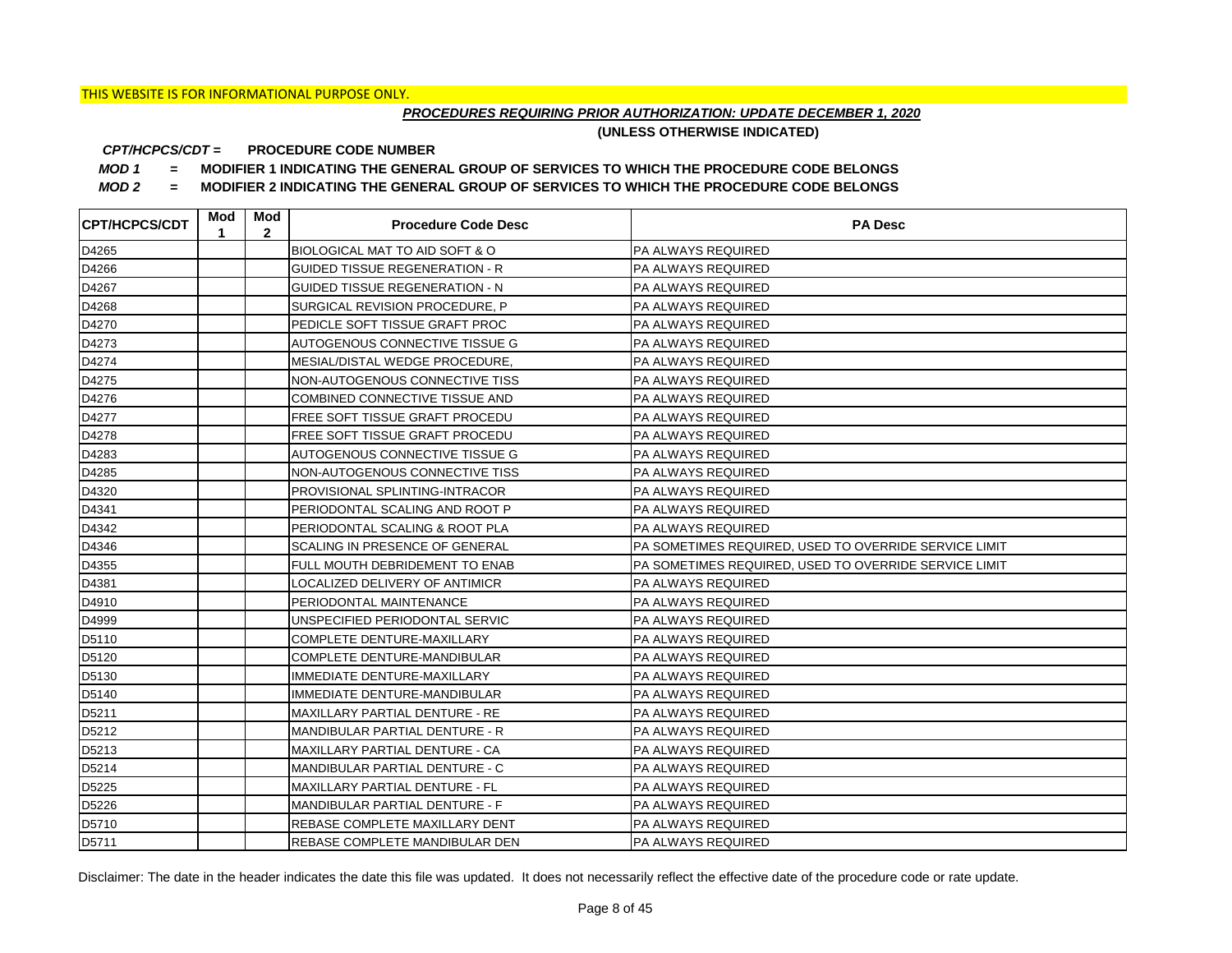THIS WEBSITE IS FOR INFORMATIONAL PURPOSE ONLY.

***PROCEDURES REQUIRING PRIOR AUTHORIZATION: UPDATE DECEMBER 1, 2020***

**(UNLESS OTHERWISE INDICATED)**

***CPT/HCPCS/CDT =*** **PROCEDURE CODE NUMBER**

***MOD 1*** **= MODIFIER 1 INDICATING THE GENERAL GROUP OF SERVICES TO WHICH THE PROCEDURE CODE BELONGS**

***MOD 2*** **= MODIFIER 2 INDICATING THE GENERAL GROUP OF SERVICES TO WHICH THE PROCEDURE CODE BELONGS**

| CPT/HCPCS/CDT | Mod 1 | Mod 2 | Procedure Code Desc | PA Desc |
|---|---|---|---|---|
| D4265 | | | BIOLOGICAL MAT TO AID SOFT & O | PA ALWAYS REQUIRED |
| D4266 | | | GUIDED TISSUE REGENERATION - R | PA ALWAYS REQUIRED |
| D4267 | | | GUIDED TISSUE REGENERATION - N | PA ALWAYS REQUIRED |
| D4268 | | | SURGICAL REVISION PROCEDURE, P | PA ALWAYS REQUIRED |
| D4270 | | | PEDICLE SOFT TISSUE GRAFT PROC | PA ALWAYS REQUIRED |
| D4273 | | | AUTOGENOUS CONNECTIVE TISSUE G | PA ALWAYS REQUIRED |
| D4274 | | | MESIAL/DISTAL WEDGE PROCEDURE, | PA ALWAYS REQUIRED |
| D4275 | | | NON-AUTOGENOUS CONNECTIVE TISS | PA ALWAYS REQUIRED |
| D4276 | | | COMBINED CONNECTIVE TISSUE AND | PA ALWAYS REQUIRED |
| D4277 | | | FREE SOFT TISSUE GRAFT PROCEDU | PA ALWAYS REQUIRED |
| D4278 | | | FREE SOFT TISSUE GRAFT PROCEDU | PA ALWAYS REQUIRED |
| D4283 | | | AUTOGENOUS CONNECTIVE TISSUE G | PA ALWAYS REQUIRED |
| D4285 | | | NON-AUTOGENOUS CONNECTIVE TISS | PA ALWAYS REQUIRED |
| D4320 | | | PROVISIONAL SPLINTING-INTRACOR | PA ALWAYS REQUIRED |
| D4341 | | | PERIODONTAL SCALING AND ROOT P | PA ALWAYS REQUIRED |
| D4342 | | | PERIODONTAL SCALING & ROOT PLA | PA ALWAYS REQUIRED |
| D4346 | | | SCALING IN PRESENCE OF GENERAL | PA SOMETIMES REQUIRED, USED TO OVERRIDE SERVICE LIMIT |
| D4355 | | | FULL MOUTH DEBRIDEMENT TO ENAB | PA SOMETIMES REQUIRED, USED TO OVERRIDE SERVICE LIMIT |
| D4381 | | | LOCALIZED DELIVERY OF ANTIMICR | PA ALWAYS REQUIRED |
| D4910 | | | PERIODONTAL MAINTENANCE | PA ALWAYS REQUIRED |
| D4999 | | | UNSPECIFIED PERIODONTAL SERVIC | PA ALWAYS REQUIRED |
| D5110 | | | COMPLETE DENTURE-MAXILLARY | PA ALWAYS REQUIRED |
| D5120 | | | COMPLETE DENTURE-MANDIBULAR | PA ALWAYS REQUIRED |
| D5130 | | | IMMEDIATE DENTURE-MAXILLARY | PA ALWAYS REQUIRED |
| D5140 | | | IMMEDIATE DENTURE-MANDIBULAR | PA ALWAYS REQUIRED |
| D5211 | | | MAXILLARY PARTIAL DENTURE - RE | PA ALWAYS REQUIRED |
| D5212 | | | MANDIBULAR PARTIAL DENTURE - R | PA ALWAYS REQUIRED |
| D5213 | | | MAXILLARY PARTIAL DENTURE - CA | PA ALWAYS REQUIRED |
| D5214 | | | MANDIBULAR PARTIAL DENTURE - C | PA ALWAYS REQUIRED |
| D5225 | | | MAXILLARY PARTIAL DENTURE - FL | PA ALWAYS REQUIRED |
| D5226 | | | MANDIBULAR PARTIAL DENTURE - F | PA ALWAYS REQUIRED |
| D5710 | | | REBASE COMPLETE MAXILLARY DENT | PA ALWAYS REQUIRED |
| D5711 | | | REBASE COMPLETE MANDIBULAR DEN | PA ALWAYS REQUIRED |

Disclaimer: The date in the header indicates the date this file was updated. It does not necessarily reflect the effective date of the procedure code or rate update.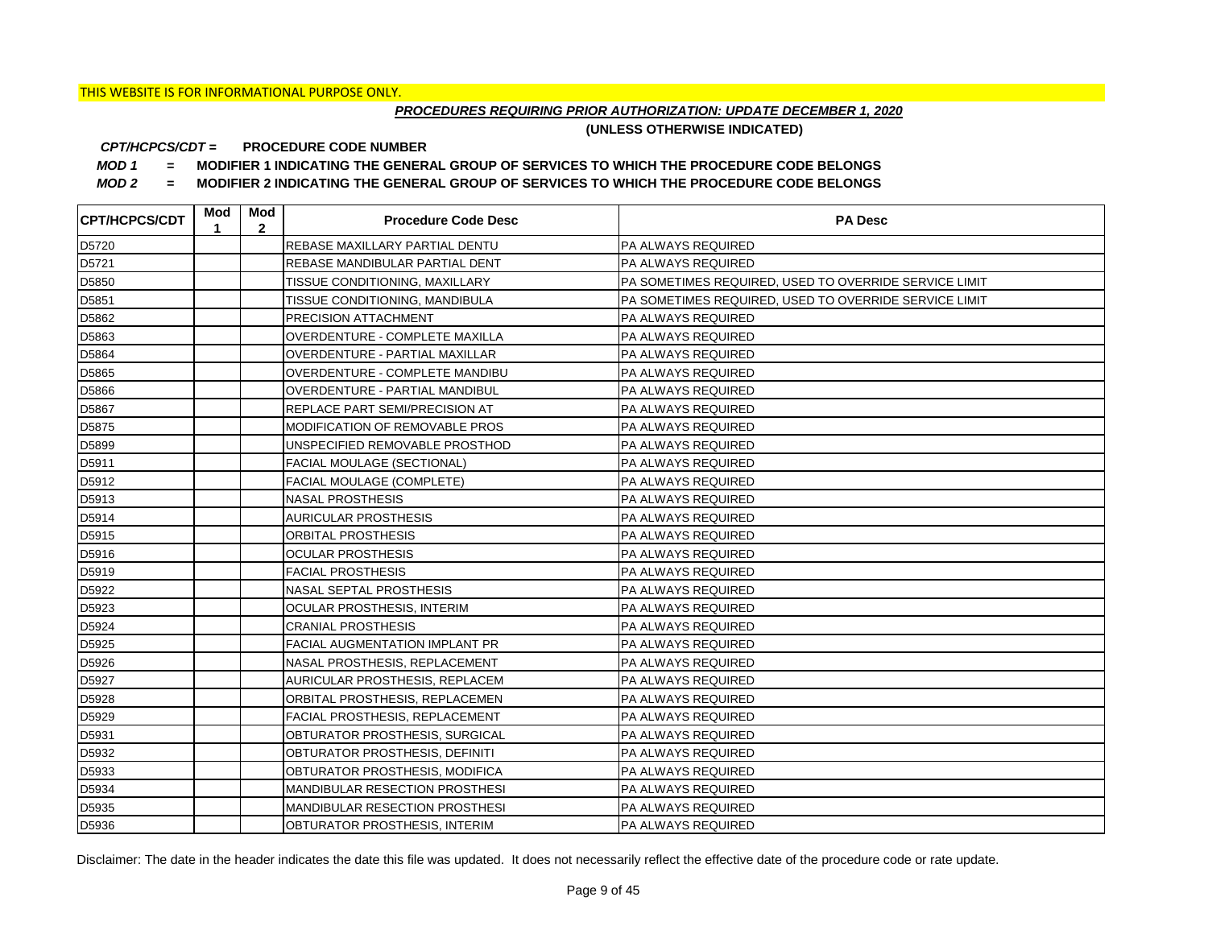THIS WEBSITE IS FOR INFORMATIONAL PURPOSE ONLY.

***PROCEDURES REQUIRING PRIOR AUTHORIZATION: UPDATE DECEMBER 1, 2020***

**(UNLESS OTHERWISE INDICATED)**

***CPT/HCPCS/CDT =*** **PROCEDURE CODE NUMBER**

***MOD 1*** **= MODIFIER 1 INDICATING THE GENERAL GROUP OF SERVICES TO WHICH THE PROCEDURE CODE BELONGS**

***MOD 2*** **= MODIFIER 2 INDICATING THE GENERAL GROUP OF SERVICES TO WHICH THE PROCEDURE CODE BELONGS**

| CPT/HCPCS/CDT | Mod 1 | Mod 2 | Procedure Code Desc | PA Desc |
|---|---|---|---|---|
| D5720 | | | REBASE MAXILLARY PARTIAL DENTU | PA ALWAYS REQUIRED |
| D5721 | | | REBASE MANDIBULAR PARTIAL DENT | PA ALWAYS REQUIRED |
| D5850 | | | TISSUE CONDITIONING, MAXILLARY | PA SOMETIMES REQUIRED, USED TO OVERRIDE SERVICE LIMIT |
| D5851 | | | TISSUE CONDITIONING, MANDIBULA | PA SOMETIMES REQUIRED, USED TO OVERRIDE SERVICE LIMIT |
| D5862 | | | PRECISION ATTACHMENT | PA ALWAYS REQUIRED |
| D5863 | | | OVERDENTURE - COMPLETE MAXILLA | PA ALWAYS REQUIRED |
| D5864 | | | OVERDENTURE - PARTIAL MAXILLAR | PA ALWAYS REQUIRED |
| D5865 | | | OVERDENTURE - COMPLETE MANDIBU | PA ALWAYS REQUIRED |
| D5866 | | | OVERDENTURE - PARTIAL MANDIBUL | PA ALWAYS REQUIRED |
| D5867 | | | REPLACE PART SEMI/PRECISION AT | PA ALWAYS REQUIRED |
| D5875 | | | MODIFICATION OF REMOVABLE PROS | PA ALWAYS REQUIRED |
| D5899 | | | UNSPECIFIED REMOVABLE PROSTHOD | PA ALWAYS REQUIRED |
| D5911 | | | FACIAL MOULAGE (SECTIONAL) | PA ALWAYS REQUIRED |
| D5912 | | | FACIAL MOULAGE (COMPLETE) | PA ALWAYS REQUIRED |
| D5913 | | | NASAL PROSTHESIS | PA ALWAYS REQUIRED |
| D5914 | | | AURICULAR PROSTHESIS | PA ALWAYS REQUIRED |
| D5915 | | | ORBITAL PROSTHESIS | PA ALWAYS REQUIRED |
| D5916 | | | OCULAR PROSTHESIS | PA ALWAYS REQUIRED |
| D5919 | | | FACIAL PROSTHESIS | PA ALWAYS REQUIRED |
| D5922 | | | NASAL SEPTAL PROSTHESIS | PA ALWAYS REQUIRED |
| D5923 | | | OCULAR PROSTHESIS, INTERIM | PA ALWAYS REQUIRED |
| D5924 | | | CRANIAL PROSTHESIS | PA ALWAYS REQUIRED |
| D5925 | | | FACIAL AUGMENTATION IMPLANT PR | PA ALWAYS REQUIRED |
| D5926 | | | NASAL PROSTHESIS, REPLACEMENT | PA ALWAYS REQUIRED |
| D5927 | | | AURICULAR PROSTHESIS, REPLACEM | PA ALWAYS REQUIRED |
| D5928 | | | ORBITAL PROSTHESIS, REPLACEMEN | PA ALWAYS REQUIRED |
| D5929 | | | FACIAL PROSTHESIS, REPLACEMENT | PA ALWAYS REQUIRED |
| D5931 | | | OBTURATOR PROSTHESIS, SURGICAL | PA ALWAYS REQUIRED |
| D5932 | | | OBTURATOR PROSTHESIS, DEFINITI | PA ALWAYS REQUIRED |
| D5933 | | | OBTURATOR PROSTHESIS, MODIFICA | PA ALWAYS REQUIRED |
| D5934 | | | MANDIBULAR RESECTION PROSTHESI | PA ALWAYS REQUIRED |
| D5935 | | | MANDIBULAR RESECTION PROSTHESI | PA ALWAYS REQUIRED |
| D5936 | | | OBTURATOR PROSTHESIS, INTERIM | PA ALWAYS REQUIRED |

Disclaimer: The date in the header indicates the date this file was updated. It does not necessarily reflect the effective date of the procedure code or rate update.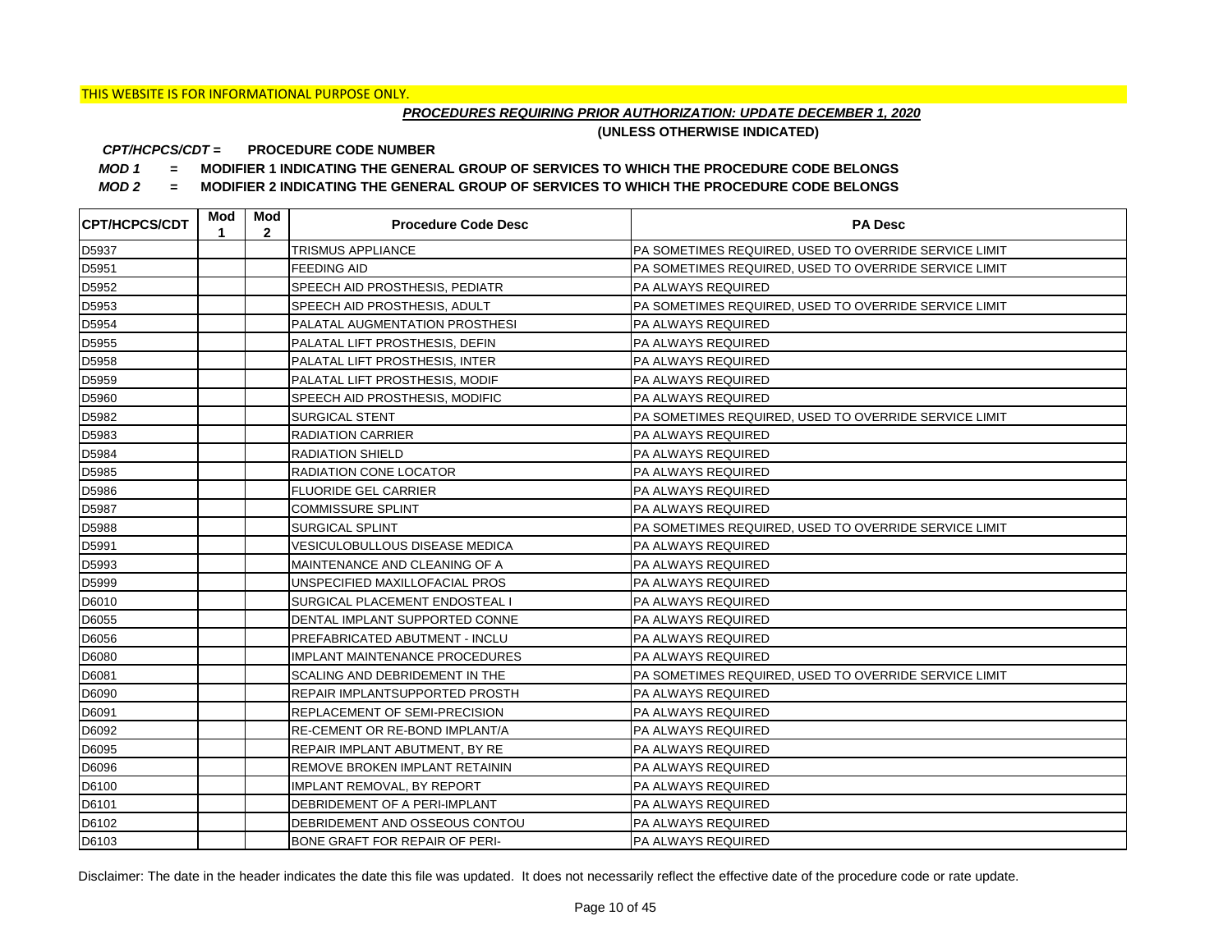THIS WEBSITE IS FOR INFORMATIONAL PURPOSE ONLY.

***PROCEDURES REQUIRING PRIOR AUTHORIZATION: UPDATE DECEMBER 1, 2020***

**(UNLESS OTHERWISE INDICATED)**

***CPT/HCPCS/CDT =*** **PROCEDURE CODE NUMBER**

***MOD 1*** **= MODIFIER 1 INDICATING THE GENERAL GROUP OF SERVICES TO WHICH THE PROCEDURE CODE BELONGS**

***MOD 2*** **= MODIFIER 2 INDICATING THE GENERAL GROUP OF SERVICES TO WHICH THE PROCEDURE CODE BELONGS**

| CPT/HCPCS/CDT | Mod 1 | Mod 2 | Procedure Code Desc | PA Desc |
|---|---|---|---|---|
| D5937 | | | TRISMUS APPLIANCE | PA SOMETIMES REQUIRED, USED TO OVERRIDE SERVICE LIMIT |
| D5951 | | | FEEDING AID | PA SOMETIMES REQUIRED, USED TO OVERRIDE SERVICE LIMIT |
| D5952 | | | SPEECH AID PROSTHESIS, PEDIATR | PA ALWAYS REQUIRED |
| D5953 | | | SPEECH AID PROSTHESIS, ADULT | PA SOMETIMES REQUIRED, USED TO OVERRIDE SERVICE LIMIT |
| D5954 | | | PALATAL AUGMENTATION PROSTHESI | PA ALWAYS REQUIRED |
| D5955 | | | PALATAL LIFT PROSTHESIS, DEFIN | PA ALWAYS REQUIRED |
| D5958 | | | PALATAL LIFT PROSTHESIS, INTER | PA ALWAYS REQUIRED |
| D5959 | | | PALATAL LIFT PROSTHESIS, MODIF | PA ALWAYS REQUIRED |
| D5960 | | | SPEECH AID PROSTHESIS, MODIFIC | PA ALWAYS REQUIRED |
| D5982 | | | SURGICAL STENT | PA SOMETIMES REQUIRED, USED TO OVERRIDE SERVICE LIMIT |
| D5983 | | | RADIATION CARRIER | PA ALWAYS REQUIRED |
| D5984 | | | RADIATION SHIELD | PA ALWAYS REQUIRED |
| D5985 | | | RADIATION CONE LOCATOR | PA ALWAYS REQUIRED |
| D5986 | | | FLUORIDE GEL CARRIER | PA ALWAYS REQUIRED |
| D5987 | | | COMMISSURE SPLINT | PA ALWAYS REQUIRED |
| D5988 | | | SURGICAL SPLINT | PA SOMETIMES REQUIRED, USED TO OVERRIDE SERVICE LIMIT |
| D5991 | | | VESICULOBULLOUS DISEASE MEDICA | PA ALWAYS REQUIRED |
| D5993 | | | MAINTENANCE AND CLEANING OF A | PA ALWAYS REQUIRED |
| D5999 | | | UNSPECIFIED MAXILLOFACIAL PROS | PA ALWAYS REQUIRED |
| D6010 | | | SURGICAL PLACEMENT ENDOSTEAL I | PA ALWAYS REQUIRED |
| D6055 | | | DENTAL IMPLANT SUPPORTED CONNE | PA ALWAYS REQUIRED |
| D6056 | | | PREFABRICATED ABUTMENT - INCLU | PA ALWAYS REQUIRED |
| D6080 | | | IMPLANT MAINTENANCE PROCEDURES | PA ALWAYS REQUIRED |
| D6081 | | | SCALING AND DEBRIDEMENT IN THE | PA SOMETIMES REQUIRED, USED TO OVERRIDE SERVICE LIMIT |
| D6090 | | | REPAIR IMPLANTSUPPORTED PROSTH | PA ALWAYS REQUIRED |
| D6091 | | | REPLACEMENT OF SEMI-PRECISION | PA ALWAYS REQUIRED |
| D6092 | | | RE-CEMENT OR RE-BOND IMPLANT/A | PA ALWAYS REQUIRED |
| D6095 | | | REPAIR IMPLANT ABUTMENT, BY RE | PA ALWAYS REQUIRED |
| D6096 | | | REMOVE BROKEN IMPLANT RETAININ | PA ALWAYS REQUIRED |
| D6100 | | | IMPLANT REMOVAL, BY REPORT | PA ALWAYS REQUIRED |
| D6101 | | | DEBRIDEMENT OF A PERI-IMPLANT | PA ALWAYS REQUIRED |
| D6102 | | | DEBRIDEMENT AND OSSEOUS CONTOU | PA ALWAYS REQUIRED |
| D6103 | | | BONE GRAFT FOR REPAIR OF PERI- | PA ALWAYS REQUIRED |

Disclaimer: The date in the header indicates the date this file was updated. It does not necessarily reflect the effective date of the procedure code or rate update.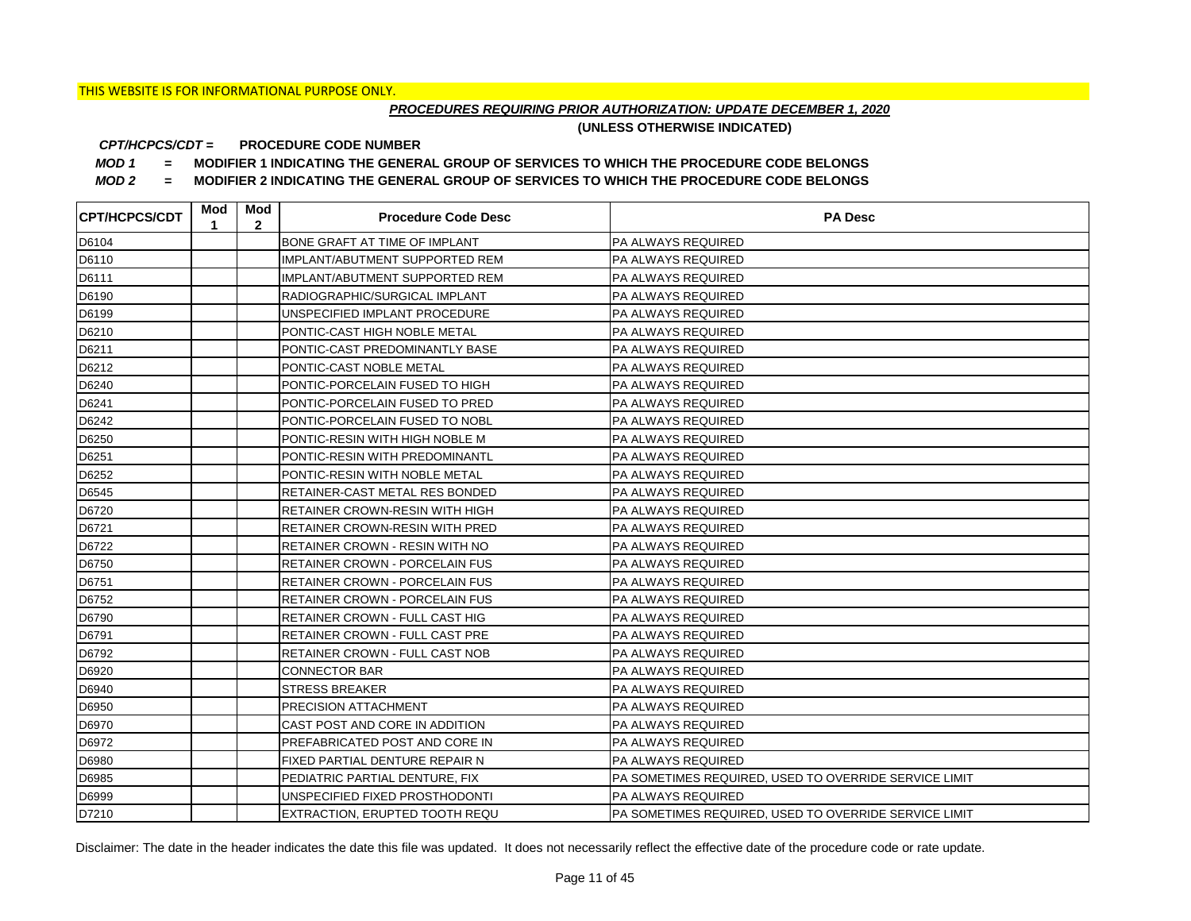THIS WEBSITE IS FOR INFORMATIONAL PURPOSE ONLY.

***PROCEDURES REQUIRING PRIOR AUTHORIZATION: UPDATE DECEMBER 1, 2020***

**(UNLESS OTHERWISE INDICATED)**

***CPT/HCPCS/CDT =*** **PROCEDURE CODE NUMBER**

***MOD 1*** **= MODIFIER 1 INDICATING THE GENERAL GROUP OF SERVICES TO WHICH THE PROCEDURE CODE BELONGS**

***MOD 2*** **= MODIFIER 2 INDICATING THE GENERAL GROUP OF SERVICES TO WHICH THE PROCEDURE CODE BELONGS**

| CPT/HCPCS/CDT | Mod 1 | Mod 2 | Procedure Code Desc | PA Desc |
|---|---|---|---|---|
| D6104 | | | BONE GRAFT AT TIME OF IMPLANT | PA ALWAYS REQUIRED |
| D6110 | | | IMPLANT/ABUTMENT SUPPORTED REM | PA ALWAYS REQUIRED |
| D6111 | | | IMPLANT/ABUTMENT SUPPORTED REM | PA ALWAYS REQUIRED |
| D6190 | | | RADIOGRAPHIC/SURGICAL IMPLANT | PA ALWAYS REQUIRED |
| D6199 | | | UNSPECIFIED IMPLANT PROCEDURE | PA ALWAYS REQUIRED |
| D6210 | | | PONTIC-CAST HIGH NOBLE METAL | PA ALWAYS REQUIRED |
| D6211 | | | PONTIC-CAST PREDOMINANTLY BASE | PA ALWAYS REQUIRED |
| D6212 | | | PONTIC-CAST NOBLE METAL | PA ALWAYS REQUIRED |
| D6240 | | | PONTIC-PORCELAIN FUSED TO HIGH | PA ALWAYS REQUIRED |
| D6241 | | | PONTIC-PORCELAIN FUSED TO PRED | PA ALWAYS REQUIRED |
| D6242 | | | PONTIC-PORCELAIN FUSED TO NOBL | PA ALWAYS REQUIRED |
| D6250 | | | PONTIC-RESIN WITH HIGH NOBLE M | PA ALWAYS REQUIRED |
| D6251 | | | PONTIC-RESIN WITH PREDOMINANTL | PA ALWAYS REQUIRED |
| D6252 | | | PONTIC-RESIN WITH NOBLE METAL | PA ALWAYS REQUIRED |
| D6545 | | | RETAINER-CAST METAL RES BONDED | PA ALWAYS REQUIRED |
| D6720 | | | RETAINER CROWN-RESIN WITH HIGH | PA ALWAYS REQUIRED |
| D6721 | | | RETAINER CROWN-RESIN WITH PRED | PA ALWAYS REQUIRED |
| D6722 | | | RETAINER CROWN - RESIN WITH NO | PA ALWAYS REQUIRED |
| D6750 | | | RETAINER CROWN - PORCELAIN FUS | PA ALWAYS REQUIRED |
| D6751 | | | RETAINER CROWN - PORCELAIN FUS | PA ALWAYS REQUIRED |
| D6752 | | | RETAINER CROWN - PORCELAIN FUS | PA ALWAYS REQUIRED |
| D6790 | | | RETAINER CROWN - FULL CAST HIG | PA ALWAYS REQUIRED |
| D6791 | | | RETAINER CROWN - FULL CAST PRE | PA ALWAYS REQUIRED |
| D6792 | | | RETAINER CROWN - FULL CAST NOB | PA ALWAYS REQUIRED |
| D6920 | | | CONNECTOR BAR | PA ALWAYS REQUIRED |
| D6940 | | | STRESS BREAKER | PA ALWAYS REQUIRED |
| D6950 | | | PRECISION ATTACHMENT | PA ALWAYS REQUIRED |
| D6970 | | | CAST POST AND CORE IN ADDITION | PA ALWAYS REQUIRED |
| D6972 | | | PREFABRICATED POST AND CORE IN | PA ALWAYS REQUIRED |
| D6980 | | | FIXED PARTIAL DENTURE REPAIR N | PA ALWAYS REQUIRED |
| D6985 | | | PEDIATRIC PARTIAL DENTURE, FIX | PA SOMETIMES REQUIRED, USED TO OVERRIDE SERVICE LIMIT |
| D6999 | | | UNSPECIFIED FIXED PROSTHODONTI | PA ALWAYS REQUIRED |
| D7210 | | | EXTRACTION, ERUPTED TOOTH REQU | PA SOMETIMES REQUIRED, USED TO OVERRIDE SERVICE LIMIT |

Disclaimer: The date in the header indicates the date this file was updated. It does not necessarily reflect the effective date of the procedure code or rate update.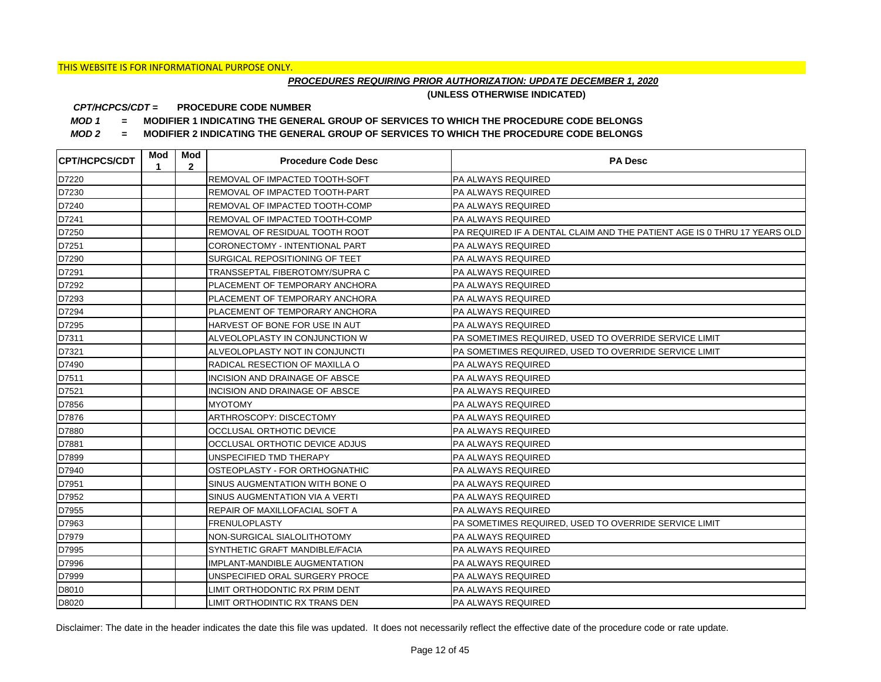THIS WEBSITE IS FOR INFORMATIONAL PURPOSE ONLY.

***PROCEDURES REQUIRING PRIOR AUTHORIZATION: UPDATE DECEMBER 1, 2020***

**(UNLESS OTHERWISE INDICATED)**

***CPT/HCPCS/CDT =*** **PROCEDURE CODE NUMBER**

***MOD 1*** **= MODIFIER 1 INDICATING THE GENERAL GROUP OF SERVICES TO WHICH THE PROCEDURE CODE BELONGS**

***MOD 2*** **= MODIFIER 2 INDICATING THE GENERAL GROUP OF SERVICES TO WHICH THE PROCEDURE CODE BELONGS**

| CPT/HCPCS/CDT | Mod 1 | Mod 2 | Procedure Code Desc | PA Desc |
|---|---|---|---|---|
| D7220 | | | REMOVAL OF IMPACTED TOOTH-SOFT | PA ALWAYS REQUIRED |
| D7230 | | | REMOVAL OF IMPACTED TOOTH-PART | PA ALWAYS REQUIRED |
| D7240 | | | REMOVAL OF IMPACTED TOOTH-COMP | PA ALWAYS REQUIRED |
| D7241 | | | REMOVAL OF IMPACTED TOOTH-COMP | PA ALWAYS REQUIRED |
| D7250 | | | REMOVAL OF RESIDUAL TOOTH ROOT | PA REQUIRED IF A DENTAL CLAIM AND THE PATIENT AGE IS 0 THRU 17 YEARS OLD |
| D7251 | | | CORONECTOMY - INTENTIONAL PART | PA ALWAYS REQUIRED |
| D7290 | | | SURGICAL REPOSITIONING OF TEET | PA ALWAYS REQUIRED |
| D7291 | | | TRANSSEPTAL FIBEROTOMY/SUPRA C | PA ALWAYS REQUIRED |
| D7292 | | | PLACEMENT OF TEMPORARY ANCHORA | PA ALWAYS REQUIRED |
| D7293 | | | PLACEMENT OF TEMPORARY ANCHORA | PA ALWAYS REQUIRED |
| D7294 | | | PLACEMENT OF TEMPORARY ANCHORA | PA ALWAYS REQUIRED |
| D7295 | | | HARVEST OF BONE FOR USE IN AUT | PA ALWAYS REQUIRED |
| D7311 | | | ALVEOLOPLASTY IN CONJUNCTION W | PA SOMETIMES REQUIRED, USED TO OVERRIDE SERVICE LIMIT |
| D7321 | | | ALVEOLOPLASTY NOT IN CONJUNCTI | PA SOMETIMES REQUIRED, USED TO OVERRIDE SERVICE LIMIT |
| D7490 | | | RADICAL RESECTION OF MAXILLA O | PA ALWAYS REQUIRED |
| D7511 | | | INCISION AND DRAINAGE OF ABSCE | PA ALWAYS REQUIRED |
| D7521 | | | INCISION AND DRAINAGE OF ABSCE | PA ALWAYS REQUIRED |
| D7856 | | | MYOTOMY | PA ALWAYS REQUIRED |
| D7876 | | | ARTHROSCOPY: DISCECTOMY | PA ALWAYS REQUIRED |
| D7880 | | | OCCLUSAL ORTHOTIC DEVICE | PA ALWAYS REQUIRED |
| D7881 | | | OCCLUSAL ORTHOTIC DEVICE ADJUS | PA ALWAYS REQUIRED |
| D7899 | | | UNSPECIFIED TMD THERAPY | PA ALWAYS REQUIRED |
| D7940 | | | OSTEOPLASTY - FOR ORTHOGNATHIC | PA ALWAYS REQUIRED |
| D7951 | | | SINUS AUGMENTATION WITH BONE O | PA ALWAYS REQUIRED |
| D7952 | | | SINUS AUGMENTATION VIA A VERTI | PA ALWAYS REQUIRED |
| D7955 | | | REPAIR OF MAXILLOFACIAL SOFT A | PA ALWAYS REQUIRED |
| D7963 | | | FRENULOPLASTY | PA SOMETIMES REQUIRED, USED TO OVERRIDE SERVICE LIMIT |
| D7979 | | | NON-SURGICAL SIALOLITHOTOMY | PA ALWAYS REQUIRED |
| D7995 | | | SYNTHETIC GRAFT MANDIBLE/FACIA | PA ALWAYS REQUIRED |
| D7996 | | | IMPLANT-MANDIBLE AUGMENTATION | PA ALWAYS REQUIRED |
| D7999 | | | UNSPECIFIED ORAL SURGERY PROCE | PA ALWAYS REQUIRED |
| D8010 | | | LIMIT ORTHODONTIC RX PRIM DENT | PA ALWAYS REQUIRED |
| D8020 | | | LIMIT ORTHODINTIC RX TRANS DEN | PA ALWAYS REQUIRED |

Disclaimer: The date in the header indicates the date this file was updated. It does not necessarily reflect the effective date of the procedure code or rate update.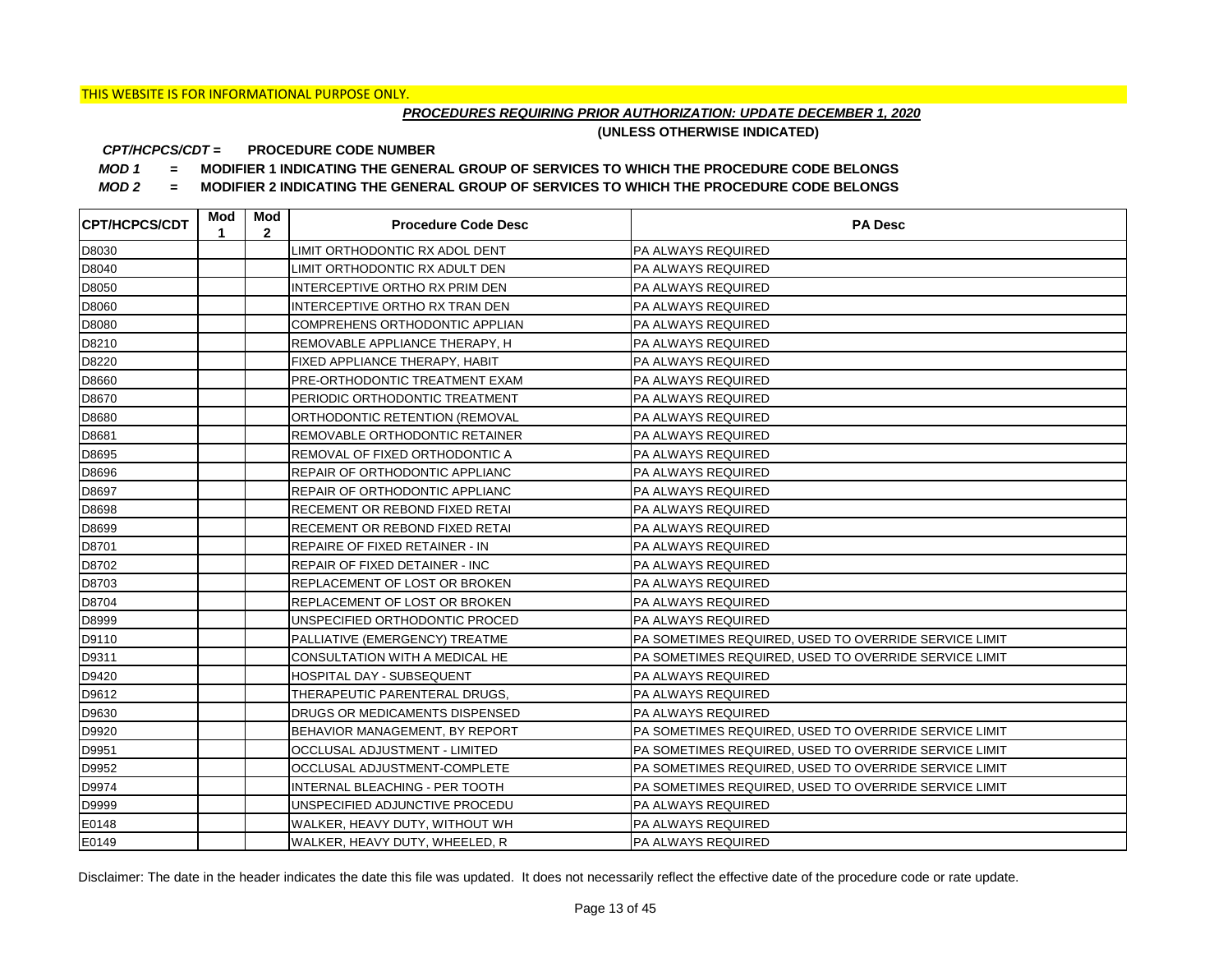THIS WEBSITE IS FOR INFORMATIONAL PURPOSE ONLY.

***PROCEDURES REQUIRING PRIOR AUTHORIZATION: UPDATE DECEMBER 1, 2020***

**(UNLESS OTHERWISE INDICATED)**

***CPT/HCPCS/CDT =*** **PROCEDURE CODE NUMBER**

***MOD 1*** **= MODIFIER 1 INDICATING THE GENERAL GROUP OF SERVICES TO WHICH THE PROCEDURE CODE BELONGS**

***MOD 2*** **= MODIFIER 2 INDICATING THE GENERAL GROUP OF SERVICES TO WHICH THE PROCEDURE CODE BELONGS**

| CPT/HCPCS/CDT | Mod 1 | Mod 2 | Procedure Code Desc | PA Desc |
|---|---|---|---|---|
| D8030 | | | LIMIT ORTHODONTIC RX ADOL DENT | PA ALWAYS REQUIRED |
| D8040 | | | LIMIT ORTHODONTIC RX ADULT DEN | PA ALWAYS REQUIRED |
| D8050 | | | INTERCEPTIVE ORTHO RX PRIM DEN | PA ALWAYS REQUIRED |
| D8060 | | | INTERCEPTIVE ORTHO RX TRAN DEN | PA ALWAYS REQUIRED |
| D8080 | | | COMPREHENS ORTHODONTIC APPLIAN | PA ALWAYS REQUIRED |
| D8210 | | | REMOVABLE APPLIANCE THERAPY, H | PA ALWAYS REQUIRED |
| D8220 | | | FIXED APPLIANCE THERAPY, HABIT | PA ALWAYS REQUIRED |
| D8660 | | | PRE-ORTHODONTIC TREATMENT EXAM | PA ALWAYS REQUIRED |
| D8670 | | | PERIODIC ORTHODONTIC TREATMENT | PA ALWAYS REQUIRED |
| D8680 | | | ORTHODONTIC RETENTION (REMOVAL | PA ALWAYS REQUIRED |
| D8681 | | | REMOVABLE ORTHODONTIC RETAINER | PA ALWAYS REQUIRED |
| D8695 | | | REMOVAL OF FIXED ORTHODONTIC A | PA ALWAYS REQUIRED |
| D8696 | | | REPAIR OF ORTHODONTIC APPLIANC | PA ALWAYS REQUIRED |
| D8697 | | | REPAIR OF ORTHODONTIC APPLIANC | PA ALWAYS REQUIRED |
| D8698 | | | RECEMENT OR REBOND FIXED RETAI | PA ALWAYS REQUIRED |
| D8699 | | | RECEMENT OR REBOND FIXED RETAI | PA ALWAYS REQUIRED |
| D8701 | | | REPAIRE OF FIXED RETAINER - IN | PA ALWAYS REQUIRED |
| D8702 | | | REPAIR OF FIXED DETAINER - INC | PA ALWAYS REQUIRED |
| D8703 | | | REPLACEMENT OF LOST OR BROKEN | PA ALWAYS REQUIRED |
| D8704 | | | REPLACEMENT OF LOST OR BROKEN | PA ALWAYS REQUIRED |
| D8999 | | | UNSPECIFIED ORTHODONTIC PROCED | PA ALWAYS REQUIRED |
| D9110 | | | PALLIATIVE (EMERGENCY) TREATME | PA SOMETIMES REQUIRED, USED TO OVERRIDE SERVICE LIMIT |
| D9311 | | | CONSULTATION WITH A MEDICAL HE | PA SOMETIMES REQUIRED, USED TO OVERRIDE SERVICE LIMIT |
| D9420 | | | HOSPITAL DAY - SUBSEQUENT | PA ALWAYS REQUIRED |
| D9612 | | | THERAPEUTIC PARENTERAL DRUGS, | PA ALWAYS REQUIRED |
| D9630 | | | DRUGS OR MEDICAMENTS DISPENSED | PA ALWAYS REQUIRED |
| D9920 | | | BEHAVIOR MANAGEMENT, BY REPORT | PA SOMETIMES REQUIRED, USED TO OVERRIDE SERVICE LIMIT |
| D9951 | | | OCCLUSAL ADJUSTMENT - LIMITED | PA SOMETIMES REQUIRED, USED TO OVERRIDE SERVICE LIMIT |
| D9952 | | | OCCLUSAL ADJUSTMENT-COMPLETE | PA SOMETIMES REQUIRED, USED TO OVERRIDE SERVICE LIMIT |
| D9974 | | | INTERNAL BLEACHING - PER TOOTH | PA SOMETIMES REQUIRED, USED TO OVERRIDE SERVICE LIMIT |
| D9999 | | | UNSPECIFIED ADJUNCTIVE PROCEDU | PA ALWAYS REQUIRED |
| E0148 | | | WALKER, HEAVY DUTY, WITHOUT WH | PA ALWAYS REQUIRED |
| E0149 | | | WALKER, HEAVY DUTY, WHEELED, R | PA ALWAYS REQUIRED |

Disclaimer: The date in the header indicates the date this file was updated. It does not necessarily reflect the effective date of the procedure code or rate update.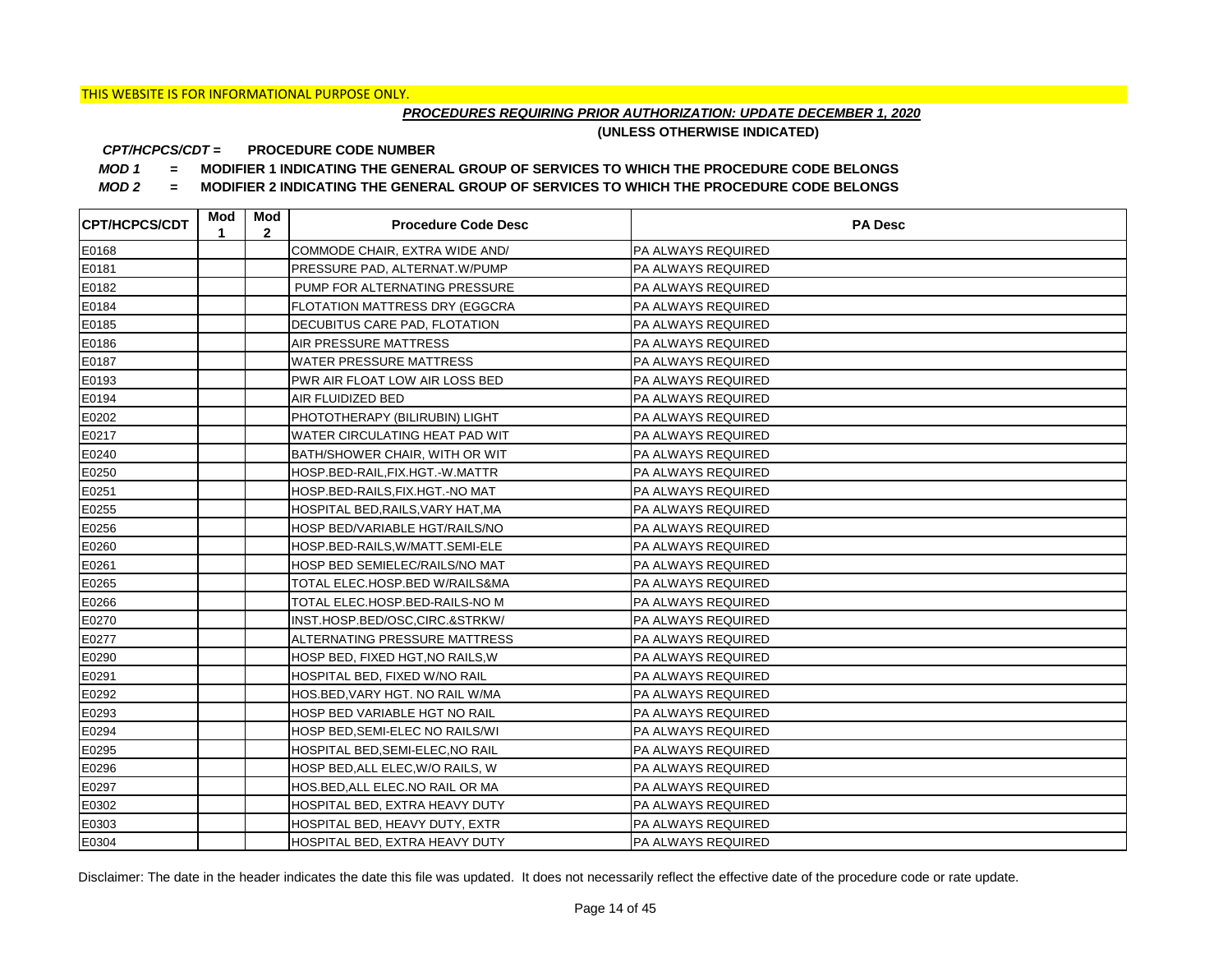THIS WEBSITE IS FOR INFORMATIONAL PURPOSE ONLY.

***PROCEDURES REQUIRING PRIOR AUTHORIZATION: UPDATE DECEMBER 1, 2020***

**(UNLESS OTHERWISE INDICATED)**

***CPT/HCPCS/CDT =*** **PROCEDURE CODE NUMBER**

***MOD 1*** **= MODIFIER 1 INDICATING THE GENERAL GROUP OF SERVICES TO WHICH THE PROCEDURE CODE BELONGS**

***MOD 2*** **= MODIFIER 2 INDICATING THE GENERAL GROUP OF SERVICES TO WHICH THE PROCEDURE CODE BELONGS**

| CPT/HCPCS/CDT | Mod 1 | Mod 2 | Procedure Code Desc | PA Desc |
|---|---|---|---|---|
| E0168 | | | COMMODE CHAIR, EXTRA WIDE AND/ | PA ALWAYS REQUIRED |
| E0181 | | | PRESSURE PAD, ALTERNAT.W/PUMP | PA ALWAYS REQUIRED |
| E0182 | | | PUMP FOR ALTERNATING PRESSURE | PA ALWAYS REQUIRED |
| E0184 | | | FLOTATION MATTRESS DRY (EGGCRA | PA ALWAYS REQUIRED |
| E0185 | | | DECUBITUS CARE PAD, FLOTATION | PA ALWAYS REQUIRED |
| E0186 | | | AIR PRESSURE MATTRESS | PA ALWAYS REQUIRED |
| E0187 | | | WATER PRESSURE MATTRESS | PA ALWAYS REQUIRED |
| E0193 | | | PWR AIR FLOAT LOW AIR LOSS BED | PA ALWAYS REQUIRED |
| E0194 | | | AIR FLUIDIZED BED | PA ALWAYS REQUIRED |
| E0202 | | | PHOTOTHERAPY (BILIRUBIN) LIGHT | PA ALWAYS REQUIRED |
| E0217 | | | WATER CIRCULATING HEAT PAD WIT | PA ALWAYS REQUIRED |
| E0240 | | | BATH/SHOWER CHAIR, WITH OR WIT | PA ALWAYS REQUIRED |
| E0250 | | | HOSP.BED-RAIL,FIX.HGT.-W.MATTR | PA ALWAYS REQUIRED |
| E0251 | | | HOSP.BED-RAILS,FIX.HGT.-NO MAT | PA ALWAYS REQUIRED |
| E0255 | | | HOSPITAL BED,RAILS,VARY HAT,MA | PA ALWAYS REQUIRED |
| E0256 | | | HOSP BED/VARIABLE HGT/RAILS/NO | PA ALWAYS REQUIRED |
| E0260 | | | HOSP.BED-RAILS,W/MATT.SEMI-ELE | PA ALWAYS REQUIRED |
| E0261 | | | HOSP BED SEMIELEC/RAILS/NO MAT | PA ALWAYS REQUIRED |
| E0265 | | | TOTAL ELEC.HOSP.BED W/RAILS&MA | PA ALWAYS REQUIRED |
| E0266 | | | TOTAL ELEC.HOSP.BED-RAILS-NO M | PA ALWAYS REQUIRED |
| E0270 | | | INST.HOSP.BED/OSC,CIRC.&STRKW/ | PA ALWAYS REQUIRED |
| E0277 | | | ALTERNATING PRESSURE MATTRESS | PA ALWAYS REQUIRED |
| E0290 | | | HOSP BED, FIXED HGT,NO RAILS,W | PA ALWAYS REQUIRED |
| E0291 | | | HOSPITAL BED, FIXED W/NO RAIL | PA ALWAYS REQUIRED |
| E0292 | | | HOS.BED,VARY HGT. NO RAIL W/MA | PA ALWAYS REQUIRED |
| E0293 | | | HOSP BED VARIABLE HGT NO RAIL | PA ALWAYS REQUIRED |
| E0294 | | | HOSP BED,SEMI-ELEC NO RAILS/WI | PA ALWAYS REQUIRED |
| E0295 | | | HOSPITAL BED,SEMI-ELEC,NO RAIL | PA ALWAYS REQUIRED |
| E0296 | | | HOSP BED,ALL ELEC,W/O RAILS, W | PA ALWAYS REQUIRED |
| E0297 | | | HOS.BED,ALL ELEC.NO RAIL OR MA | PA ALWAYS REQUIRED |
| E0302 | | | HOSPITAL BED, EXTRA HEAVY DUTY | PA ALWAYS REQUIRED |
| E0303 | | | HOSPITAL BED, HEAVY DUTY, EXTR | PA ALWAYS REQUIRED |
| E0304 | | | HOSPITAL BED, EXTRA HEAVY DUTY | PA ALWAYS REQUIRED |

Disclaimer: The date in the header indicates the date this file was updated. It does not necessarily reflect the effective date of the procedure code or rate update.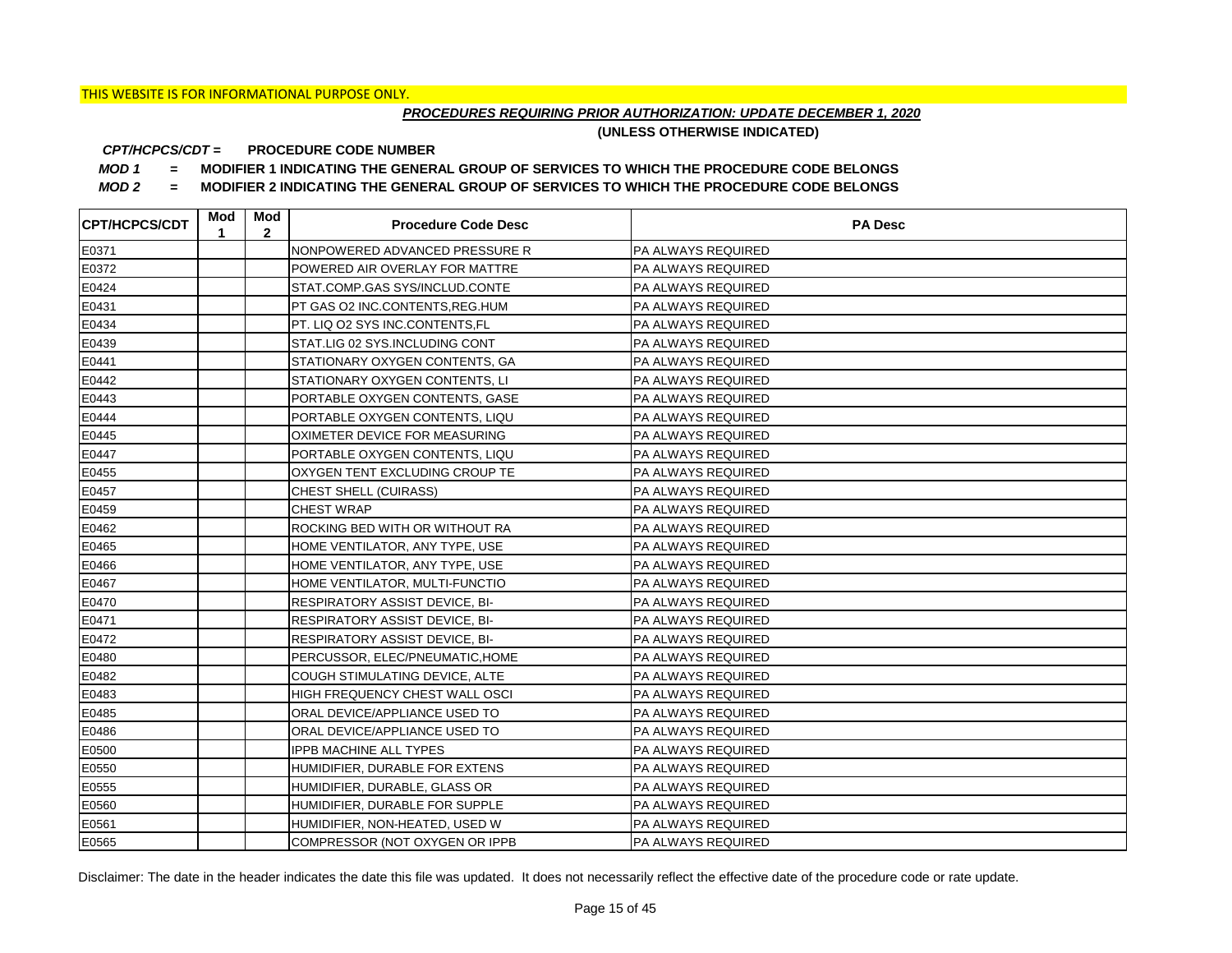THIS WEBSITE IS FOR INFORMATIONAL PURPOSE ONLY.

***PROCEDURES REQUIRING PRIOR AUTHORIZATION: UPDATE DECEMBER 1, 2020***

**(UNLESS OTHERWISE INDICATED)**

***CPT/HCPCS/CDT =*** **PROCEDURE CODE NUMBER**

***MOD 1*** **= MODIFIER 1 INDICATING THE GENERAL GROUP OF SERVICES TO WHICH THE PROCEDURE CODE BELONGS**

***MOD 2*** **= MODIFIER 2 INDICATING THE GENERAL GROUP OF SERVICES TO WHICH THE PROCEDURE CODE BELONGS**

| CPT/HCPCS/CDT | Mod 1 | Mod 2 | Procedure Code Desc | PA Desc |
|---|---|---|---|---|
| E0371 | | | NONPOWERED ADVANCED PRESSURE R | PA ALWAYS REQUIRED |
| E0372 | | | POWERED AIR OVERLAY FOR MATTRE | PA ALWAYS REQUIRED |
| E0424 | | | STAT.COMP.GAS SYS/INCLUD.CONTE | PA ALWAYS REQUIRED |
| E0431 | | | PT GAS O2 INC.CONTENTS,REG.HUM | PA ALWAYS REQUIRED |
| E0434 | | | PT. LIQ O2 SYS INC.CONTENTS,FL | PA ALWAYS REQUIRED |
| E0439 | | | STAT.LIG 02 SYS.INCLUDING CONT | PA ALWAYS REQUIRED |
| E0441 | | | STATIONARY OXYGEN CONTENTS, GA | PA ALWAYS REQUIRED |
| E0442 | | | STATIONARY OXYGEN CONTENTS, LI | PA ALWAYS REQUIRED |
| E0443 | | | PORTABLE OXYGEN CONTENTS, GASE | PA ALWAYS REQUIRED |
| E0444 | | | PORTABLE OXYGEN CONTENTS, LIQU | PA ALWAYS REQUIRED |
| E0445 | | | OXIMETER DEVICE FOR MEASURING | PA ALWAYS REQUIRED |
| E0447 | | | PORTABLE OXYGEN CONTENTS, LIQU | PA ALWAYS REQUIRED |
| E0455 | | | OXYGEN TENT EXCLUDING CROUP TE | PA ALWAYS REQUIRED |
| E0457 | | | CHEST SHELL (CUIRASS) | PA ALWAYS REQUIRED |
| E0459 | | | CHEST WRAP | PA ALWAYS REQUIRED |
| E0462 | | | ROCKING BED WITH OR WITHOUT RA | PA ALWAYS REQUIRED |
| E0465 | | | HOME VENTILATOR, ANY TYPE, USE | PA ALWAYS REQUIRED |
| E0466 | | | HOME VENTILATOR, ANY TYPE, USE | PA ALWAYS REQUIRED |
| E0467 | | | HOME VENTILATOR, MULTI-FUNCTIO | PA ALWAYS REQUIRED |
| E0470 | | | RESPIRATORY ASSIST DEVICE, BI- | PA ALWAYS REQUIRED |
| E0471 | | | RESPIRATORY ASSIST DEVICE, BI- | PA ALWAYS REQUIRED |
| E0472 | | | RESPIRATORY ASSIST DEVICE, BI- | PA ALWAYS REQUIRED |
| E0480 | | | PERCUSSOR, ELEC/PNEUMATIC,HOME | PA ALWAYS REQUIRED |
| E0482 | | | COUGH STIMULATING DEVICE, ALTE | PA ALWAYS REQUIRED |
| E0483 | | | HIGH FREQUENCY CHEST WALL OSCI | PA ALWAYS REQUIRED |
| E0485 | | | ORAL DEVICE/APPLIANCE USED TO | PA ALWAYS REQUIRED |
| E0486 | | | ORAL DEVICE/APPLIANCE USED TO | PA ALWAYS REQUIRED |
| E0500 | | | IPPB MACHINE ALL TYPES | PA ALWAYS REQUIRED |
| E0550 | | | HUMIDIFIER, DURABLE FOR EXTENS | PA ALWAYS REQUIRED |
| E0555 | | | HUMIDIFIER, DURABLE, GLASS OR | PA ALWAYS REQUIRED |
| E0560 | | | HUMIDIFIER, DURABLE FOR SUPPLE | PA ALWAYS REQUIRED |
| E0561 | | | HUMIDIFIER, NON-HEATED, USED W | PA ALWAYS REQUIRED |
| E0565 | | | COMPRESSOR (NOT OXYGEN OR IPPB | PA ALWAYS REQUIRED |

Disclaimer: The date in the header indicates the date this file was updated. It does not necessarily reflect the effective date of the procedure code or rate update.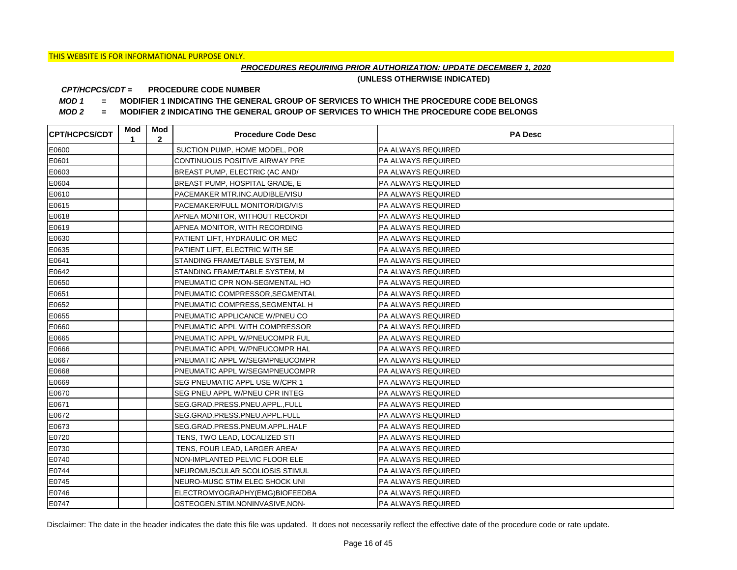THIS WEBSITE IS FOR INFORMATIONAL PURPOSE ONLY.

***PROCEDURES REQUIRING PRIOR AUTHORIZATION: UPDATE DECEMBER 1, 2020***

**(UNLESS OTHERWISE INDICATED)**

***CPT/HCPCS/CDT =*** **PROCEDURE CODE NUMBER**

***MOD 1*** **= MODIFIER 1 INDICATING THE GENERAL GROUP OF SERVICES TO WHICH THE PROCEDURE CODE BELONGS**

***MOD 2*** **= MODIFIER 2 INDICATING THE GENERAL GROUP OF SERVICES TO WHICH THE PROCEDURE CODE BELONGS**

| CPT/HCPCS/CDT | Mod 1 | Mod 2 | Procedure Code Desc | PA Desc |
|---|---|---|---|---|
| E0600 | | | SUCTION PUMP, HOME MODEL, POR | PA ALWAYS REQUIRED |
| E0601 | | | CONTINUOUS POSITIVE AIRWAY PRE | PA ALWAYS REQUIRED |
| E0603 | | | BREAST PUMP, ELECTRIC (AC AND/ | PA ALWAYS REQUIRED |
| E0604 | | | BREAST PUMP, HOSPITAL GRADE, E | PA ALWAYS REQUIRED |
| E0610 | | | PACEMAKER MTR.INC.AUDIBLE/VISU | PA ALWAYS REQUIRED |
| E0615 | | | PACEMAKER/FULL MONITOR/DIG/VIS | PA ALWAYS REQUIRED |
| E0618 | | | APNEA MONITOR, WITHOUT RECORDI | PA ALWAYS REQUIRED |
| E0619 | | | APNEA MONITOR, WITH RECORDING | PA ALWAYS REQUIRED |
| E0630 | | | PATIENT LIFT, HYDRAULIC OR MEC | PA ALWAYS REQUIRED |
| E0635 | | | PATIENT LIFT, ELECTRIC WITH SE | PA ALWAYS REQUIRED |
| E0641 | | | STANDING FRAME/TABLE SYSTEM, M | PA ALWAYS REQUIRED |
| E0642 | | | STANDING FRAME/TABLE SYSTEM, M | PA ALWAYS REQUIRED |
| E0650 | | | PNEUMATIC CPR NON-SEGMENTAL HO | PA ALWAYS REQUIRED |
| E0651 | | | PNEUMATIC COMPRESSOR,SEGMENTAL | PA ALWAYS REQUIRED |
| E0652 | | | PNEUMATIC COMPRESS,SEGMENTAL H | PA ALWAYS REQUIRED |
| E0655 | | | PNEUMATIC APPLICANCE W/PNEU CO | PA ALWAYS REQUIRED |
| E0660 | | | PNEUMATIC APPL WITH COMPRESSOR | PA ALWAYS REQUIRED |
| E0665 | | | PNEUMATIC APPL W/PNEUCOMPR FUL | PA ALWAYS REQUIRED |
| E0666 | | | PNEUMATIC APPL W/PNEUCOMPR HAL | PA ALWAYS REQUIRED |
| E0667 | | | PNEUMATIC APPL W/SEGMPNEUCOMPR | PA ALWAYS REQUIRED |
| E0668 | | | PNEUMATIC APPL W/SEGMPNEUCOMPR | PA ALWAYS REQUIRED |
| E0669 | | | SEG PNEUMATIC APPL USE W/CPR 1 | PA ALWAYS REQUIRED |
| E0670 | | | SEG PNEU APPL W/PNEU CPR INTEG | PA ALWAYS REQUIRED |
| E0671 | | | SEG.GRAD.PRESS.PNEU.APPL.,FULL | PA ALWAYS REQUIRED |
| E0672 | | | SEG.GRAD.PRESS.PNEU.APPL.FULL | PA ALWAYS REQUIRED |
| E0673 | | | SEG.GRAD.PRESS.PNEUM.APPL.HALF | PA ALWAYS REQUIRED |
| E0720 | | | TENS, TWO LEAD, LOCALIZED STI | PA ALWAYS REQUIRED |
| E0730 | | | TENS, FOUR LEAD, LARGER AREA/ | PA ALWAYS REQUIRED |
| E0740 | | | NON-IMPLANTED PELVIC FLOOR ELE | PA ALWAYS REQUIRED |
| E0744 | | | NEUROMUSCULAR SCOLIOSIS STIMUL | PA ALWAYS REQUIRED |
| E0745 | | | NEURO-MUSC STIM ELEC SHOCK UNI | PA ALWAYS REQUIRED |
| E0746 | | | ELECTROMYOGRAPHY(EMG)BIOFEEDBA | PA ALWAYS REQUIRED |
| E0747 | | | OSTEOGEN.STIM.NONINVASIVE,NON- | PA ALWAYS REQUIRED |

Disclaimer: The date in the header indicates the date this file was updated. It does not necessarily reflect the effective date of the procedure code or rate update.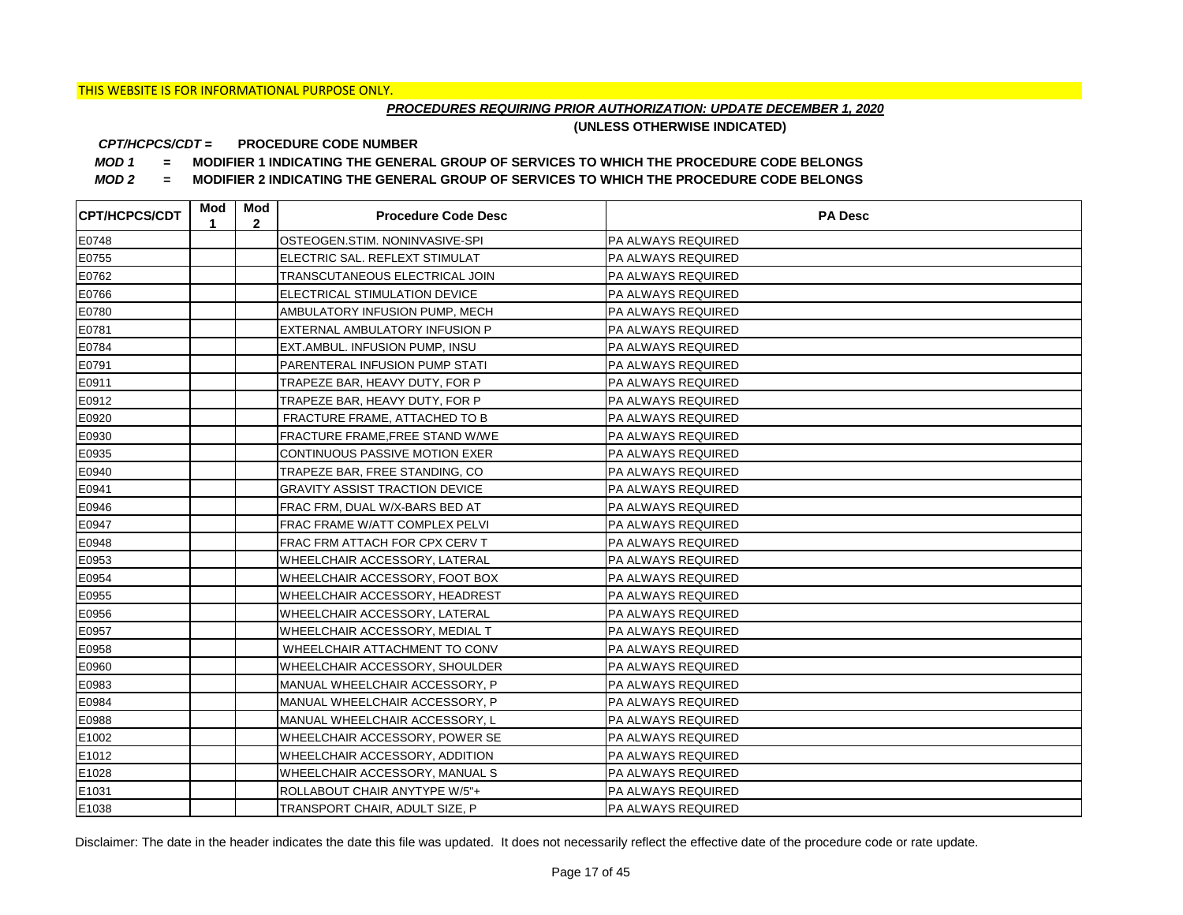THIS WEBSITE IS FOR INFORMATIONAL PURPOSE ONLY.

***PROCEDURES REQUIRING PRIOR AUTHORIZATION: UPDATE DECEMBER 1, 2020***

**(UNLESS OTHERWISE INDICATED)**

***CPT/HCPCS/CDT =*** **PROCEDURE CODE NUMBER**

***MOD 1*** **= MODIFIER 1 INDICATING THE GENERAL GROUP OF SERVICES TO WHICH THE PROCEDURE CODE BELONGS**

***MOD 2*** **= MODIFIER 2 INDICATING THE GENERAL GROUP OF SERVICES TO WHICH THE PROCEDURE CODE BELONGS**

| CPT/HCPCS/CDT | Mod 1 | Mod 2 | Procedure Code Desc | PA Desc |
|---|---|---|---|---|
| E0748 | | | OSTEOGEN.STIM. NONINVASIVE-SPI | PA ALWAYS REQUIRED |
| E0755 | | | ELECTRIC SAL. REFLEXT STIMULAT | PA ALWAYS REQUIRED |
| E0762 | | | TRANSCUTANEOUS ELECTRICAL JOIN | PA ALWAYS REQUIRED |
| E0766 | | | ELECTRICAL STIMULATION DEVICE | PA ALWAYS REQUIRED |
| E0780 | | | AMBULATORY INFUSION PUMP, MECH | PA ALWAYS REQUIRED |
| E0781 | | | EXTERNAL AMBULATORY INFUSION P | PA ALWAYS REQUIRED |
| E0784 | | | EXT.AMBUL. INFUSION PUMP, INSU | PA ALWAYS REQUIRED |
| E0791 | | | PARENTERAL INFUSION PUMP STATI | PA ALWAYS REQUIRED |
| E0911 | | | TRAPEZE BAR, HEAVY DUTY, FOR P | PA ALWAYS REQUIRED |
| E0912 | | | TRAPEZE BAR, HEAVY DUTY, FOR P | PA ALWAYS REQUIRED |
| E0920 | | | FRACTURE FRAME, ATTACHED TO B | PA ALWAYS REQUIRED |
| E0930 | | | FRACTURE FRAME,FREE STAND W/WE | PA ALWAYS REQUIRED |
| E0935 | | | CONTINUOUS PASSIVE MOTION EXER | PA ALWAYS REQUIRED |
| E0940 | | | TRAPEZE BAR, FREE STANDING, CO | PA ALWAYS REQUIRED |
| E0941 | | | GRAVITY ASSIST TRACTION DEVICE | PA ALWAYS REQUIRED |
| E0946 | | | FRAC FRM, DUAL W/X-BARS BED AT | PA ALWAYS REQUIRED |
| E0947 | | | FRAC FRAME W/ATT COMPLEX PELVI | PA ALWAYS REQUIRED |
| E0948 | | | FRAC FRM ATTACH FOR CPX CERV T | PA ALWAYS REQUIRED |
| E0953 | | | WHEELCHAIR ACCESSORY, LATERAL | PA ALWAYS REQUIRED |
| E0954 | | | WHEELCHAIR ACCESSORY, FOOT BOX | PA ALWAYS REQUIRED |
| E0955 | | | WHEELCHAIR ACCESSORY, HEADREST | PA ALWAYS REQUIRED |
| E0956 | | | WHEELCHAIR ACCESSORY, LATERAL | PA ALWAYS REQUIRED |
| E0957 | | | WHEELCHAIR ACCESSORY, MEDIAL T | PA ALWAYS REQUIRED |
| E0958 | | | WHEELCHAIR ATTACHMENT TO CONV | PA ALWAYS REQUIRED |
| E0960 | | | WHEELCHAIR ACCESSORY, SHOULDER | PA ALWAYS REQUIRED |
| E0983 | | | MANUAL WHEELCHAIR ACCESSORY, P | PA ALWAYS REQUIRED |
| E0984 | | | MANUAL WHEELCHAIR ACCESSORY, P | PA ALWAYS REQUIRED |
| E0988 | | | MANUAL WHEELCHAIR ACCESSORY, L | PA ALWAYS REQUIRED |
| E1002 | | | WHEELCHAIR ACCESSORY, POWER SE | PA ALWAYS REQUIRED |
| E1012 | | | WHEELCHAIR ACCESSORY, ADDITION | PA ALWAYS REQUIRED |
| E1028 | | | WHEELCHAIR ACCESSORY, MANUAL S | PA ALWAYS REQUIRED |
| E1031 | | | ROLLABOUT CHAIR ANYTYPE W/5"+ | PA ALWAYS REQUIRED |
| E1038 | | | TRANSPORT CHAIR, ADULT SIZE, P | PA ALWAYS REQUIRED |

Disclaimer: The date in the header indicates the date this file was updated. It does not necessarily reflect the effective date of the procedure code or rate update.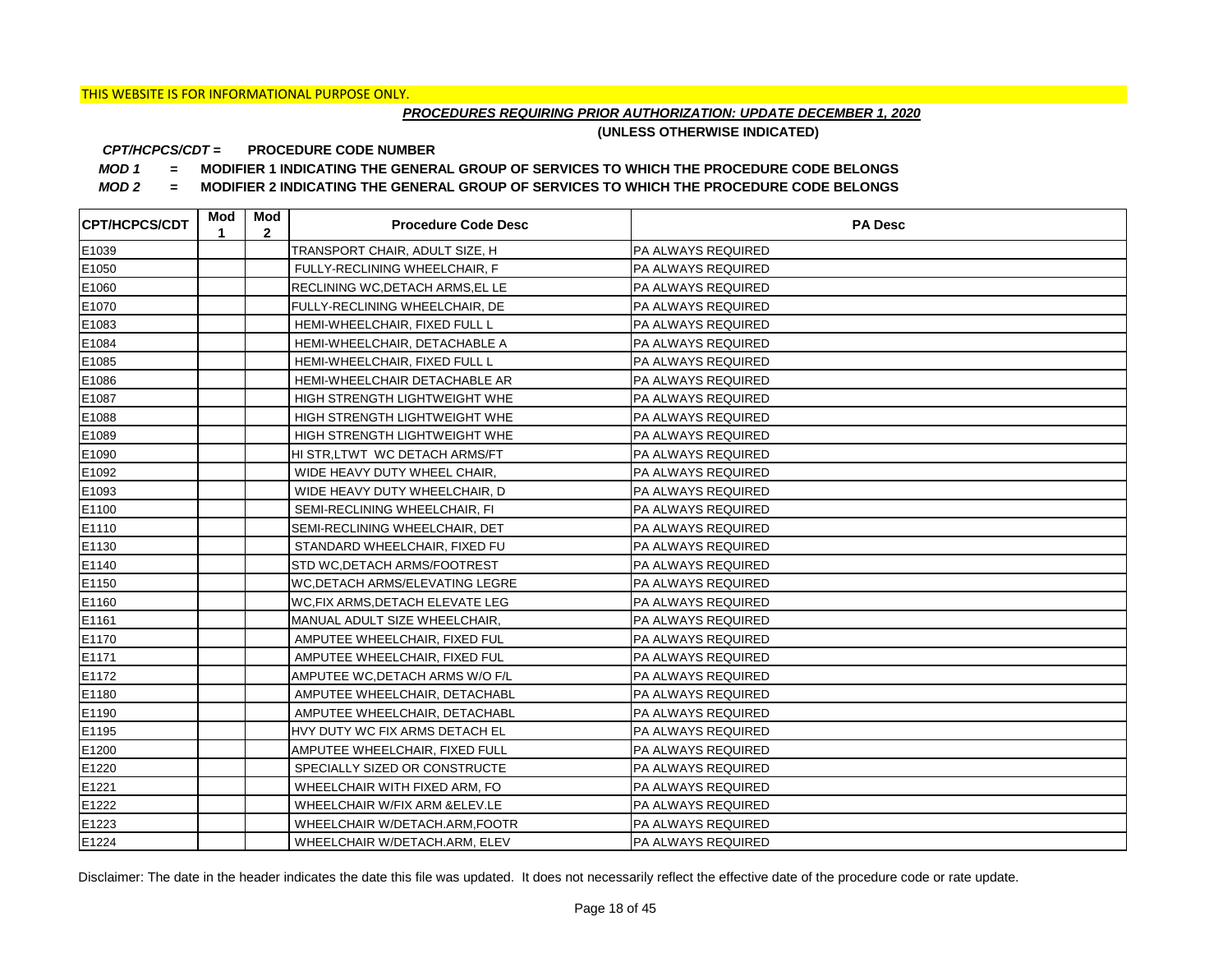THIS WEBSITE IS FOR INFORMATIONAL PURPOSE ONLY.

***PROCEDURES REQUIRING PRIOR AUTHORIZATION: UPDATE DECEMBER 1, 2020***

**(UNLESS OTHERWISE INDICATED)**

***CPT/HCPCS/CDT =*** **PROCEDURE CODE NUMBER**

***MOD 1*** **= MODIFIER 1 INDICATING THE GENERAL GROUP OF SERVICES TO WHICH THE PROCEDURE CODE BELONGS**

***MOD 2*** **= MODIFIER 2 INDICATING THE GENERAL GROUP OF SERVICES TO WHICH THE PROCEDURE CODE BELONGS**

| CPT/HCPCS/CDT | Mod 1 | Mod 2 | Procedure Code Desc | PA Desc |
|---|---|---|---|---|
| E1039 | | | TRANSPORT CHAIR, ADULT SIZE, H | PA ALWAYS REQUIRED |
| E1050 | | | FULLY-RECLINING WHEELCHAIR, F | PA ALWAYS REQUIRED |
| E1060 | | | RECLINING WC,DETACH ARMS,EL LE | PA ALWAYS REQUIRED |
| E1070 | | | FULLY-RECLINING WHEELCHAIR, DE | PA ALWAYS REQUIRED |
| E1083 | | | HEMI-WHEELCHAIR, FIXED FULL L | PA ALWAYS REQUIRED |
| E1084 | | | HEMI-WHEELCHAIR, DETACHABLE A | PA ALWAYS REQUIRED |
| E1085 | | | HEMI-WHEELCHAIR, FIXED FULL L | PA ALWAYS REQUIRED |
| E1086 | | | HEMI-WHEELCHAIR DETACHABLE AR | PA ALWAYS REQUIRED |
| E1087 | | | HIGH STRENGTH LIGHTWEIGHT WHE | PA ALWAYS REQUIRED |
| E1088 | | | HIGH STRENGTH LIGHTWEIGHT WHE | PA ALWAYS REQUIRED |
| E1089 | | | HIGH STRENGTH LIGHTWEIGHT WHE | PA ALWAYS REQUIRED |
| E1090 | | | HI STR,LTWT WC DETACH ARMS/FT | PA ALWAYS REQUIRED |
| E1092 | | | WIDE HEAVY DUTY WHEEL CHAIR, | PA ALWAYS REQUIRED |
| E1093 | | | WIDE HEAVY DUTY WHEELCHAIR, D | PA ALWAYS REQUIRED |
| E1100 | | | SEMI-RECLINING WHEELCHAIR, FI | PA ALWAYS REQUIRED |
| E1110 | | | SEMI-RECLINING WHEELCHAIR, DET | PA ALWAYS REQUIRED |
| E1130 | | | STANDARD WHEELCHAIR, FIXED FU | PA ALWAYS REQUIRED |
| E1140 | | | STD WC,DETACH ARMS/FOOTREST | PA ALWAYS REQUIRED |
| E1150 | | | WC,DETACH ARMS/ELEVATING LEGRE | PA ALWAYS REQUIRED |
| E1160 | | | WC,FIX ARMS,DETACH ELEVATE LEG | PA ALWAYS REQUIRED |
| E1161 | | | MANUAL ADULT SIZE WHEELCHAIR, | PA ALWAYS REQUIRED |
| E1170 | | | AMPUTEE WHEELCHAIR, FIXED FUL | PA ALWAYS REQUIRED |
| E1171 | | | AMPUTEE WHEELCHAIR, FIXED FUL | PA ALWAYS REQUIRED |
| E1172 | | | AMPUTEE WC,DETACH ARMS W/O F/L | PA ALWAYS REQUIRED |
| E1180 | | | AMPUTEE WHEELCHAIR, DETACHABL | PA ALWAYS REQUIRED |
| E1190 | | | AMPUTEE WHEELCHAIR, DETACHABL | PA ALWAYS REQUIRED |
| E1195 | | | HVY DUTY WC FIX ARMS DETACH EL | PA ALWAYS REQUIRED |
| E1200 | | | AMPUTEE WHEELCHAIR, FIXED FULL | PA ALWAYS REQUIRED |
| E1220 | | | SPECIALLY SIZED OR CONSTRUCTE | PA ALWAYS REQUIRED |
| E1221 | | | WHEELCHAIR WITH FIXED ARM, FO | PA ALWAYS REQUIRED |
| E1222 | | | WHEELCHAIR W/FIX ARM &ELEV.LE | PA ALWAYS REQUIRED |
| E1223 | | | WHEELCHAIR W/DETACH.ARM,FOOTR | PA ALWAYS REQUIRED |
| E1224 | | | WHEELCHAIR W/DETACH.ARM, ELEV | PA ALWAYS REQUIRED |

Disclaimer: The date in the header indicates the date this file was updated. It does not necessarily reflect the effective date of the procedure code or rate update.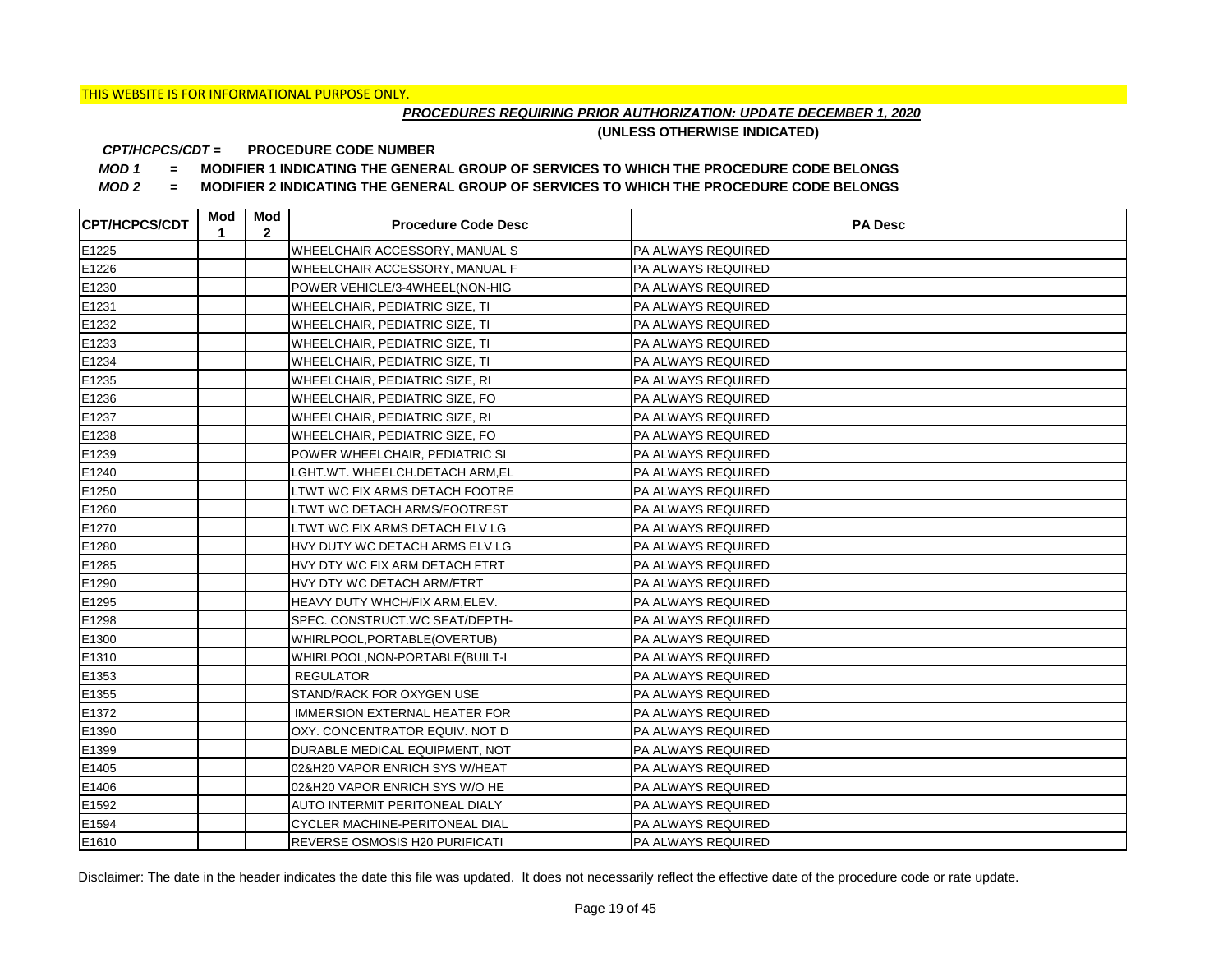THIS WEBSITE IS FOR INFORMATIONAL PURPOSE ONLY.

***PROCEDURES REQUIRING PRIOR AUTHORIZATION: UPDATE DECEMBER 1, 2020***

**(UNLESS OTHERWISE INDICATED)**

***CPT/HCPCS/CDT =*** **PROCEDURE CODE NUMBER**

***MOD 1*** **= MODIFIER 1 INDICATING THE GENERAL GROUP OF SERVICES TO WHICH THE PROCEDURE CODE BELONGS**

***MOD 2*** **= MODIFIER 2 INDICATING THE GENERAL GROUP OF SERVICES TO WHICH THE PROCEDURE CODE BELONGS**

| CPT/HCPCS/CDT | Mod 1 | Mod 2 | Procedure Code Desc | PA Desc |
|---|---|---|---|---|
| E1225 | | | WHEELCHAIR ACCESSORY, MANUAL S | PA ALWAYS REQUIRED |
| E1226 | | | WHEELCHAIR ACCESSORY, MANUAL F | PA ALWAYS REQUIRED |
| E1230 | | | POWER VEHICLE/3-4WHEEL(NON-HIG | PA ALWAYS REQUIRED |
| E1231 | | | WHEELCHAIR, PEDIATRIC SIZE, TI | PA ALWAYS REQUIRED |
| E1232 | | | WHEELCHAIR, PEDIATRIC SIZE, TI | PA ALWAYS REQUIRED |
| E1233 | | | WHEELCHAIR, PEDIATRIC SIZE, TI | PA ALWAYS REQUIRED |
| E1234 | | | WHEELCHAIR, PEDIATRIC SIZE, TI | PA ALWAYS REQUIRED |
| E1235 | | | WHEELCHAIR, PEDIATRIC SIZE, RI | PA ALWAYS REQUIRED |
| E1236 | | | WHEELCHAIR, PEDIATRIC SIZE, FO | PA ALWAYS REQUIRED |
| E1237 | | | WHEELCHAIR, PEDIATRIC SIZE, RI | PA ALWAYS REQUIRED |
| E1238 | | | WHEELCHAIR, PEDIATRIC SIZE, FO | PA ALWAYS REQUIRED |
| E1239 | | | POWER WHEELCHAIR, PEDIATRIC SI | PA ALWAYS REQUIRED |
| E1240 | | | LGHT.WT. WHEELCH.DETACH ARM,EL | PA ALWAYS REQUIRED |
| E1250 | | | LTWT WC FIX ARMS DETACH FOOTRE | PA ALWAYS REQUIRED |
| E1260 | | | LTWT WC DETACH ARMS/FOOTREST | PA ALWAYS REQUIRED |
| E1270 | | | LTWT WC FIX ARMS DETACH ELV LG | PA ALWAYS REQUIRED |
| E1280 | | | HVY DUTY WC DETACH ARMS ELV LG | PA ALWAYS REQUIRED |
| E1285 | | | HVY DTY WC FIX ARM DETACH FTRT | PA ALWAYS REQUIRED |
| E1290 | | | HVY DTY WC DETACH ARM/FTRT | PA ALWAYS REQUIRED |
| E1295 | | | HEAVY DUTY WHCH/FIX ARM,ELEV. | PA ALWAYS REQUIRED |
| E1298 | | | SPEC. CONSTRUCT.WC SEAT/DEPTH- | PA ALWAYS REQUIRED |
| E1300 | | | WHIRLPOOL,PORTABLE(OVERTUB) | PA ALWAYS REQUIRED |
| E1310 | | | WHIRLPOOL,NON-PORTABLE(BUILT-I | PA ALWAYS REQUIRED |
| E1353 | | | REGULATOR | PA ALWAYS REQUIRED |
| E1355 | | | STAND/RACK FOR OXYGEN USE | PA ALWAYS REQUIRED |
| E1372 | | | IMMERSION EXTERNAL HEATER FOR | PA ALWAYS REQUIRED |
| E1390 | | | OXY. CONCENTRATOR EQUIV. NOT D | PA ALWAYS REQUIRED |
| E1399 | | | DURABLE MEDICAL EQUIPMENT, NOT | PA ALWAYS REQUIRED |
| E1405 | | | 02&H20 VAPOR ENRICH SYS W/HEAT | PA ALWAYS REQUIRED |
| E1406 | | | 02&H20 VAPOR ENRICH SYS W/O HE | PA ALWAYS REQUIRED |
| E1592 | | | AUTO INTERMIT PERITONEAL DIALY | PA ALWAYS REQUIRED |
| E1594 | | | CYCLER MACHINE-PERITONEAL DIAL | PA ALWAYS REQUIRED |
| E1610 | | | REVERSE OSMOSIS H20 PURIFICATI | PA ALWAYS REQUIRED |

Disclaimer: The date in the header indicates the date this file was updated. It does not necessarily reflect the effective date of the procedure code or rate update.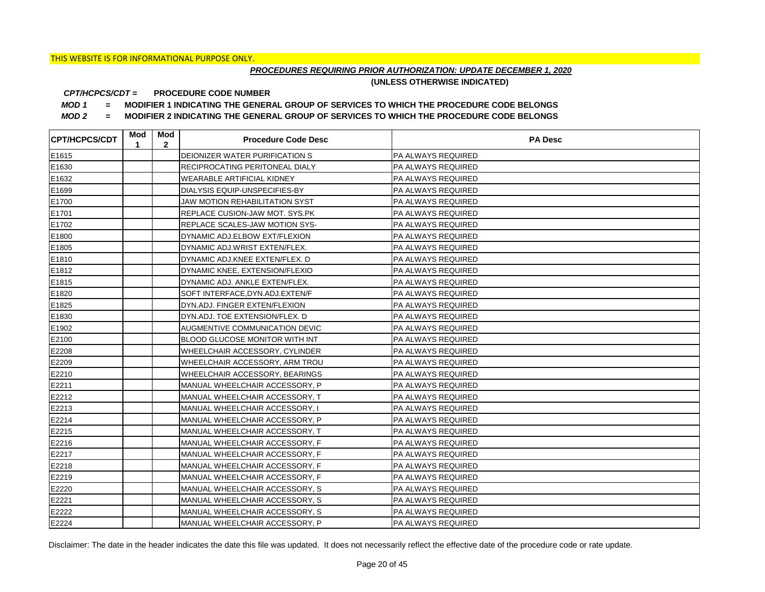THIS WEBSITE IS FOR INFORMATIONAL PURPOSE ONLY.

***PROCEDURES REQUIRING PRIOR AUTHORIZATION: UPDATE DECEMBER 1, 2020***

**(UNLESS OTHERWISE INDICATED)**

***CPT/HCPCS/CDT =*** **PROCEDURE CODE NUMBER**

***MOD 1*** **= MODIFIER 1 INDICATING THE GENERAL GROUP OF SERVICES TO WHICH THE PROCEDURE CODE BELONGS**

***MOD 2*** **= MODIFIER 2 INDICATING THE GENERAL GROUP OF SERVICES TO WHICH THE PROCEDURE CODE BELONGS**

| CPT/HCPCS/CDT | Mod 1 | Mod 2 | Procedure Code Desc | PA Desc |
|---|---|---|---|---|
| E1615 | | | DEIONIZER WATER PURIFICATION S | PA ALWAYS REQUIRED |
| E1630 | | | RECIPROCATING PERITONEAL DIALY | PA ALWAYS REQUIRED |
| E1632 | | | WEARABLE ARTIFICIAL KIDNEY | PA ALWAYS REQUIRED |
| E1699 | | | DIALYSIS EQUIP-UNSPECIFIES-BY | PA ALWAYS REQUIRED |
| E1700 | | | JAW MOTION REHABILITATION SYST | PA ALWAYS REQUIRED |
| E1701 | | | REPLACE CUSION-JAW MOT. SYS.PK | PA ALWAYS REQUIRED |
| E1702 | | | REPLACE SCALES-JAW MOTION SYS- | PA ALWAYS REQUIRED |
| E1800 | | | DYNAMIC ADJ.ELBOW EXT/FLEXION | PA ALWAYS REQUIRED |
| E1805 | | | DYNAMIC ADJ.WRIST EXTEN/FLEX. | PA ALWAYS REQUIRED |
| E1810 | | | DYNAMIC ADJ.KNEE EXTEN/FLEX. D | PA ALWAYS REQUIRED |
| E1812 | | | DYNAMIC KNEE, EXTENSION/FLEXIO | PA ALWAYS REQUIRED |
| E1815 | | | DYNAMIC ADJ. ANKLE EXTEN/FLEX. | PA ALWAYS REQUIRED |
| E1820 | | | SOFT INTERFACE,DYN.ADJ.EXTEN/F | PA ALWAYS REQUIRED |
| E1825 | | | DYN.ADJ. FINGER EXTEN/FLEXION | PA ALWAYS REQUIRED |
| E1830 | | | DYN.ADJ. TOE EXTENSION/FLEX. D | PA ALWAYS REQUIRED |
| E1902 | | | AUGMENTIVE COMMUNICATION DEVIC | PA ALWAYS REQUIRED |
| E2100 | | | BLOOD GLUCOSE MONITOR WITH INT | PA ALWAYS REQUIRED |
| E2208 | | | WHEELCHAIR ACCESSORY, CYLINDER | PA ALWAYS REQUIRED |
| E2209 | | | WHEELCHAIR ACCESSORY, ARM TROU | PA ALWAYS REQUIRED |
| E2210 | | | WHEELCHAIR ACCESSORY, BEARINGS | PA ALWAYS REQUIRED |
| E2211 | | | MANUAL WHEELCHAIR ACCESSORY, P | PA ALWAYS REQUIRED |
| E2212 | | | MANUAL WHEELCHAIR ACCESSORY, T | PA ALWAYS REQUIRED |
| E2213 | | | MANUAL WHEELCHAIR ACCESSORY, I | PA ALWAYS REQUIRED |
| E2214 | | | MANUAL WHEELCHAIR ACCESSORY, P | PA ALWAYS REQUIRED |
| E2215 | | | MANUAL WHEELCHAIR ACCESSORY, T | PA ALWAYS REQUIRED |
| E2216 | | | MANUAL WHEELCHAIR ACCESSORY, F | PA ALWAYS REQUIRED |
| E2217 | | | MANUAL WHEELCHAIR ACCESSORY, F | PA ALWAYS REQUIRED |
| E2218 | | | MANUAL WHEELCHAIR ACCESSORY, F | PA ALWAYS REQUIRED |
| E2219 | | | MANUAL WHEELCHAIR ACCESSORY, F | PA ALWAYS REQUIRED |
| E2220 | | | MANUAL WHEELCHAIR ACCESSORY, S | PA ALWAYS REQUIRED |
| E2221 | | | MANUAL WHEELCHAIR ACCESSORY, S | PA ALWAYS REQUIRED |
| E2222 | | | MANUAL WHEELCHAIR ACCESSORY, S | PA ALWAYS REQUIRED |
| E2224 | | | MANUAL WHEELCHAIR ACCESSORY, P | PA ALWAYS REQUIRED |

Disclaimer: The date in the header indicates the date this file was updated. It does not necessarily reflect the effective date of the procedure code or rate update.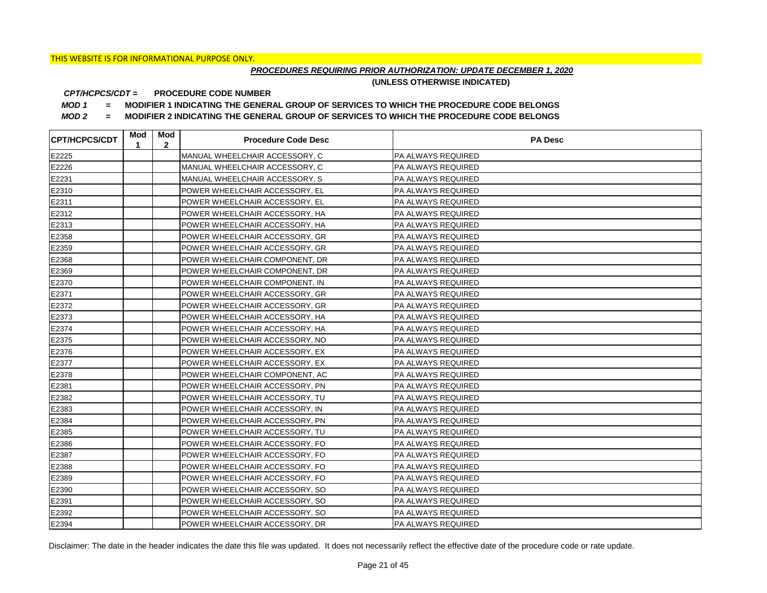THIS WEBSITE IS FOR INFORMATIONAL PURPOSE ONLY.

***PROCEDURES REQUIRING PRIOR AUTHORIZATION: UPDATE DECEMBER 1, 2020***

**(UNLESS OTHERWISE INDICATED)**

***CPT/HCPCS/CDT =*** **PROCEDURE CODE NUMBER**

***MOD 1*** **= MODIFIER 1 INDICATING THE GENERAL GROUP OF SERVICES TO WHICH THE PROCEDURE CODE BELONGS**

***MOD 2*** **= MODIFIER 2 INDICATING THE GENERAL GROUP OF SERVICES TO WHICH THE PROCEDURE CODE BELONGS**

| CPT/HCPCS/CDT | Mod 1 | Mod 2 | Procedure Code Desc | PA Desc |
|---|---|---|---|---|
| E2225 | | | MANUAL WHEELCHAIR ACCESSORY, C | PA ALWAYS REQUIRED |
| E2226 | | | MANUAL WHEELCHAIR ACCESSORY, C | PA ALWAYS REQUIRED |
| E2231 | | | MANUAL WHEELCHAIR ACCESSORY, S | PA ALWAYS REQUIRED |
| E2310 | | | POWER WHEELCHAIR ACCESSORY, EL | PA ALWAYS REQUIRED |
| E2311 | | | POWER WHEELCHAIR ACCESSORY, EL | PA ALWAYS REQUIRED |
| E2312 | | | POWER WHEELCHAIR ACCESSORY, HA | PA ALWAYS REQUIRED |
| E2313 | | | POWER WHEELCHAIR ACCESSORY, HA | PA ALWAYS REQUIRED |
| E2358 | | | POWER WHEELCHAIR ACCESSORY, GR | PA ALWAYS REQUIRED |
| E2359 | | | POWER WHEELCHAIR ACCESSORY, GR | PA ALWAYS REQUIRED |
| E2368 | | | POWER WHEELCHAIR COMPONENT, DR | PA ALWAYS REQUIRED |
| E2369 | | | POWER WHEELCHAIR COMPONENT, DR | PA ALWAYS REQUIRED |
| E2370 | | | POWER WHEELCHAIR COMPONENT, IN | PA ALWAYS REQUIRED |
| E2371 | | | POWER WHEELCHAIR ACCESSORY, GR | PA ALWAYS REQUIRED |
| E2372 | | | POWER WHEELCHAIR ACCESSORY, GR | PA ALWAYS REQUIRED |
| E2373 | | | POWER WHEELCHAIR ACCESSORY, HA | PA ALWAYS REQUIRED |
| E2374 | | | POWER WHEELCHAIR ACCESSORY, HA | PA ALWAYS REQUIRED |
| E2375 | | | POWER WHEELCHAIR ACCESSORY, NO | PA ALWAYS REQUIRED |
| E2376 | | | POWER WHEELCHAIR ACCESSORY, EX | PA ALWAYS REQUIRED |
| E2377 | | | POWER WHEELCHAIR ACCESSORY, EX | PA ALWAYS REQUIRED |
| E2378 | | | POWER WHEELCHAIR COMPONENT, AC | PA ALWAYS REQUIRED |
| E2381 | | | POWER WHEELCHAIR ACCESSORY, PN | PA ALWAYS REQUIRED |
| E2382 | | | POWER WHEELCHAIR ACCESSORY, TU | PA ALWAYS REQUIRED |
| E2383 | | | POWER WHEELCHAIR ACCESSORY, IN | PA ALWAYS REQUIRED |
| E2384 | | | POWER WHEELCHAIR ACCESSORY, PN | PA ALWAYS REQUIRED |
| E2385 | | | POWER WHEELCHAIR ACCESSORY, TU | PA ALWAYS REQUIRED |
| E2386 | | | POWER WHEELCHAIR ACCESSORY, FO | PA ALWAYS REQUIRED |
| E2387 | | | POWER WHEELCHAIR ACCESSORY, FO | PA ALWAYS REQUIRED |
| E2388 | | | POWER WHEELCHAIR ACCESSORY, FO | PA ALWAYS REQUIRED |
| E2389 | | | POWER WHEELCHAIR ACCESSORY, FO | PA ALWAYS REQUIRED |
| E2390 | | | POWER WHEELCHAIR ACCESSORY, SO | PA ALWAYS REQUIRED |
| E2391 | | | POWER WHEELCHAIR ACCESSORY, SO | PA ALWAYS REQUIRED |
| E2392 | | | POWER WHEELCHAIR ACCESSORY, SO | PA ALWAYS REQUIRED |
| E2394 | | | POWER WHEELCHAIR ACCESSORY, DR | PA ALWAYS REQUIRED |

Disclaimer: The date in the header indicates the date this file was updated. It does not necessarily reflect the effective date of the procedure code or rate update.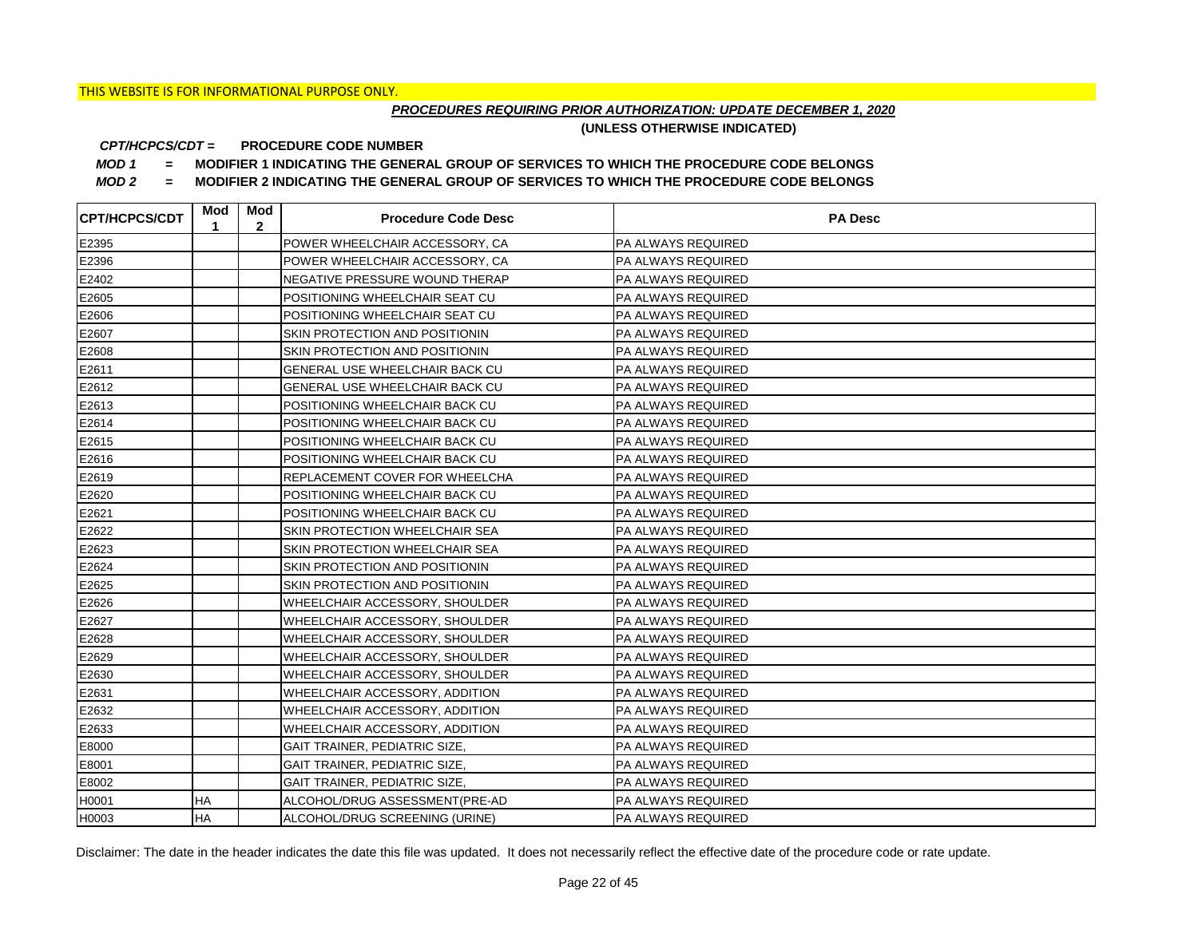THIS WEBSITE IS FOR INFORMATIONAL PURPOSE ONLY.

***PROCEDURES REQUIRING PRIOR AUTHORIZATION: UPDATE DECEMBER 1, 2020***

**(UNLESS OTHERWISE INDICATED)**

***CPT/HCPCS/CDT =*** **PROCEDURE CODE NUMBER**

***MOD 1*** **= MODIFIER 1 INDICATING THE GENERAL GROUP OF SERVICES TO WHICH THE PROCEDURE CODE BELONGS**

***MOD 2*** **= MODIFIER 2 INDICATING THE GENERAL GROUP OF SERVICES TO WHICH THE PROCEDURE CODE BELONGS**

| CPT/HCPCS/CDT | Mod 1 | Mod 2 | Procedure Code Desc | PA Desc |
|---|---|---|---|---|
| E2395 | | | POWER WHEELCHAIR ACCESSORY, CA | PA ALWAYS REQUIRED |
| E2396 | | | POWER WHEELCHAIR ACCESSORY, CA | PA ALWAYS REQUIRED |
| E2402 | | | NEGATIVE PRESSURE WOUND THERAP | PA ALWAYS REQUIRED |
| E2605 | | | POSITIONING WHEELCHAIR SEAT CU | PA ALWAYS REQUIRED |
| E2606 | | | POSITIONING WHEELCHAIR SEAT CU | PA ALWAYS REQUIRED |
| E2607 | | | SKIN PROTECTION AND POSITIONIN | PA ALWAYS REQUIRED |
| E2608 | | | SKIN PROTECTION AND POSITIONIN | PA ALWAYS REQUIRED |
| E2611 | | | GENERAL USE WHEELCHAIR BACK CU | PA ALWAYS REQUIRED |
| E2612 | | | GENERAL USE WHEELCHAIR BACK CU | PA ALWAYS REQUIRED |
| E2613 | | | POSITIONING WHEELCHAIR BACK CU | PA ALWAYS REQUIRED |
| E2614 | | | POSITIONING WHEELCHAIR BACK CU | PA ALWAYS REQUIRED |
| E2615 | | | POSITIONING WHEELCHAIR BACK CU | PA ALWAYS REQUIRED |
| E2616 | | | POSITIONING WHEELCHAIR BACK CU | PA ALWAYS REQUIRED |
| E2619 | | | REPLACEMENT COVER FOR WHEELCHA | PA ALWAYS REQUIRED |
| E2620 | | | POSITIONING WHEELCHAIR BACK CU | PA ALWAYS REQUIRED |
| E2621 | | | POSITIONING WHEELCHAIR BACK CU | PA ALWAYS REQUIRED |
| E2622 | | | SKIN PROTECTION WHEELCHAIR SEA | PA ALWAYS REQUIRED |
| E2623 | | | SKIN PROTECTION WHEELCHAIR SEA | PA ALWAYS REQUIRED |
| E2624 | | | SKIN PROTECTION AND POSITIONIN | PA ALWAYS REQUIRED |
| E2625 | | | SKIN PROTECTION AND POSITIONIN | PA ALWAYS REQUIRED |
| E2626 | | | WHEELCHAIR ACCESSORY, SHOULDER | PA ALWAYS REQUIRED |
| E2627 | | | WHEELCHAIR ACCESSORY, SHOULDER | PA ALWAYS REQUIRED |
| E2628 | | | WHEELCHAIR ACCESSORY, SHOULDER | PA ALWAYS REQUIRED |
| E2629 | | | WHEELCHAIR ACCESSORY, SHOULDER | PA ALWAYS REQUIRED |
| E2630 | | | WHEELCHAIR ACCESSORY, SHOULDER | PA ALWAYS REQUIRED |
| E2631 | | | WHEELCHAIR ACCESSORY, ADDITION | PA ALWAYS REQUIRED |
| E2632 | | | WHEELCHAIR ACCESSORY, ADDITION | PA ALWAYS REQUIRED |
| E2633 | | | WHEELCHAIR ACCESSORY, ADDITION | PA ALWAYS REQUIRED |
| E8000 | | | GAIT TRAINER, PEDIATRIC SIZE, | PA ALWAYS REQUIRED |
| E8001 | | | GAIT TRAINER, PEDIATRIC SIZE, | PA ALWAYS REQUIRED |
| E8002 | | | GAIT TRAINER, PEDIATRIC SIZE, | PA ALWAYS REQUIRED |
| H0001 | HA | | ALCOHOL/DRUG ASSESSMENT(PRE-AD | PA ALWAYS REQUIRED |
| H0003 | HA | | ALCOHOL/DRUG SCREENING (URINE) | PA ALWAYS REQUIRED |

Disclaimer: The date in the header indicates the date this file was updated. It does not necessarily reflect the effective date of the procedure code or rate update.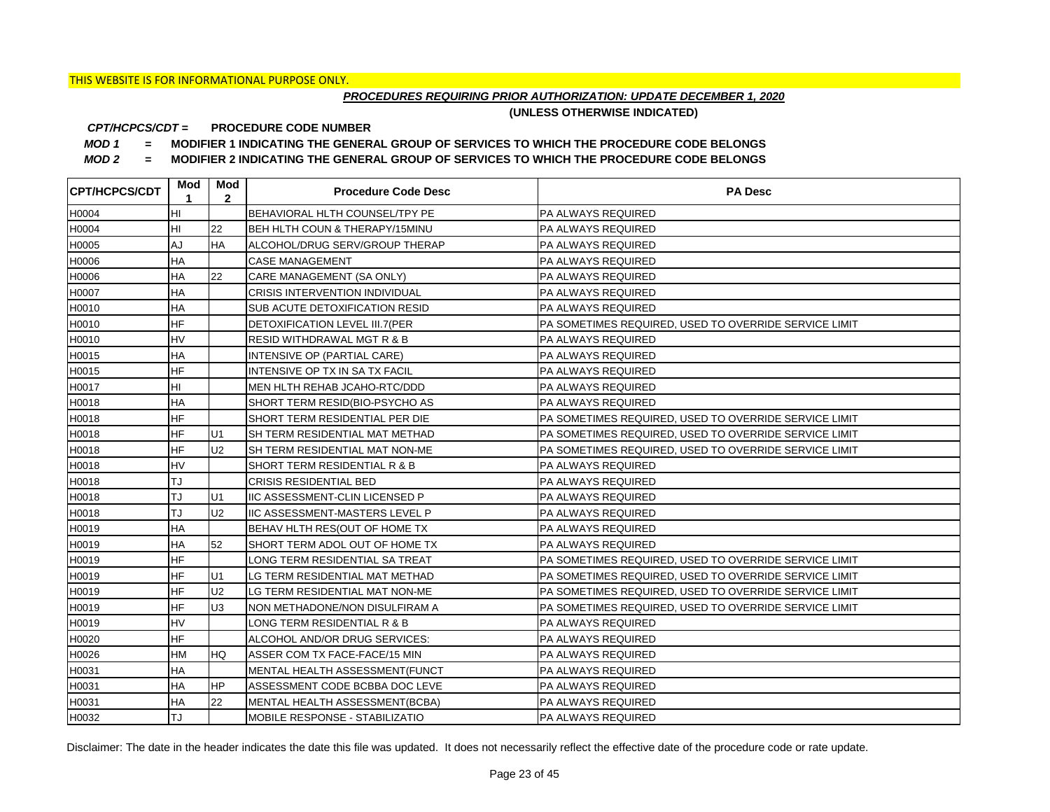THIS WEBSITE IS FOR INFORMATIONAL PURPOSE ONLY.

***PROCEDURES REQUIRING PRIOR AUTHORIZATION: UPDATE DECEMBER 1, 2020***

**(UNLESS OTHERWISE INDICATED)**

***CPT/HCPCS/CDT =*** **PROCEDURE CODE NUMBER**

***MOD 1*** **= MODIFIER 1 INDICATING THE GENERAL GROUP OF SERVICES TO WHICH THE PROCEDURE CODE BELONGS**

***MOD 2*** **= MODIFIER 2 INDICATING THE GENERAL GROUP OF SERVICES TO WHICH THE PROCEDURE CODE BELONGS**

| CPT/HCPCS/CDT | Mod 1 | Mod 2 | Procedure Code Desc | PA Desc |
|---|---|---|---|---|
| H0004 | HI | | BEHAVIORAL HLTH COUNSEL/TPY PE | PA ALWAYS REQUIRED |
| H0004 | HI | 22 | BEH HLTH COUN & THERAPY/15MINU | PA ALWAYS REQUIRED |
| H0005 | AJ | HA | ALCOHOL/DRUG SERV/GROUP THERAP | PA ALWAYS REQUIRED |
| H0006 | HA | | CASE MANAGEMENT | PA ALWAYS REQUIRED |
| H0006 | HA | 22 | CARE MANAGEMENT (SA ONLY) | PA ALWAYS REQUIRED |
| H0007 | HA | | CRISIS INTERVENTION INDIVIDUAL | PA ALWAYS REQUIRED |
| H0010 | HA | | SUB ACUTE DETOXIFICATION RESID | PA ALWAYS REQUIRED |
| H0010 | HF | | DETOXIFICATION LEVEL III.7(PER | PA SOMETIMES REQUIRED, USED TO OVERRIDE SERVICE LIMIT |
| H0010 | HV | | RESID WITHDRAWAL MGT R & B | PA ALWAYS REQUIRED |
| H0015 | HA | | INTENSIVE OP (PARTIAL CARE) | PA ALWAYS REQUIRED |
| H0015 | HF | | INTENSIVE OP TX IN SA TX FACIL | PA ALWAYS REQUIRED |
| H0017 | HI | | MEN HLTH REHAB JCAHO-RTC/DDD | PA ALWAYS REQUIRED |
| H0018 | HA | | SHORT TERM RESID(BIO-PSYCHO AS | PA ALWAYS REQUIRED |
| H0018 | HF | | SHORT TERM RESIDENTIAL PER DIE | PA SOMETIMES REQUIRED, USED TO OVERRIDE SERVICE LIMIT |
| H0018 | HF | U1 | SH TERM RESIDENTIAL MAT METHAD | PA SOMETIMES REQUIRED, USED TO OVERRIDE SERVICE LIMIT |
| H0018 | HF | U2 | SH TERM RESIDENTIAL MAT NON-ME | PA SOMETIMES REQUIRED, USED TO OVERRIDE SERVICE LIMIT |
| H0018 | HV | | SHORT TERM RESIDENTIAL R & B | PA ALWAYS REQUIRED |
| H0018 | TJ | | CRISIS RESIDENTIAL BED | PA ALWAYS REQUIRED |
| H0018 | TJ | U1 | IIC ASSESSMENT-CLIN LICENSED P | PA ALWAYS REQUIRED |
| H0018 | TJ | U2 | IIC ASSESSMENT-MASTERS LEVEL P | PA ALWAYS REQUIRED |
| H0019 | HA | | BEHAV HLTH RES(OUT OF HOME TX | PA ALWAYS REQUIRED |
| H0019 | HA | 52 | SHORT TERM ADOL OUT OF HOME TX | PA ALWAYS REQUIRED |
| H0019 | HF | | LONG TERM RESIDENTIAL SA TREAT | PA SOMETIMES REQUIRED, USED TO OVERRIDE SERVICE LIMIT |
| H0019 | HF | U1 | LG TERM RESIDENTIAL MAT METHAD | PA SOMETIMES REQUIRED, USED TO OVERRIDE SERVICE LIMIT |
| H0019 | HF | U2 | LG TERM RESIDENTIAL MAT NON-ME | PA SOMETIMES REQUIRED, USED TO OVERRIDE SERVICE LIMIT |
| H0019 | HF | U3 | NON METHADONE/NON DISULFIRAM A | PA SOMETIMES REQUIRED, USED TO OVERRIDE SERVICE LIMIT |
| H0019 | HV | | LONG TERM RESIDENTIAL R & B | PA ALWAYS REQUIRED |
| H0020 | HF | | ALCOHOL AND/OR DRUG SERVICES: | PA ALWAYS REQUIRED |
| H0026 | HM | HQ | ASSER COM TX FACE-FACE/15 MIN | PA ALWAYS REQUIRED |
| H0031 | HA | | MENTAL HEALTH ASSESSMENT(FUNCT | PA ALWAYS REQUIRED |
| H0031 | HA | HP | ASSESSMENT CODE BCBBA DOC LEVE | PA ALWAYS REQUIRED |
| H0031 | HA | 22 | MENTAL HEALTH ASSESSMENT(BCBA) | PA ALWAYS REQUIRED |
| H0032 | TJ | | MOBILE RESPONSE - STABILIZATIO | PA ALWAYS REQUIRED |

Disclaimer: The date in the header indicates the date this file was updated. It does not necessarily reflect the effective date of the procedure code or rate update.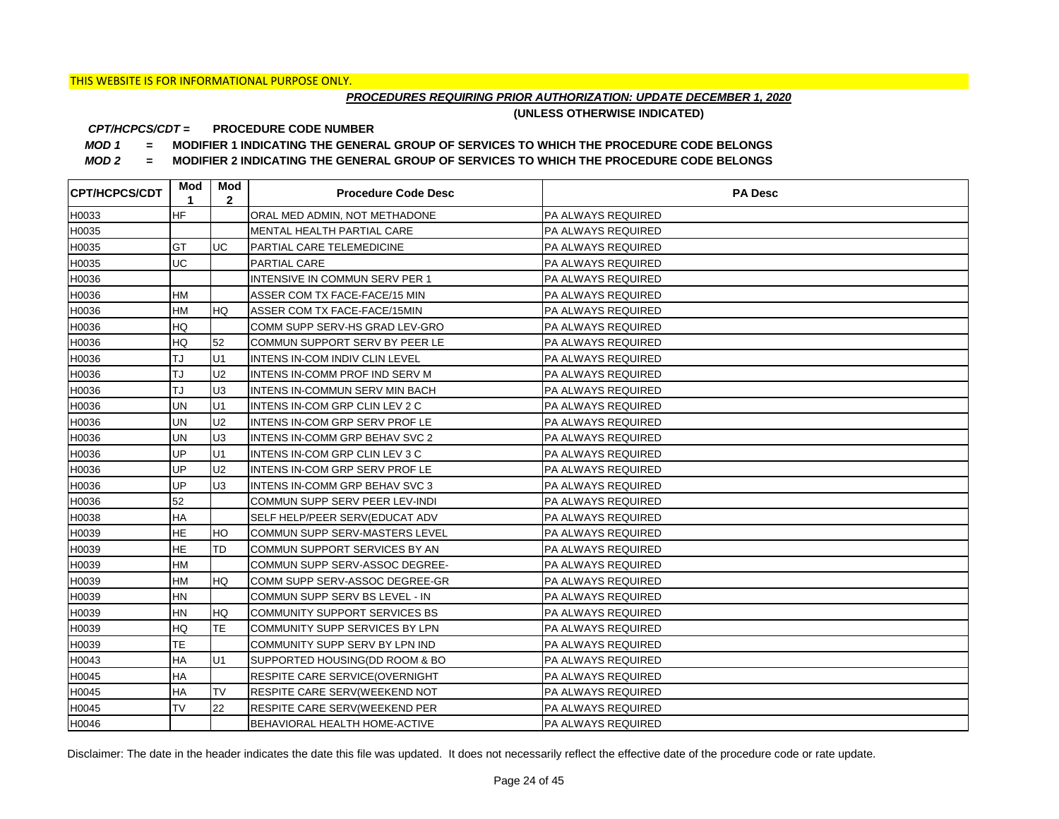THIS WEBSITE IS FOR INFORMATIONAL PURPOSE ONLY.

***PROCEDURES REQUIRING PRIOR AUTHORIZATION: UPDATE DECEMBER 1, 2020***

**(UNLESS OTHERWISE INDICATED)**

***CPT/HCPCS/CDT =*** **PROCEDURE CODE NUMBER**

***MOD 1*** **= MODIFIER 1 INDICATING THE GENERAL GROUP OF SERVICES TO WHICH THE PROCEDURE CODE BELONGS**

***MOD 2*** **= MODIFIER 2 INDICATING THE GENERAL GROUP OF SERVICES TO WHICH THE PROCEDURE CODE BELONGS**

| CPT/HCPCS/CDT | Mod 1 | Mod 2 | Procedure Code Desc | PA Desc |
|---|---|---|---|---|
| H0033 | HF | | ORAL MED ADMIN, NOT METHADONE | PA ALWAYS REQUIRED |
| H0035 | | | MENTAL HEALTH PARTIAL CARE | PA ALWAYS REQUIRED |
| H0035 | GT | UC | PARTIAL CARE TELEMEDICINE | PA ALWAYS REQUIRED |
| H0035 | UC | | PARTIAL CARE | PA ALWAYS REQUIRED |
| H0036 | | | INTENSIVE IN COMMUN SERV PER 1 | PA ALWAYS REQUIRED |
| H0036 | HM | | ASSER COM TX FACE-FACE/15 MIN | PA ALWAYS REQUIRED |
| H0036 | HM | HQ | ASSER COM TX FACE-FACE/15MIN | PA ALWAYS REQUIRED |
| H0036 | HQ | | COMM SUPP SERV-HS GRAD LEV-GRO | PA ALWAYS REQUIRED |
| H0036 | HQ | 52 | COMMUN SUPPORT SERV BY PEER LE | PA ALWAYS REQUIRED |
| H0036 | TJ | U1 | INTENS IN-COM INDIV CLIN LEVEL | PA ALWAYS REQUIRED |
| H0036 | TJ | U2 | INTENS IN-COMM PROF IND SERV M | PA ALWAYS REQUIRED |
| H0036 | TJ | U3 | INTENS IN-COMMUN SERV MIN BACH | PA ALWAYS REQUIRED |
| H0036 | UN | U1 | INTENS IN-COM GRP CLIN LEV 2 C | PA ALWAYS REQUIRED |
| H0036 | UN | U2 | INTENS IN-COM GRP SERV PROF LE | PA ALWAYS REQUIRED |
| H0036 | UN | U3 | INTENS IN-COMM GRP BEHAV SVC 2 | PA ALWAYS REQUIRED |
| H0036 | UP | U1 | INTENS IN-COM GRP CLIN LEV 3 C | PA ALWAYS REQUIRED |
| H0036 | UP | U2 | INTENS IN-COM GRP SERV PROF LE | PA ALWAYS REQUIRED |
| H0036 | UP | U3 | INTENS IN-COMM GRP BEHAV SVC 3 | PA ALWAYS REQUIRED |
| H0036 | 52 | | COMMUN SUPP SERV PEER LEV-INDI | PA ALWAYS REQUIRED |
| H0038 | HA | | SELF HELP/PEER SERV(EDUCAT ADV | PA ALWAYS REQUIRED |
| H0039 | HE | HO | COMMUN SUPP SERV-MASTERS LEVEL | PA ALWAYS REQUIRED |
| H0039 | HE | TD | COMMUN SUPPORT SERVICES BY AN | PA ALWAYS REQUIRED |
| H0039 | HM | | COMMUN SUPP SERV-ASSOC DEGREE- | PA ALWAYS REQUIRED |
| H0039 | HM | HQ | COMM SUPP SERV-ASSOC DEGREE-GR | PA ALWAYS REQUIRED |
| H0039 | HN | | COMMUN SUPP SERV BS LEVEL - IN | PA ALWAYS REQUIRED |
| H0039 | HN | HQ | COMMUNITY SUPPORT SERVICES BS | PA ALWAYS REQUIRED |
| H0039 | HQ | TE | COMMUNITY SUPP SERVICES BY LPN | PA ALWAYS REQUIRED |
| H0039 | TE | | COMMUNITY SUPP SERV BY LPN IND | PA ALWAYS REQUIRED |
| H0043 | HA | U1 | SUPPORTED HOUSING(DD ROOM & BO | PA ALWAYS REQUIRED |
| H0045 | HA | | RESPITE CARE SERVICE(OVERNIGHT | PA ALWAYS REQUIRED |
| H0045 | HA | TV | RESPITE CARE SERV(WEEKEND NOT | PA ALWAYS REQUIRED |
| H0045 | TV | 22 | RESPITE CARE SERV(WEEKEND PER | PA ALWAYS REQUIRED |
| H0046 | | | BEHAVIORAL HEALTH HOME-ACTIVE | PA ALWAYS REQUIRED |

Disclaimer: The date in the header indicates the date this file was updated. It does not necessarily reflect the effective date of the procedure code or rate update.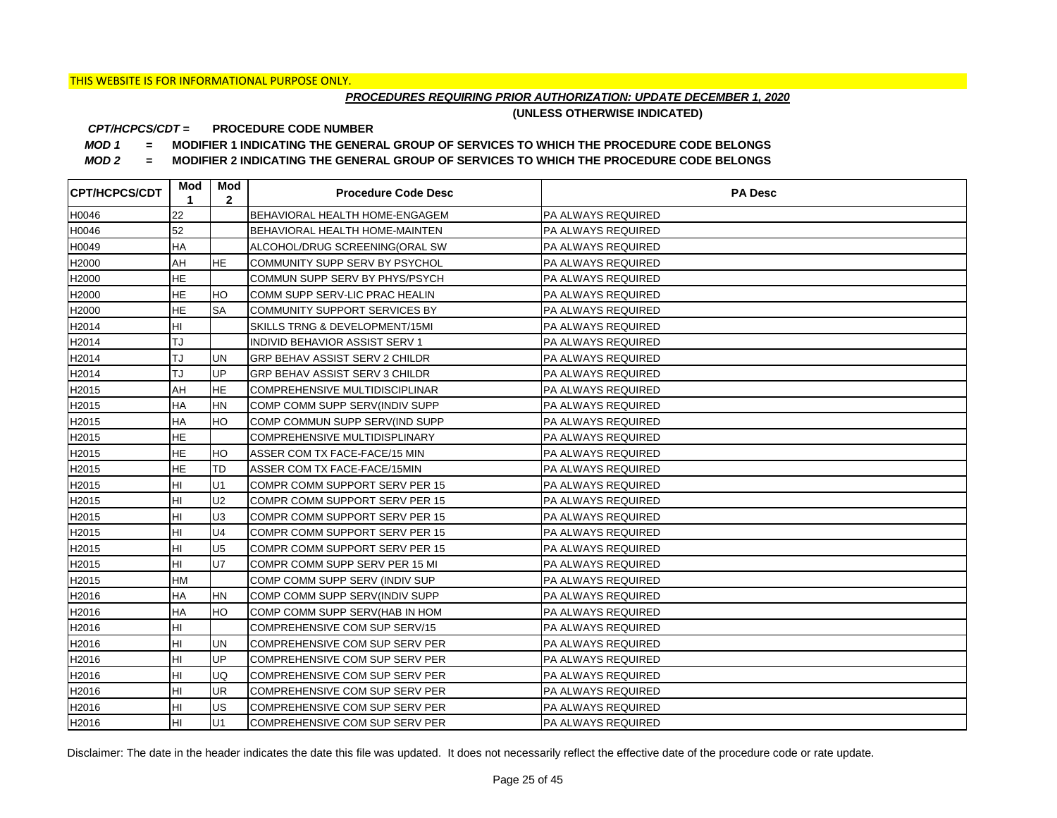THIS WEBSITE IS FOR INFORMATIONAL PURPOSE ONLY.

***PROCEDURES REQUIRING PRIOR AUTHORIZATION: UPDATE DECEMBER 1, 2020***

**(UNLESS OTHERWISE INDICATED)**

***CPT/HCPCS/CDT =*** **PROCEDURE CODE NUMBER**

***MOD 1*** **= MODIFIER 1 INDICATING THE GENERAL GROUP OF SERVICES TO WHICH THE PROCEDURE CODE BELONGS**

***MOD 2*** **= MODIFIER 2 INDICATING THE GENERAL GROUP OF SERVICES TO WHICH THE PROCEDURE CODE BELONGS**

| CPT/HCPCS/CDT | Mod 1 | Mod 2 | Procedure Code Desc | PA Desc |
|---|---|---|---|---|
| H0046 | 22 | | BEHAVIORAL HEALTH HOME-ENGAGEM | PA ALWAYS REQUIRED |
| H0046 | 52 | | BEHAVIORAL HEALTH HOME-MAINTEN | PA ALWAYS REQUIRED |
| H0049 | HA | | ALCOHOL/DRUG SCREENING(ORAL SW | PA ALWAYS REQUIRED |
| H2000 | AH | HE | COMMUNITY SUPP SERV BY PSYCHOL | PA ALWAYS REQUIRED |
| H2000 | HE | | COMMUN SUPP SERV BY PHYS/PSYCH | PA ALWAYS REQUIRED |
| H2000 | HE | HO | COMM SUPP SERV-LIC PRAC HEALIN | PA ALWAYS REQUIRED |
| H2000 | HE | SA | COMMUNITY SUPPORT SERVICES BY | PA ALWAYS REQUIRED |
| H2014 | HI | | SKILLS TRNG & DEVELOPMENT/15MI | PA ALWAYS REQUIRED |
| H2014 | TJ | | INDIVID BEHAVIOR ASSIST SERV 1 | PA ALWAYS REQUIRED |
| H2014 | TJ | UN | GRP BEHAV ASSIST SERV 2 CHILDR | PA ALWAYS REQUIRED |
| H2014 | TJ | UP | GRP BEHAV ASSIST SERV 3 CHILDR | PA ALWAYS REQUIRED |
| H2015 | AH | HE | COMPREHENSIVE MULTIDISCIPLINAR | PA ALWAYS REQUIRED |
| H2015 | HA | HN | COMP COMM SUPP SERV(INDIV SUPP | PA ALWAYS REQUIRED |
| H2015 | HA | HO | COMP COMMUN SUPP SERV(IND SUPP | PA ALWAYS REQUIRED |
| H2015 | HE | | COMPREHENSIVE MULTIDISPLINARY | PA ALWAYS REQUIRED |
| H2015 | HE | HO | ASSER COM TX FACE-FACE/15 MIN | PA ALWAYS REQUIRED |
| H2015 | HE | TD | ASSER COM TX FACE-FACE/15MIN | PA ALWAYS REQUIRED |
| H2015 | HI | U1 | COMPR COMM SUPPORT SERV PER 15 | PA ALWAYS REQUIRED |
| H2015 | HI | U2 | COMPR COMM SUPPORT SERV PER 15 | PA ALWAYS REQUIRED |
| H2015 | HI | U3 | COMPR COMM SUPPORT SERV PER 15 | PA ALWAYS REQUIRED |
| H2015 | HI | U4 | COMPR COMM SUPPORT SERV PER 15 | PA ALWAYS REQUIRED |
| H2015 | HI | U5 | COMPR COMM SUPPORT SERV PER 15 | PA ALWAYS REQUIRED |
| H2015 | HI | U7 | COMPR COMM SUPP SERV PER 15 MI | PA ALWAYS REQUIRED |
| H2015 | HM | | COMP COMM SUPP SERV (INDIV SUP | PA ALWAYS REQUIRED |
| H2016 | HA | HN | COMP COMM SUPP SERV(INDIV SUPP | PA ALWAYS REQUIRED |
| H2016 | HA | HO | COMP COMM SUPP SERV(HAB IN HOM | PA ALWAYS REQUIRED |
| H2016 | HI | | COMPREHENSIVE COM SUP SERV/15 | PA ALWAYS REQUIRED |
| H2016 | HI | UN | COMPREHENSIVE COM SUP SERV PER | PA ALWAYS REQUIRED |
| H2016 | HI | UP | COMPREHENSIVE COM SUP SERV PER | PA ALWAYS REQUIRED |
| H2016 | HI | UQ | COMPREHENSIVE COM SUP SERV PER | PA ALWAYS REQUIRED |
| H2016 | HI | UR | COMPREHENSIVE COM SUP SERV PER | PA ALWAYS REQUIRED |
| H2016 | HI | US | COMPREHENSIVE COM SUP SERV PER | PA ALWAYS REQUIRED |
| H2016 | HI | U1 | COMPREHENSIVE COM SUP SERV PER | PA ALWAYS REQUIRED |

Disclaimer: The date in the header indicates the date this file was updated. It does not necessarily reflect the effective date of the procedure code or rate update.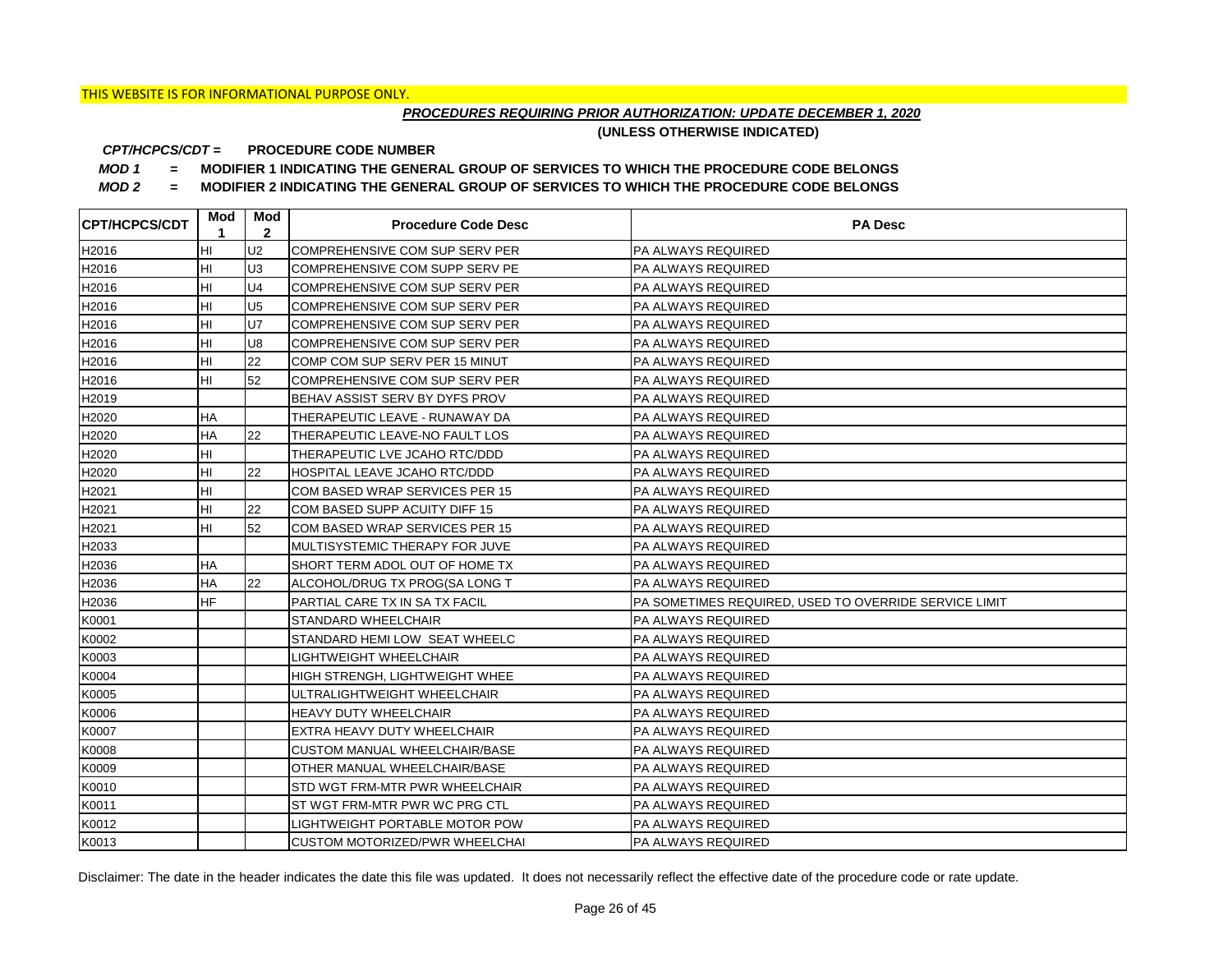THIS WEBSITE IS FOR INFORMATIONAL PURPOSE ONLY.

***PROCEDURES REQUIRING PRIOR AUTHORIZATION: UPDATE DECEMBER 1, 2020***

**(UNLESS OTHERWISE INDICATED)**

***CPT/HCPCS/CDT =*** **PROCEDURE CODE NUMBER**

***MOD 1*** **= MODIFIER 1 INDICATING THE GENERAL GROUP OF SERVICES TO WHICH THE PROCEDURE CODE BELONGS**

***MOD 2*** **= MODIFIER 2 INDICATING THE GENERAL GROUP OF SERVICES TO WHICH THE PROCEDURE CODE BELONGS**

| CPT/HCPCS/CDT | Mod 1 | Mod 2 | Procedure Code Desc | PA Desc |
|---|---|---|---|---|
| H2016 | HI | U2 | COMPREHENSIVE COM SUP SERV PER | PA ALWAYS REQUIRED |
| H2016 | HI | U3 | COMPREHENSIVE COM SUPP SERV PE | PA ALWAYS REQUIRED |
| H2016 | HI | U4 | COMPREHENSIVE COM SUP SERV PER | PA ALWAYS REQUIRED |
| H2016 | HI | U5 | COMPREHENSIVE COM SUP SERV PER | PA ALWAYS REQUIRED |
| H2016 | HI | U7 | COMPREHENSIVE COM SUP SERV PER | PA ALWAYS REQUIRED |
| H2016 | HI | U8 | COMPREHENSIVE COM SUP SERV PER | PA ALWAYS REQUIRED |
| H2016 | HI | 22 | COMP COM SUP SERV PER 15 MINUT | PA ALWAYS REQUIRED |
| H2016 | HI | 52 | COMPREHENSIVE COM SUP SERV PER | PA ALWAYS REQUIRED |
| H2019 | | | BEHAV ASSIST SERV BY DYFS PROV | PA ALWAYS REQUIRED |
| H2020 | HA | | THERAPEUTIC LEAVE - RUNAWAY DA | PA ALWAYS REQUIRED |
| H2020 | HA | 22 | THERAPEUTIC LEAVE-NO FAULT LOS | PA ALWAYS REQUIRED |
| H2020 | HI | | THERAPEUTIC LVE JCAHO RTC/DDD | PA ALWAYS REQUIRED |
| H2020 | HI | 22 | HOSPITAL LEAVE JCAHO RTC/DDD | PA ALWAYS REQUIRED |
| H2021 | HI | | COM BASED WRAP SERVICES PER 15 | PA ALWAYS REQUIRED |
| H2021 | HI | 22 | COM BASED SUPP ACUITY DIFF 15 | PA ALWAYS REQUIRED |
| H2021 | HI | 52 | COM BASED WRAP SERVICES PER 15 | PA ALWAYS REQUIRED |
| H2033 | | | MULTISYSTEMIC THERAPY FOR JUVE | PA ALWAYS REQUIRED |
| H2036 | HA | | SHORT TERM ADOL OUT OF HOME TX | PA ALWAYS REQUIRED |
| H2036 | HA | 22 | ALCOHOL/DRUG TX PROG(SA LONG T | PA ALWAYS REQUIRED |
| H2036 | HF | | PARTIAL CARE TX IN SA TX FACIL | PA SOMETIMES REQUIRED, USED TO OVERRIDE SERVICE LIMIT |
| K0001 | | | STANDARD WHEELCHAIR | PA ALWAYS REQUIRED |
| K0002 | | | STANDARD HEMI LOW SEAT WHEELC | PA ALWAYS REQUIRED |
| K0003 | | | LIGHTWEIGHT WHEELCHAIR | PA ALWAYS REQUIRED |
| K0004 | | | HIGH STRENGH, LIGHTWEIGHT WHEE | PA ALWAYS REQUIRED |
| K0005 | | | ULTRALIGHTWEIGHT WHEELCHAIR | PA ALWAYS REQUIRED |
| K0006 | | | HEAVY DUTY WHEELCHAIR | PA ALWAYS REQUIRED |
| K0007 | | | EXTRA HEAVY DUTY WHEELCHAIR | PA ALWAYS REQUIRED |
| K0008 | | | CUSTOM MANUAL WHEELCHAIR/BASE | PA ALWAYS REQUIRED |
| K0009 | | | OTHER MANUAL WHEELCHAIR/BASE | PA ALWAYS REQUIRED |
| K0010 | | | STD WGT FRM-MTR PWR WHEELCHAIR | PA ALWAYS REQUIRED |
| K0011 | | | ST WGT FRM-MTR PWR WC PRG CTL | PA ALWAYS REQUIRED |
| K0012 | | | LIGHTWEIGHT PORTABLE MOTOR POW | PA ALWAYS REQUIRED |
| K0013 | | | CUSTOM MOTORIZED/PWR WHEELCHAI | PA ALWAYS REQUIRED |

Disclaimer: The date in the header indicates the date this file was updated. It does not necessarily reflect the effective date of the procedure code or rate update.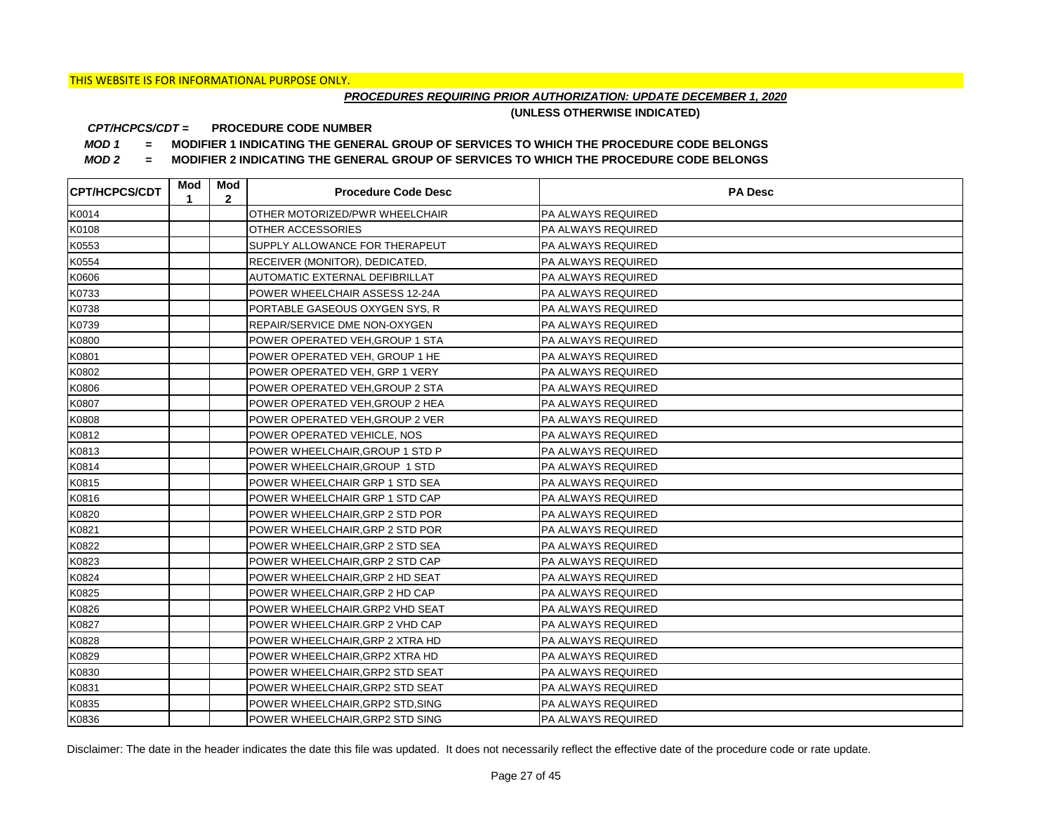THIS WEBSITE IS FOR INFORMATIONAL PURPOSE ONLY.

***PROCEDURES REQUIRING PRIOR AUTHORIZATION: UPDATE DECEMBER 1, 2020***

**(UNLESS OTHERWISE INDICATED)**

***CPT/HCPCS/CDT =*** **PROCEDURE CODE NUMBER**

***MOD 1*** **= MODIFIER 1 INDICATING THE GENERAL GROUP OF SERVICES TO WHICH THE PROCEDURE CODE BELONGS**

***MOD 2*** **= MODIFIER 2 INDICATING THE GENERAL GROUP OF SERVICES TO WHICH THE PROCEDURE CODE BELONGS**

| CPT/HCPCS/CDT | Mod 1 | Mod 2 | Procedure Code Desc | PA Desc |
|---|---|---|---|---|
| K0014 | | | OTHER MOTORIZED/PWR WHEELCHAIR | PA ALWAYS REQUIRED |
| K0108 | | | OTHER ACCESSORIES | PA ALWAYS REQUIRED |
| K0553 | | | SUPPLY ALLOWANCE FOR THERAPEUT | PA ALWAYS REQUIRED |
| K0554 | | | RECEIVER (MONITOR), DEDICATED, | PA ALWAYS REQUIRED |
| K0606 | | | AUTOMATIC EXTERNAL DEFIBRILLAT | PA ALWAYS REQUIRED |
| K0733 | | | POWER WHEELCHAIR ASSESS 12-24A | PA ALWAYS REQUIRED |
| K0738 | | | PORTABLE GASEOUS OXYGEN SYS, R | PA ALWAYS REQUIRED |
| K0739 | | | REPAIR/SERVICE DME NON-OXYGEN | PA ALWAYS REQUIRED |
| K0800 | | | POWER OPERATED VEH,GROUP 1 STA | PA ALWAYS REQUIRED |
| K0801 | | | POWER OPERATED VEH, GROUP 1 HE | PA ALWAYS REQUIRED |
| K0802 | | | POWER OPERATED VEH, GRP 1 VERY | PA ALWAYS REQUIRED |
| K0806 | | | POWER OPERATED VEH,GROUP 2 STA | PA ALWAYS REQUIRED |
| K0807 | | | POWER OPERATED VEH,GROUP 2 HEA | PA ALWAYS REQUIRED |
| K0808 | | | POWER OPERATED VEH,GROUP 2 VER | PA ALWAYS REQUIRED |
| K0812 | | | POWER OPERATED VEHICLE, NOS | PA ALWAYS REQUIRED |
| K0813 | | | POWER WHEELCHAIR,GROUP 1 STD P | PA ALWAYS REQUIRED |
| K0814 | | | POWER WHEELCHAIR,GROUP 1 STD | PA ALWAYS REQUIRED |
| K0815 | | | POWER WHEELCHAIR GRP 1 STD SEA | PA ALWAYS REQUIRED |
| K0816 | | | POWER WHEELCHAIR GRP 1 STD CAP | PA ALWAYS REQUIRED |
| K0820 | | | POWER WHEELCHAIR,GRP 2 STD POR | PA ALWAYS REQUIRED |
| K0821 | | | POWER WHEELCHAIR,GRP 2 STD POR | PA ALWAYS REQUIRED |
| K0822 | | | POWER WHEELCHAIR,GRP 2 STD SEA | PA ALWAYS REQUIRED |
| K0823 | | | POWER WHEELCHAIR,GRP 2 STD CAP | PA ALWAYS REQUIRED |
| K0824 | | | POWER WHEELCHAIR,GRP 2 HD SEAT | PA ALWAYS REQUIRED |
| K0825 | | | POWER WHEELCHAIR,GRP 2 HD CAP | PA ALWAYS REQUIRED |
| K0826 | | | POWER WHEELCHAIR.GRP2 VHD SEAT | PA ALWAYS REQUIRED |
| K0827 | | | POWER WHEELCHAIR.GRP 2 VHD CAP | PA ALWAYS REQUIRED |
| K0828 | | | POWER WHEELCHAIR,GRP 2 XTRA HD | PA ALWAYS REQUIRED |
| K0829 | | | POWER WHEELCHAIR,GRP2 XTRA HD | PA ALWAYS REQUIRED |
| K0830 | | | POWER WHEELCHAIR,GRP2 STD SEAT | PA ALWAYS REQUIRED |
| K0831 | | | POWER WHEELCHAIR,GRP2 STD SEAT | PA ALWAYS REQUIRED |
| K0835 | | | POWER WHEELCHAIR,GRP2 STD,SING | PA ALWAYS REQUIRED |
| K0836 | | | POWER WHEELCHAIR,GRP2 STD SING | PA ALWAYS REQUIRED |

Disclaimer: The date in the header indicates the date this file was updated. It does not necessarily reflect the effective date of the procedure code or rate update.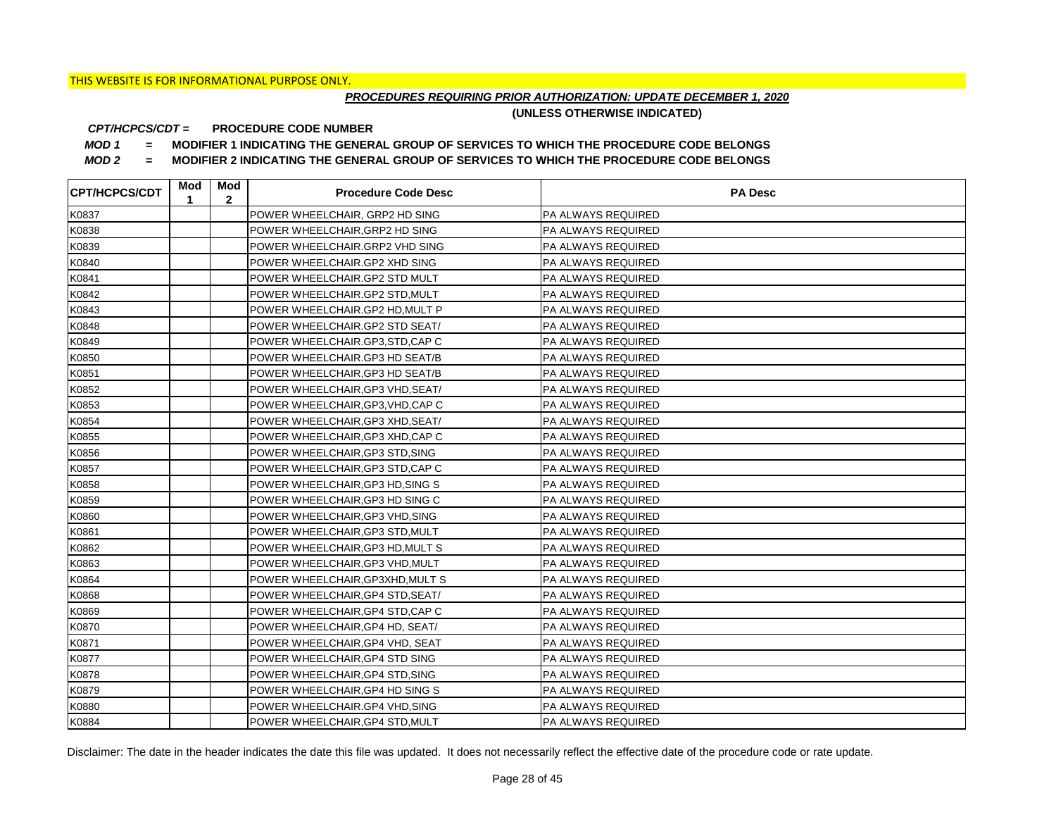THIS WEBSITE IS FOR INFORMATIONAL PURPOSE ONLY.

***PROCEDURES REQUIRING PRIOR AUTHORIZATION: UPDATE DECEMBER 1, 2020***

**(UNLESS OTHERWISE INDICATED)**

***CPT/HCPCS/CDT =*** **PROCEDURE CODE NUMBER**

***MOD 1*** **= MODIFIER 1 INDICATING THE GENERAL GROUP OF SERVICES TO WHICH THE PROCEDURE CODE BELONGS**

***MOD 2*** **= MODIFIER 2 INDICATING THE GENERAL GROUP OF SERVICES TO WHICH THE PROCEDURE CODE BELONGS**

| CPT/HCPCS/CDT | Mod 1 | Mod 2 | Procedure Code Desc | PA Desc |
|---|---|---|---|---|
| K0837 | | | POWER WHEELCHAIR, GRP2 HD SING | PA ALWAYS REQUIRED |
| K0838 | | | POWER WHEELCHAIR,GRP2 HD SING | PA ALWAYS REQUIRED |
| K0839 | | | POWER WHEELCHAIR.GRP2 VHD SING | PA ALWAYS REQUIRED |
| K0840 | | | POWER WHEELCHAIR.GP2 XHD SING | PA ALWAYS REQUIRED |
| K0841 | | | POWER WHEELCHAIR.GP2 STD MULT | PA ALWAYS REQUIRED |
| K0842 | | | POWER WHEELCHAIR.GP2 STD,MULT | PA ALWAYS REQUIRED |
| K0843 | | | POWER WHEELCHAIR.GP2 HD,MULT P | PA ALWAYS REQUIRED |
| K0848 | | | POWER WHEELCHAIR.GP2 STD SEAT/ | PA ALWAYS REQUIRED |
| K0849 | | | POWER WHEELCHAIR.GP3,STD,CAP C | PA ALWAYS REQUIRED |
| K0850 | | | POWER WHEELCHAIR.GP3 HD SEAT/B | PA ALWAYS REQUIRED |
| K0851 | | | POWER WHEELCHAIR,GP3 HD SEAT/B | PA ALWAYS REQUIRED |
| K0852 | | | POWER WHEELCHAIR,GP3 VHD,SEAT/ | PA ALWAYS REQUIRED |
| K0853 | | | POWER WHEELCHAIR,GP3,VHD,CAP C | PA ALWAYS REQUIRED |
| K0854 | | | POWER WHEELCHAIR,GP3 XHD,SEAT/ | PA ALWAYS REQUIRED |
| K0855 | | | POWER WHEELCHAIR,GP3 XHD,CAP C | PA ALWAYS REQUIRED |
| K0856 | | | POWER WHEELCHAIR,GP3 STD,SING | PA ALWAYS REQUIRED |
| K0857 | | | POWER WHEELCHAIR,GP3 STD,CAP C | PA ALWAYS REQUIRED |
| K0858 | | | POWER WHEELCHAIR,GP3 HD,SING S | PA ALWAYS REQUIRED |
| K0859 | | | POWER WHEELCHAIR,GP3 HD SING C | PA ALWAYS REQUIRED |
| K0860 | | | POWER WHEELCHAIR,GP3 VHD,SING | PA ALWAYS REQUIRED |
| K0861 | | | POWER WHEELCHAIR,GP3 STD,MULT | PA ALWAYS REQUIRED |
| K0862 | | | POWER WHEELCHAIR,GP3 HD,MULT S | PA ALWAYS REQUIRED |
| K0863 | | | POWER WHEELCHAIR,GP3 VHD,MULT | PA ALWAYS REQUIRED |
| K0864 | | | POWER WHEELCHAIR,GP3XHD,MULT S | PA ALWAYS REQUIRED |
| K0868 | | | POWER WHEELCHAIR,GP4 STD,SEAT/ | PA ALWAYS REQUIRED |
| K0869 | | | POWER WHEELCHAIR,GP4 STD,CAP C | PA ALWAYS REQUIRED |
| K0870 | | | POWER WHEELCHAIR,GP4 HD, SEAT/ | PA ALWAYS REQUIRED |
| K0871 | | | POWER WHEELCHAIR,GP4 VHD, SEAT | PA ALWAYS REQUIRED |
| K0877 | | | POWER WHEELCHAIR,GP4 STD SING | PA ALWAYS REQUIRED |
| K0878 | | | POWER WHEELCHAIR,GP4 STD,SING | PA ALWAYS REQUIRED |
| K0879 | | | POWER WHEELCHAIR,GP4 HD SING S | PA ALWAYS REQUIRED |
| K0880 | | | POWER WHEELCHAIR.GP4 VHD,SING | PA ALWAYS REQUIRED |
| K0884 | | | POWER WHEELCHAIR,GP4 STD,MULT | PA ALWAYS REQUIRED |

Disclaimer: The date in the header indicates the date this file was updated. It does not necessarily reflect the effective date of the procedure code or rate update.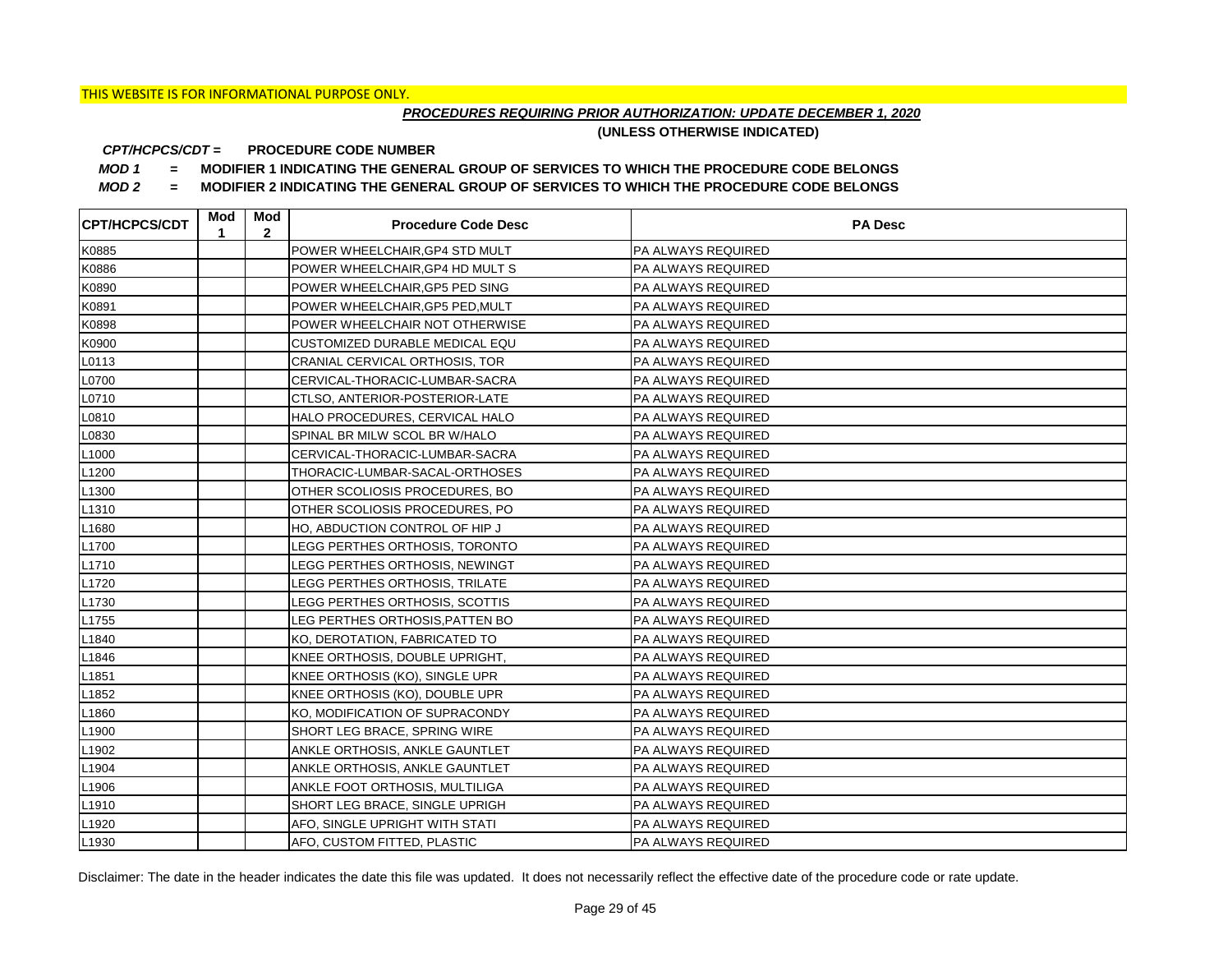THIS WEBSITE IS FOR INFORMATIONAL PURPOSE ONLY.

***PROCEDURES REQUIRING PRIOR AUTHORIZATION: UPDATE DECEMBER 1, 2020***

**(UNLESS OTHERWISE INDICATED)**

***CPT/HCPCS/CDT* = PROCEDURE CODE NUMBER**

***MOD 1* = MODIFIER 1 INDICATING THE GENERAL GROUP OF SERVICES TO WHICH THE PROCEDURE CODE BELONGS**

***MOD 2* = MODIFIER 2 INDICATING THE GENERAL GROUP OF SERVICES TO WHICH THE PROCEDURE CODE BELONGS**

| CPT/HCPCS/CDT | Mod 1 | Mod 2 | Procedure Code Desc | PA Desc |
|---|---|---|---|---|
| K0885 | | | POWER WHEELCHAIR,GP4 STD MULT | PA ALWAYS REQUIRED |
| K0886 | | | POWER WHEELCHAIR,GP4 HD MULT S | PA ALWAYS REQUIRED |
| K0890 | | | POWER WHEELCHAIR,GP5 PED SING | PA ALWAYS REQUIRED |
| K0891 | | | POWER WHEELCHAIR,GP5 PED,MULT | PA ALWAYS REQUIRED |
| K0898 | | | POWER WHEELCHAIR NOT OTHERWISE | PA ALWAYS REQUIRED |
| K0900 | | | CUSTOMIZED DURABLE MEDICAL EQU | PA ALWAYS REQUIRED |
| L0113 | | | CRANIAL CERVICAL ORTHOSIS, TOR | PA ALWAYS REQUIRED |
| L0700 | | | CERVICAL-THORACIC-LUMBAR-SACRA | PA ALWAYS REQUIRED |
| L0710 | | | CTLSO, ANTERIOR-POSTERIOR-LATE | PA ALWAYS REQUIRED |
| L0810 | | | HALO PROCEDURES, CERVICAL HALO | PA ALWAYS REQUIRED |
| L0830 | | | SPINAL BR MILW SCOL BR W/HALO | PA ALWAYS REQUIRED |
| L1000 | | | CERVICAL-THORACIC-LUMBAR-SACRA | PA ALWAYS REQUIRED |
| L1200 | | | THORACIC-LUMBAR-SACAL-ORTHOSES | PA ALWAYS REQUIRED |
| L1300 | | | OTHER SCOLIOSIS PROCEDURES, BO | PA ALWAYS REQUIRED |
| L1310 | | | OTHER SCOLIOSIS PROCEDURES, PO | PA ALWAYS REQUIRED |
| L1680 | | | HO, ABDUCTION CONTROL OF HIP J | PA ALWAYS REQUIRED |
| L1700 | | | LEGG PERTHES ORTHOSIS, TORONTO | PA ALWAYS REQUIRED |
| L1710 | | | LEGG PERTHES ORTHOSIS, NEWINGT | PA ALWAYS REQUIRED |
| L1720 | | | LEGG PERTHES ORTHOSIS, TRILATE | PA ALWAYS REQUIRED |
| L1730 | | | LEGG PERTHES ORTHOSIS, SCOTTIS | PA ALWAYS REQUIRED |
| L1755 | | | LEG PERTHES ORTHOSIS,PATTEN BO | PA ALWAYS REQUIRED |
| L1840 | | | KO, DEROTATION, FABRICATED TO | PA ALWAYS REQUIRED |
| L1846 | | | KNEE ORTHOSIS, DOUBLE UPRIGHT, | PA ALWAYS REQUIRED |
| L1851 | | | KNEE ORTHOSIS (KO), SINGLE UPR | PA ALWAYS REQUIRED |
| L1852 | | | KNEE ORTHOSIS (KO), DOUBLE UPR | PA ALWAYS REQUIRED |
| L1860 | | | KO, MODIFICATION OF SUPRACONDY | PA ALWAYS REQUIRED |
| L1900 | | | SHORT LEG BRACE, SPRING WIRE | PA ALWAYS REQUIRED |
| L1902 | | | ANKLE ORTHOSIS, ANKLE GAUNTLET | PA ALWAYS REQUIRED |
| L1904 | | | ANKLE ORTHOSIS, ANKLE GAUNTLET | PA ALWAYS REQUIRED |
| L1906 | | | ANKLE FOOT ORTHOSIS, MULTILIGA | PA ALWAYS REQUIRED |
| L1910 | | | SHORT LEG BRACE, SINGLE UPRIGH | PA ALWAYS REQUIRED |
| L1920 | | | AFO, SINGLE UPRIGHT WITH STATI | PA ALWAYS REQUIRED |
| L1930 | | | AFO, CUSTOM FITTED, PLASTIC | PA ALWAYS REQUIRED |

Disclaimer: The date in the header indicates the date this file was updated. It does not necessarily reflect the effective date of the procedure code or rate update.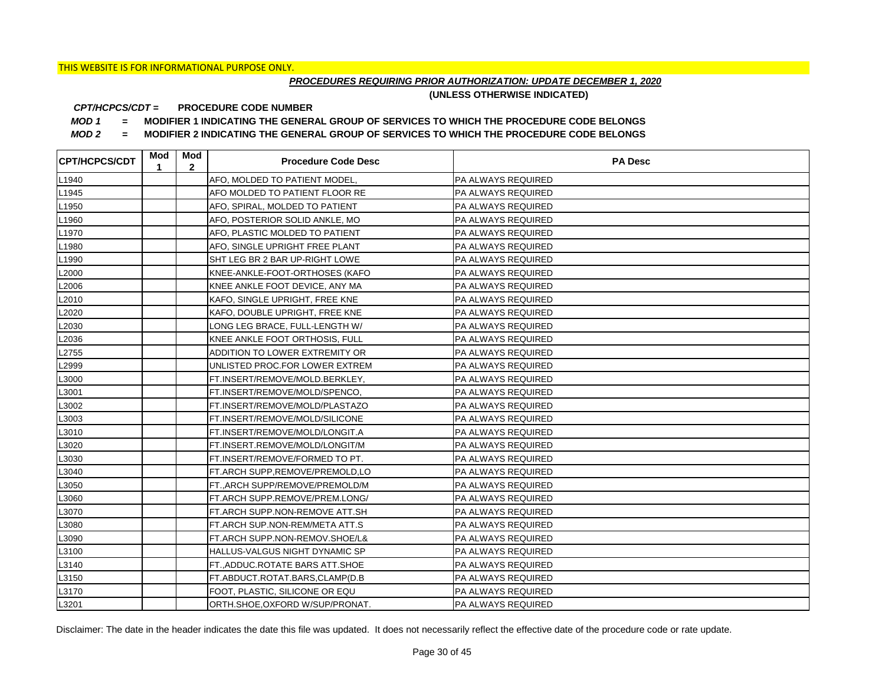THIS WEBSITE IS FOR INFORMATIONAL PURPOSE ONLY.

***PROCEDURES REQUIRING PRIOR AUTHORIZATION: UPDATE DECEMBER 1, 2020***

**(UNLESS OTHERWISE INDICATED)**

***CPT/HCPCS/CDT =*** **PROCEDURE CODE NUMBER**

***MOD 1*** **= MODIFIER 1 INDICATING THE GENERAL GROUP OF SERVICES TO WHICH THE PROCEDURE CODE BELONGS**

***MOD 2*** **= MODIFIER 2 INDICATING THE GENERAL GROUP OF SERVICES TO WHICH THE PROCEDURE CODE BELONGS**

| CPT/HCPCS/CDT | Mod 1 | Mod 2 | Procedure Code Desc | PA Desc |
|---|---|---|---|---|
| L1940 | | | AFO, MOLDED TO PATIENT MODEL, | PA ALWAYS REQUIRED |
| L1945 | | | AFO MOLDED TO PATIENT FLOOR RE | PA ALWAYS REQUIRED |
| L1950 | | | AFO, SPIRAL, MOLDED TO PATIENT | PA ALWAYS REQUIRED |
| L1960 | | | AFO, POSTERIOR SOLID ANKLE, MO | PA ALWAYS REQUIRED |
| L1970 | | | AFO, PLASTIC MOLDED TO PATIENT | PA ALWAYS REQUIRED |
| L1980 | | | AFO, SINGLE UPRIGHT FREE PLANT | PA ALWAYS REQUIRED |
| L1990 | | | SHT LEG BR 2 BAR UP-RIGHT LOWE | PA ALWAYS REQUIRED |
| L2000 | | | KNEE-ANKLE-FOOT-ORTHOSES (KAFO | PA ALWAYS REQUIRED |
| L2006 | | | KNEE ANKLE FOOT DEVICE, ANY MA | PA ALWAYS REQUIRED |
| L2010 | | | KAFO, SINGLE UPRIGHT, FREE KNE | PA ALWAYS REQUIRED |
| L2020 | | | KAFO, DOUBLE UPRIGHT, FREE KNE | PA ALWAYS REQUIRED |
| L2030 | | | LONG LEG BRACE, FULL-LENGTH W/ | PA ALWAYS REQUIRED |
| L2036 | | | KNEE ANKLE FOOT ORTHOSIS, FULL | PA ALWAYS REQUIRED |
| L2755 | | | ADDITION TO LOWER EXTREMITY OR | PA ALWAYS REQUIRED |
| L2999 | | | UNLISTED PROC.FOR LOWER EXTREM | PA ALWAYS REQUIRED |
| L3000 | | | FT.INSERT/REMOVE/MOLD.BERKLEY, | PA ALWAYS REQUIRED |
| L3001 | | | FT.INSERT/REMOVE/MOLD/SPENCO, | PA ALWAYS REQUIRED |
| L3002 | | | FT.INSERT/REMOVE/MOLD/PLASTAZO | PA ALWAYS REQUIRED |
| L3003 | | | FT.INSERT/REMOVE/MOLD/SILICONE | PA ALWAYS REQUIRED |
| L3010 | | | FT.INSERT/REMOVE/MOLD/LONGIT.A | PA ALWAYS REQUIRED |
| L3020 | | | FT.INSERT.REMOVE/MOLD/LONGIT/M | PA ALWAYS REQUIRED |
| L3030 | | | FT.INSERT/REMOVE/FORMED TO PT. | PA ALWAYS REQUIRED |
| L3040 | | | FT.ARCH SUPP,REMOVE/PREMOLD,LO | PA ALWAYS REQUIRED |
| L3050 | | | FT.,ARCH SUPP/REMOVE/PREMOLD/M | PA ALWAYS REQUIRED |
| L3060 | | | FT.ARCH SUPP.REMOVE/PREM.LONG/ | PA ALWAYS REQUIRED |
| L3070 | | | FT.ARCH SUPP.NON-REMOVE ATT.SH | PA ALWAYS REQUIRED |
| L3080 | | | FT.ARCH SUP.NON-REM/META ATT.S | PA ALWAYS REQUIRED |
| L3090 | | | FT.ARCH SUPP.NON-REMOV.SHOE/L& | PA ALWAYS REQUIRED |
| L3100 | | | HALLUS-VALGUS NIGHT DYNAMIC SP | PA ALWAYS REQUIRED |
| L3140 | | | FT.,ADDUC.ROTATE BARS ATT.SHOE | PA ALWAYS REQUIRED |
| L3150 | | | FT.ABDUCT.ROTAT.BARS,CLAMP(D.B | PA ALWAYS REQUIRED |
| L3170 | | | FOOT, PLASTIC, SILICONE OR EQU | PA ALWAYS REQUIRED |
| L3201 | | | ORTH.SHOE,OXFORD W/SUP/PRONAT. | PA ALWAYS REQUIRED |

Disclaimer: The date in the header indicates the date this file was updated. It does not necessarily reflect the effective date of the procedure code or rate update.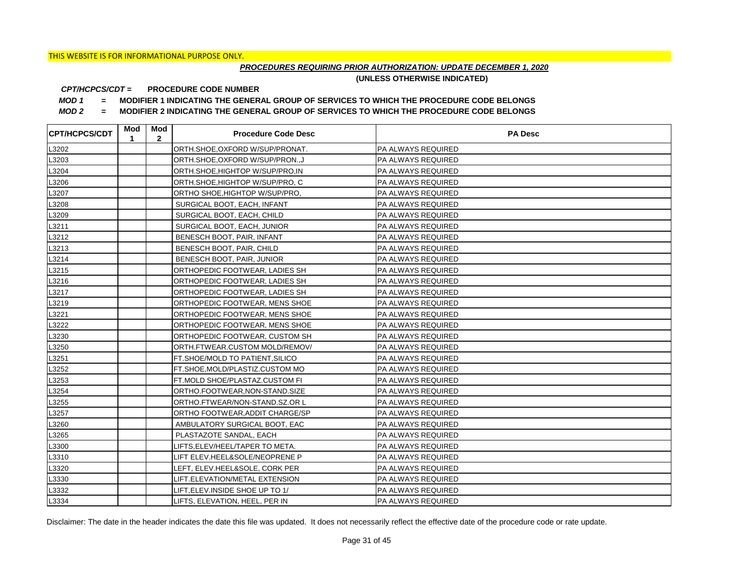THIS WEBSITE IS FOR INFORMATIONAL PURPOSE ONLY.

***PROCEDURES REQUIRING PRIOR AUTHORIZATION: UPDATE DECEMBER 1, 2020***

**(UNLESS OTHERWISE INDICATED)**

***CPT/HCPCS/CDT =*** **PROCEDURE CODE NUMBER**

***MOD 1*** **= MODIFIER 1 INDICATING THE GENERAL GROUP OF SERVICES TO WHICH THE PROCEDURE CODE BELONGS**

***MOD 2*** **= MODIFIER 2 INDICATING THE GENERAL GROUP OF SERVICES TO WHICH THE PROCEDURE CODE BELONGS**

| CPT/HCPCS/CDT | Mod 1 | Mod 2 | Procedure Code Desc | PA Desc |
|---|---|---|---|---|
| L3202 | | | ORTH.SHOE,OXFORD W/SUP/PRONAT. | PA ALWAYS REQUIRED |
| L3203 | | | ORTH.SHOE,OXFORD W/SUP/PRON.,J | PA ALWAYS REQUIRED |
| L3204 | | | ORTH.SHOE,HIGHTOP W/SUP/PRO,IN | PA ALWAYS REQUIRED |
| L3206 | | | ORTH.SHOE,HIGHTOP W/SUP/PRO, C | PA ALWAYS REQUIRED |
| L3207 | | | ORTHO SHOE,HIGHTOP W/SUP/PRO, | PA ALWAYS REQUIRED |
| L3208 | | | SURGICAL BOOT, EACH, INFANT | PA ALWAYS REQUIRED |
| L3209 | | | SURGICAL BOOT, EACH, CHILD | PA ALWAYS REQUIRED |
| L3211 | | | SURGICAL BOOT, EACH, JUNIOR | PA ALWAYS REQUIRED |
| L3212 | | | BENESCH BOOT, PAIR, INFANT | PA ALWAYS REQUIRED |
| L3213 | | | BENESCH BOOT, PAIR, CHILD | PA ALWAYS REQUIRED |
| L3214 | | | BENESCH BOOT, PAIR, JUNIOR | PA ALWAYS REQUIRED |
| L3215 | | | ORTHOPEDIC FOOTWEAR, LADIES SH | PA ALWAYS REQUIRED |
| L3216 | | | ORTHOPEDIC FOOTWEAR, LADIES SH | PA ALWAYS REQUIRED |
| L3217 | | | ORTHOPEDIC FOOTWEAR, LADIES SH | PA ALWAYS REQUIRED |
| L3219 | | | ORTHOPEDIC FOOTWEAR, MENS SHOE | PA ALWAYS REQUIRED |
| L3221 | | | ORTHOPEDIC FOOTWEAR, MENS SHOE | PA ALWAYS REQUIRED |
| L3222 | | | ORTHOPEDIC FOOTWEAR, MENS SHOE | PA ALWAYS REQUIRED |
| L3230 | | | ORTHOPEDIC FOOTWEAR, CUSTOM SH | PA ALWAYS REQUIRED |
| L3250 | | | ORTH.FTWEAR.CUSTOM MOLD/REMOV/ | PA ALWAYS REQUIRED |
| L3251 | | | FT.SHOE/MOLD TO PATIENT,SILICO | PA ALWAYS REQUIRED |
| L3252 | | | FT.SHOE,MOLD/PLASTIZ.CUSTOM MO | PA ALWAYS REQUIRED |
| L3253 | | | FT.MOLD SHOE/PLASTAZ.CUSTOM FI | PA ALWAYS REQUIRED |
| L3254 | | | ORTHO.FOOTWEAR,NON-STAND.SIZE | PA ALWAYS REQUIRED |
| L3255 | | | ORTHO.FTWEAR/NON-STAND.SZ.OR L | PA ALWAYS REQUIRED |
| L3257 | | | ORTHO FOOTWEAR,ADDIT CHARGE/SP | PA ALWAYS REQUIRED |
| L3260 | | | AMBULATORY SURGICAL BOOT, EAC | PA ALWAYS REQUIRED |
| L3265 | | | PLASTAZOTE SANDAL, EACH | PA ALWAYS REQUIRED |
| L3300 | | | LIFTS,ELEV/HEEL/TAPER TO META. | PA ALWAYS REQUIRED |
| L3310 | | | LIFT ELEV.HEEL&SOLE/NEOPRENE P | PA ALWAYS REQUIRED |
| L3320 | | | LEFT, ELEV.HEEL&SOLE, CORK PER | PA ALWAYS REQUIRED |
| L3330 | | | LIFT.ELEVATION/METAL EXTENSION | PA ALWAYS REQUIRED |
| L3332 | | | LIFT,ELEV.INSIDE SHOE UP TO 1/ | PA ALWAYS REQUIRED |
| L3334 | | | LIFTS, ELEVATION, HEEL, PER IN | PA ALWAYS REQUIRED |

Disclaimer: The date in the header indicates the date this file was updated. It does not necessarily reflect the effective date of the procedure code or rate update.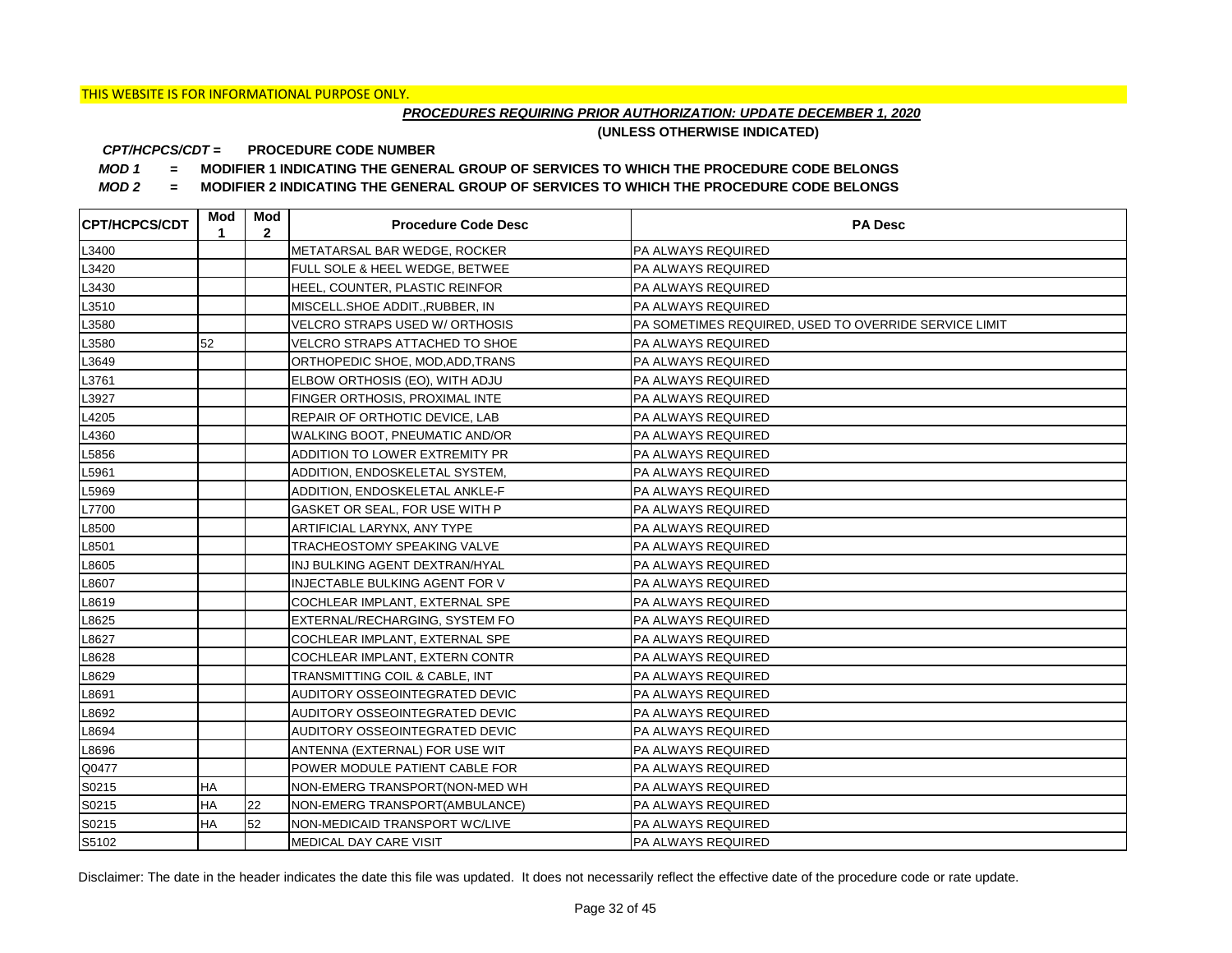THIS WEBSITE IS FOR INFORMATIONAL PURPOSE ONLY.

***PROCEDURES REQUIRING PRIOR AUTHORIZATION: UPDATE DECEMBER 1, 2020***

**(UNLESS OTHERWISE INDICATED)**

***CPT/HCPCS/CDT =*** **PROCEDURE CODE NUMBER**

***MOD 1*** **= MODIFIER 1 INDICATING THE GENERAL GROUP OF SERVICES TO WHICH THE PROCEDURE CODE BELONGS**

***MOD 2*** **= MODIFIER 2 INDICATING THE GENERAL GROUP OF SERVICES TO WHICH THE PROCEDURE CODE BELONGS**

| CPT/HCPCS/CDT | Mod 1 | Mod 2 | Procedure Code Desc | PA Desc |
|---|---|---|---|---|
| L3400 | | | METATARSAL BAR WEDGE, ROCKER | PA ALWAYS REQUIRED |
| L3420 | | | FULL SOLE & HEEL WEDGE, BETWEE | PA ALWAYS REQUIRED |
| L3430 | | | HEEL, COUNTER, PLASTIC REINFOR | PA ALWAYS REQUIRED |
| L3510 | | | MISCELL.SHOE ADDIT.,RUBBER, IN | PA ALWAYS REQUIRED |
| L3580 | | | VELCRO STRAPS USED W/ ORTHOSIS | PA SOMETIMES REQUIRED, USED TO OVERRIDE SERVICE LIMIT |
| L3580 | 52 | | VELCRO STRAPS ATTACHED TO SHOE | PA ALWAYS REQUIRED |
| L3649 | | | ORTHOPEDIC SHOE, MOD,ADD,TRANS | PA ALWAYS REQUIRED |
| L3761 | | | ELBOW ORTHOSIS (EO), WITH ADJU | PA ALWAYS REQUIRED |
| L3927 | | | FINGER ORTHOSIS, PROXIMAL INTE | PA ALWAYS REQUIRED |
| L4205 | | | REPAIR OF ORTHOTIC DEVICE, LAB | PA ALWAYS REQUIRED |
| L4360 | | | WALKING BOOT, PNEUMATIC AND/OR | PA ALWAYS REQUIRED |
| L5856 | | | ADDITION TO LOWER EXTREMITY PR | PA ALWAYS REQUIRED |
| L5961 | | | ADDITION, ENDOSKELETAL SYSTEM, | PA ALWAYS REQUIRED |
| L5969 | | | ADDITION, ENDOSKELETAL ANKLE-F | PA ALWAYS REQUIRED |
| L7700 | | | GASKET OR SEAL, FOR USE WITH P | PA ALWAYS REQUIRED |
| L8500 | | | ARTIFICIAL LARYNX, ANY TYPE | PA ALWAYS REQUIRED |
| L8501 | | | TRACHEOSTOMY SPEAKING VALVE | PA ALWAYS REQUIRED |
| L8605 | | | INJ BULKING AGENT DEXTRAN/HYAL | PA ALWAYS REQUIRED |
| L8607 | | | INJECTABLE BULKING AGENT FOR V | PA ALWAYS REQUIRED |
| L8619 | | | COCHLEAR IMPLANT, EXTERNAL SPE | PA ALWAYS REQUIRED |
| L8625 | | | EXTERNAL/RECHARGING, SYSTEM FO | PA ALWAYS REQUIRED |
| L8627 | | | COCHLEAR IMPLANT, EXTERNAL SPE | PA ALWAYS REQUIRED |
| L8628 | | | COCHLEAR IMPLANT, EXTERN CONTR | PA ALWAYS REQUIRED |
| L8629 | | | TRANSMITTING COIL & CABLE, INT | PA ALWAYS REQUIRED |
| L8691 | | | AUDITORY OSSEOINTEGRATED DEVIC | PA ALWAYS REQUIRED |
| L8692 | | | AUDITORY OSSEOINTEGRATED DEVIC | PA ALWAYS REQUIRED |
| L8694 | | | AUDITORY OSSEOINTEGRATED DEVIC | PA ALWAYS REQUIRED |
| L8696 | | | ANTENNA (EXTERNAL) FOR USE WIT | PA ALWAYS REQUIRED |
| Q0477 | | | POWER MODULE PATIENT CABLE FOR | PA ALWAYS REQUIRED |
| S0215 | HA | | NON-EMERG TRANSPORT(NON-MED WH | PA ALWAYS REQUIRED |
| S0215 | HA | 22 | NON-EMERG TRANSPORT(AMBULANCE) | PA ALWAYS REQUIRED |
| S0215 | HA | 52 | NON-MEDICAID TRANSPORT WC/LIVE | PA ALWAYS REQUIRED |
| S5102 | | | MEDICAL DAY CARE VISIT | PA ALWAYS REQUIRED |

Disclaimer: The date in the header indicates the date this file was updated. It does not necessarily reflect the effective date of the procedure code or rate update.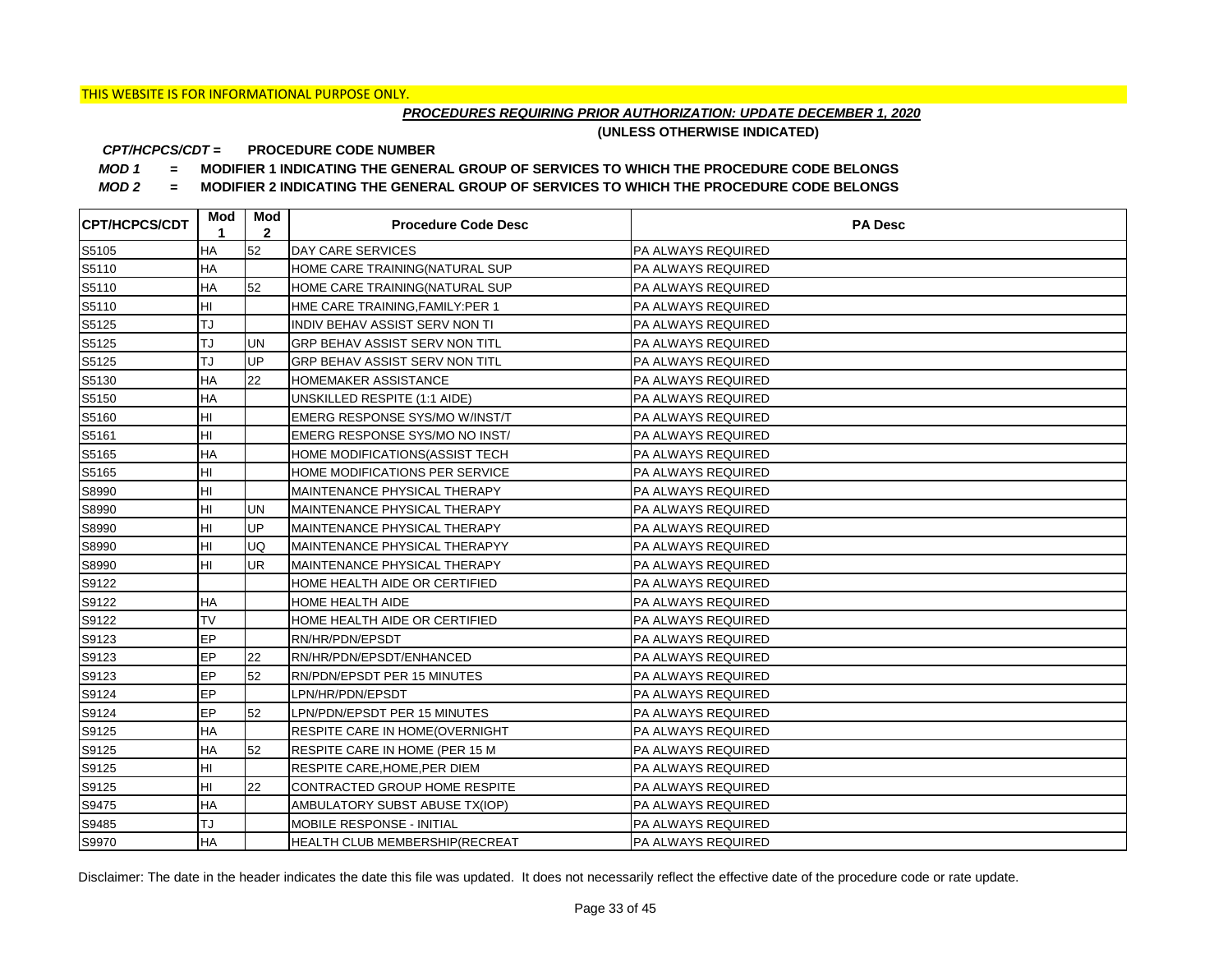THIS WEBSITE IS FOR INFORMATIONAL PURPOSE ONLY.

***PROCEDURES REQUIRING PRIOR AUTHORIZATION: UPDATE DECEMBER 1, 2020***

**(UNLESS OTHERWISE INDICATED)**

***CPT/HCPCS/CDT =*** **PROCEDURE CODE NUMBER**

***MOD 1*** **= MODIFIER 1 INDICATING THE GENERAL GROUP OF SERVICES TO WHICH THE PROCEDURE CODE BELONGS**

***MOD 2*** **= MODIFIER 2 INDICATING THE GENERAL GROUP OF SERVICES TO WHICH THE PROCEDURE CODE BELONGS**

| CPT/HCPCS/CDT | Mod 1 | Mod 2 | Procedure Code Desc | PA Desc |
|---|---|---|---|---|
| S5105 | HA | 52 | DAY CARE SERVICES | PA ALWAYS REQUIRED |
| S5110 | HA | | HOME CARE TRAINING(NATURAL SUP | PA ALWAYS REQUIRED |
| S5110 | HA | 52 | HOME CARE TRAINING(NATURAL SUP | PA ALWAYS REQUIRED |
| S5110 | HI | | HME CARE TRAINING,FAMILY:PER 1 | PA ALWAYS REQUIRED |
| S5125 | TJ | | INDIV BEHAV ASSIST SERV NON TI | PA ALWAYS REQUIRED |
| S5125 | TJ | UN | GRP BEHAV ASSIST SERV NON TITL | PA ALWAYS REQUIRED |
| S5125 | TJ | UP | GRP BEHAV ASSIST SERV NON TITL | PA ALWAYS REQUIRED |
| S5130 | HA | 22 | HOMEMAKER ASSISTANCE | PA ALWAYS REQUIRED |
| S5150 | HA | | UNSKILLED RESPITE (1:1 AIDE) | PA ALWAYS REQUIRED |
| S5160 | HI | | EMERG RESPONSE SYS/MO W/INST/T | PA ALWAYS REQUIRED |
| S5161 | HI | | EMERG RESPONSE SYS/MO NO INST/ | PA ALWAYS REQUIRED |
| S5165 | HA | | HOME MODIFICATIONS(ASSIST TECH | PA ALWAYS REQUIRED |
| S5165 | HI | | HOME MODIFICATIONS PER SERVICE | PA ALWAYS REQUIRED |
| S8990 | HI | | MAINTENANCE PHYSICAL THERAPY | PA ALWAYS REQUIRED |
| S8990 | HI | UN | MAINTENANCE PHYSICAL THERAPY | PA ALWAYS REQUIRED |
| S8990 | HI | UP | MAINTENANCE PHYSICAL THERAPY | PA ALWAYS REQUIRED |
| S8990 | HI | UQ | MAINTENANCE PHYSICAL THERAPYY | PA ALWAYS REQUIRED |
| S8990 | HI | UR | MAINTENANCE PHYSICAL THERAPY | PA ALWAYS REQUIRED |
| S9122 | | | HOME HEALTH AIDE OR CERTIFIED | PA ALWAYS REQUIRED |
| S9122 | HA | | HOME HEALTH AIDE | PA ALWAYS REQUIRED |
| S9122 | TV | | HOME HEALTH AIDE OR CERTIFIED | PA ALWAYS REQUIRED |
| S9123 | EP | | RN/HR/PDN/EPSDT | PA ALWAYS REQUIRED |
| S9123 | EP | 22 | RN/HR/PDN/EPSDT/ENHANCED | PA ALWAYS REQUIRED |
| S9123 | EP | 52 | RN/PDN/EPSDT PER 15 MINUTES | PA ALWAYS REQUIRED |
| S9124 | EP | | LPN/HR/PDN/EPSDT | PA ALWAYS REQUIRED |
| S9124 | EP | 52 | LPN/PDN/EPSDT PER 15 MINUTES | PA ALWAYS REQUIRED |
| S9125 | HA | | RESPITE CARE IN HOME(OVERNIGHT | PA ALWAYS REQUIRED |
| S9125 | HA | 52 | RESPITE CARE IN HOME (PER 15 M | PA ALWAYS REQUIRED |
| S9125 | HI | | RESPITE CARE,HOME,PER DIEM | PA ALWAYS REQUIRED |
| S9125 | HI | 22 | CONTRACTED GROUP HOME RESPITE | PA ALWAYS REQUIRED |
| S9475 | HA | | AMBULATORY SUBST ABUSE TX(IOP) | PA ALWAYS REQUIRED |
| S9485 | TJ | | MOBILE RESPONSE - INITIAL | PA ALWAYS REQUIRED |
| S9970 | HA | | HEALTH CLUB MEMBERSHIP(RECREAT | PA ALWAYS REQUIRED |

Disclaimer: The date in the header indicates the date this file was updated. It does not necessarily reflect the effective date of the procedure code or rate update.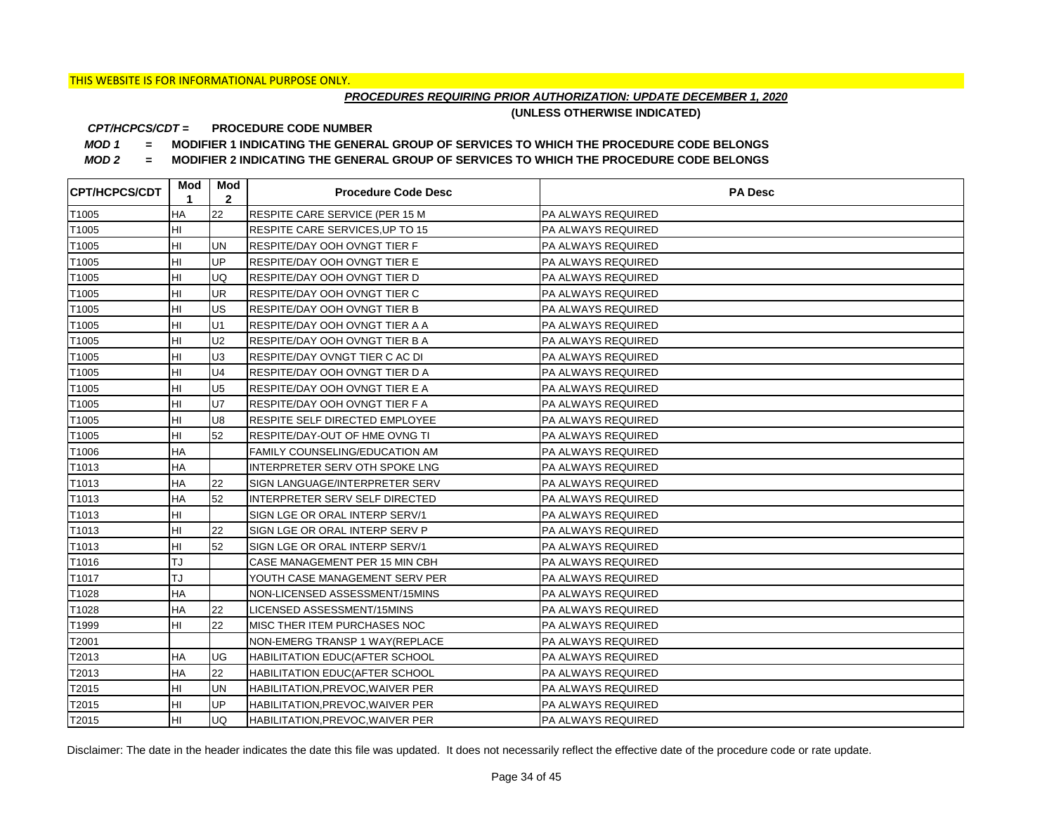THIS WEBSITE IS FOR INFORMATIONAL PURPOSE ONLY.

***PROCEDURES REQUIRING PRIOR AUTHORIZATION: UPDATE DECEMBER 1, 2020***

**(UNLESS OTHERWISE INDICATED)**

***CPT/HCPCS/CDT =*** **PROCEDURE CODE NUMBER**

***MOD 1*** **= MODIFIER 1 INDICATING THE GENERAL GROUP OF SERVICES TO WHICH THE PROCEDURE CODE BELONGS**

***MOD 2*** **= MODIFIER 2 INDICATING THE GENERAL GROUP OF SERVICES TO WHICH THE PROCEDURE CODE BELONGS**

| CPT/HCPCS/CDT | Mod 1 | Mod 2 | Procedure Code Desc | PA Desc |
|---|---|---|---|---|
| T1005 | HA | 22 | RESPITE CARE SERVICE (PER 15 M | PA ALWAYS REQUIRED |
| T1005 | HI | | RESPITE CARE SERVICES,UP TO 15 | PA ALWAYS REQUIRED |
| T1005 | HI | UN | RESPITE/DAY OOH OVNGT TIER F | PA ALWAYS REQUIRED |
| T1005 | HI | UP | RESPITE/DAY OOH OVNGT TIER E | PA ALWAYS REQUIRED |
| T1005 | HI | UQ | RESPITE/DAY OOH OVNGT TIER D | PA ALWAYS REQUIRED |
| T1005 | HI | UR | RESPITE/DAY OOH OVNGT TIER C | PA ALWAYS REQUIRED |
| T1005 | HI | US | RESPITE/DAY OOH OVNGT TIER B | PA ALWAYS REQUIRED |
| T1005 | HI | U1 | RESPITE/DAY OOH OVNGT TIER A A | PA ALWAYS REQUIRED |
| T1005 | HI | U2 | RESPITE/DAY OOH OVNGT TIER B A | PA ALWAYS REQUIRED |
| T1005 | HI | U3 | RESPITE/DAY OVNGT TIER C AC DI | PA ALWAYS REQUIRED |
| T1005 | HI | U4 | RESPITE/DAY OOH OVNGT TIER D A | PA ALWAYS REQUIRED |
| T1005 | HI | U5 | RESPITE/DAY OOH OVNGT TIER E A | PA ALWAYS REQUIRED |
| T1005 | HI | U7 | RESPITE/DAY OOH OVNGT TIER F A | PA ALWAYS REQUIRED |
| T1005 | HI | U8 | RESPITE SELF DIRECTED EMPLOYEE | PA ALWAYS REQUIRED |
| T1005 | HI | 52 | RESPITE/DAY-OUT OF HME OVNG TI | PA ALWAYS REQUIRED |
| T1006 | HA | | FAMILY COUNSELING/EDUCATION AM | PA ALWAYS REQUIRED |
| T1013 | HA | | INTERPRETER SERV OTH SPOKE LNG | PA ALWAYS REQUIRED |
| T1013 | HA | 22 | SIGN LANGUAGE/INTERPRETER SERV | PA ALWAYS REQUIRED |
| T1013 | HA | 52 | INTERPRETER SERV SELF DIRECTED | PA ALWAYS REQUIRED |
| T1013 | HI | | SIGN LGE OR ORAL INTERP SERV/1 | PA ALWAYS REQUIRED |
| T1013 | HI | 22 | SIGN LGE OR ORAL INTERP SERV P | PA ALWAYS REQUIRED |
| T1013 | HI | 52 | SIGN LGE OR ORAL INTERP SERV/1 | PA ALWAYS REQUIRED |
| T1016 | TJ | | CASE MANAGEMENT PER 15 MIN CBH | PA ALWAYS REQUIRED |
| T1017 | TJ | | YOUTH CASE MANAGEMENT SERV PER | PA ALWAYS REQUIRED |
| T1028 | HA | | NON-LICENSED ASSESSMENT/15MINS | PA ALWAYS REQUIRED |
| T1028 | HA | 22 | LICENSED ASSESSMENT/15MINS | PA ALWAYS REQUIRED |
| T1999 | HI | 22 | MISC THER ITEM PURCHASES NOC | PA ALWAYS REQUIRED |
| T2001 | | | NON-EMERG TRANSP 1 WAY(REPLACE | PA ALWAYS REQUIRED |
| T2013 | HA | UG | HABILITATION EDUC(AFTER SCHOOL | PA ALWAYS REQUIRED |
| T2013 | HA | 22 | HABILITATION EDUC(AFTER SCHOOL | PA ALWAYS REQUIRED |
| T2015 | HI | UN | HABILITATION,PREVOC,WAIVER PER | PA ALWAYS REQUIRED |
| T2015 | HI | UP | HABILITATION,PREVOC,WAIVER PER | PA ALWAYS REQUIRED |
| T2015 | HI | UQ | HABILITATION,PREVOC,WAIVER PER | PA ALWAYS REQUIRED |

Disclaimer: The date in the header indicates the date this file was updated. It does not necessarily reflect the effective date of the procedure code or rate update.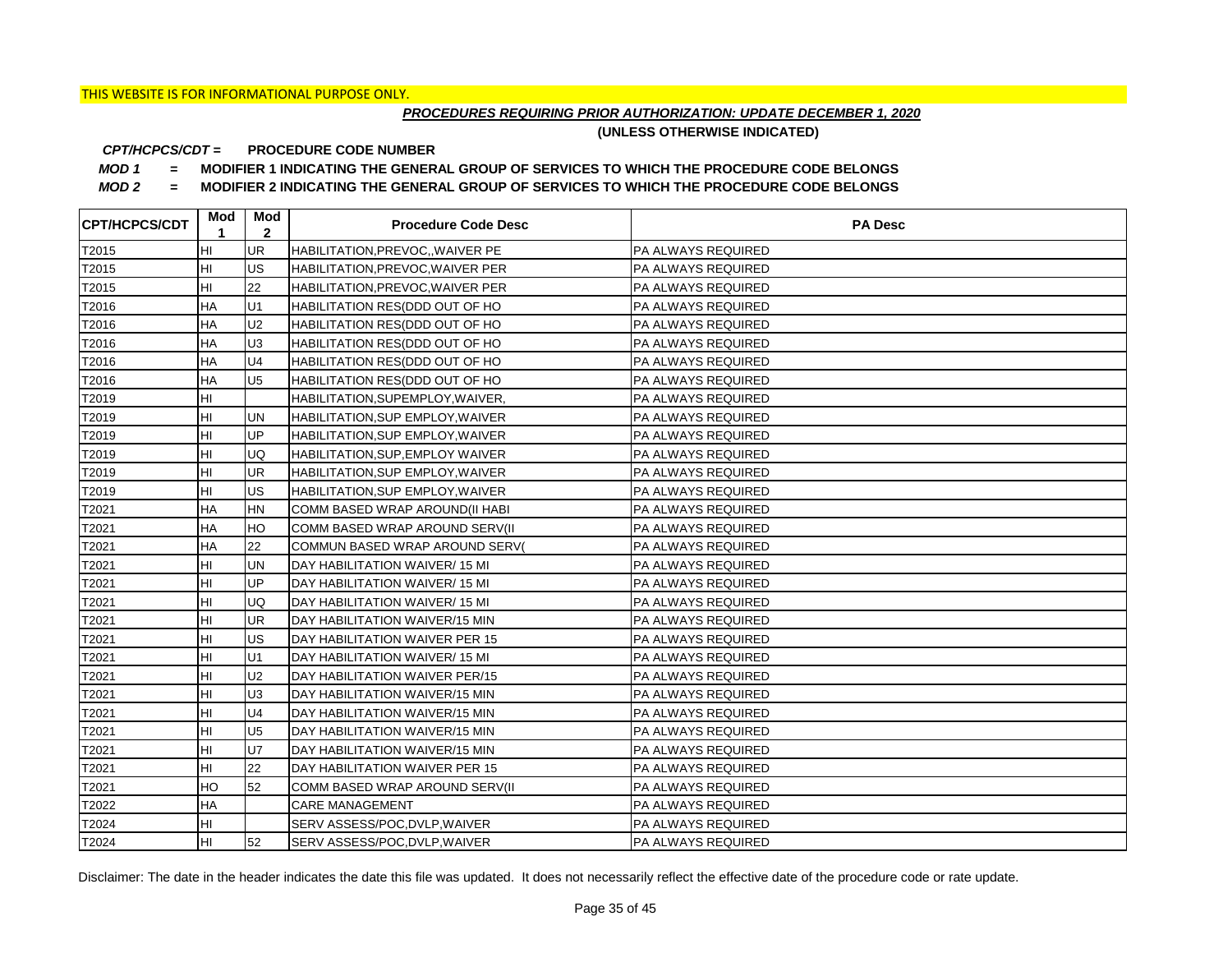THIS WEBSITE IS FOR INFORMATIONAL PURPOSE ONLY.

***PROCEDURES REQUIRING PRIOR AUTHORIZATION: UPDATE DECEMBER 1, 2020***

**(UNLESS OTHERWISE INDICATED)**

***CPT/HCPCS/CDT =*** **PROCEDURE CODE NUMBER**

***MOD 1*** **= MODIFIER 1 INDICATING THE GENERAL GROUP OF SERVICES TO WHICH THE PROCEDURE CODE BELONGS**

***MOD 2*** **= MODIFIER 2 INDICATING THE GENERAL GROUP OF SERVICES TO WHICH THE PROCEDURE CODE BELONGS**

| CPT/HCPCS/CDT | Mod 1 | Mod 2 | Procedure Code Desc | PA Desc |
|---|---|---|---|---|
| T2015 | HI | UR | HABILITATION,PREVOC,,WAIVER PE | PA ALWAYS REQUIRED |
| T2015 | HI | US | HABILITATION,PREVOC,WAIVER PER | PA ALWAYS REQUIRED |
| T2015 | HI | 22 | HABILITATION,PREVOC,WAIVER PER | PA ALWAYS REQUIRED |
| T2016 | HA | U1 | HABILITATION RES(DDD OUT OF HO | PA ALWAYS REQUIRED |
| T2016 | HA | U2 | HABILITATION RES(DDD OUT OF HO | PA ALWAYS REQUIRED |
| T2016 | HA | U3 | HABILITATION RES(DDD OUT OF HO | PA ALWAYS REQUIRED |
| T2016 | HA | U4 | HABILITATION RES(DDD OUT OF HO | PA ALWAYS REQUIRED |
| T2016 | HA | U5 | HABILITATION RES(DDD OUT OF HO | PA ALWAYS REQUIRED |
| T2019 | HI | | HABILITATION,SUPEMPLOY,WAIVER, | PA ALWAYS REQUIRED |
| T2019 | HI | UN | HABILITATION,SUP EMPLOY,WAIVER | PA ALWAYS REQUIRED |
| T2019 | HI | UP | HABILITATION,SUP EMPLOY,WAIVER | PA ALWAYS REQUIRED |
| T2019 | HI | UQ | HABILITATION,SUP,EMPLOY WAIVER | PA ALWAYS REQUIRED |
| T2019 | HI | UR | HABILITATION,SUP EMPLOY,WAIVER | PA ALWAYS REQUIRED |
| T2019 | HI | US | HABILITATION,SUP EMPLOY,WAIVER | PA ALWAYS REQUIRED |
| T2021 | HA | HN | COMM BASED WRAP AROUND(II HABI | PA ALWAYS REQUIRED |
| T2021 | HA | HO | COMM BASED WRAP AROUND SERV(II | PA ALWAYS REQUIRED |
| T2021 | HA | 22 | COMMUN BASED WRAP AROUND SERV( | PA ALWAYS REQUIRED |
| T2021 | HI | UN | DAY HABILITATION WAIVER/ 15 MI | PA ALWAYS REQUIRED |
| T2021 | HI | UP | DAY HABILITATION WAIVER/ 15 MI | PA ALWAYS REQUIRED |
| T2021 | HI | UQ | DAY HABILITATION WAIVER/ 15 MI | PA ALWAYS REQUIRED |
| T2021 | HI | UR | DAY HABILITATION WAIVER/15 MIN | PA ALWAYS REQUIRED |
| T2021 | HI | US | DAY HABILITATION WAIVER PER 15 | PA ALWAYS REQUIRED |
| T2021 | HI | U1 | DAY HABILITATION WAIVER/ 15 MI | PA ALWAYS REQUIRED |
| T2021 | HI | U2 | DAY HABILITATION WAIVER PER/15 | PA ALWAYS REQUIRED |
| T2021 | HI | U3 | DAY HABILITATION WAIVER/15 MIN | PA ALWAYS REQUIRED |
| T2021 | HI | U4 | DAY HABILITATION WAIVER/15 MIN | PA ALWAYS REQUIRED |
| T2021 | HI | U5 | DAY HABILITATION WAIVER/15 MIN | PA ALWAYS REQUIRED |
| T2021 | HI | U7 | DAY HABILITATION WAIVER/15 MIN | PA ALWAYS REQUIRED |
| T2021 | HI | 22 | DAY HABILITATION WAIVER PER 15 | PA ALWAYS REQUIRED |
| T2021 | HO | 52 | COMM BASED WRAP AROUND SERV(II | PA ALWAYS REQUIRED |
| T2022 | HA | | CARE MANAGEMENT | PA ALWAYS REQUIRED |
| T2024 | HI | | SERV ASSESS/POC,DVLP,WAIVER | PA ALWAYS REQUIRED |
| T2024 | HI | 52 | SERV ASSESS/POC,DVLP,WAIVER | PA ALWAYS REQUIRED |

Disclaimer: The date in the header indicates the date this file was updated. It does not necessarily reflect the effective date of the procedure code or rate update.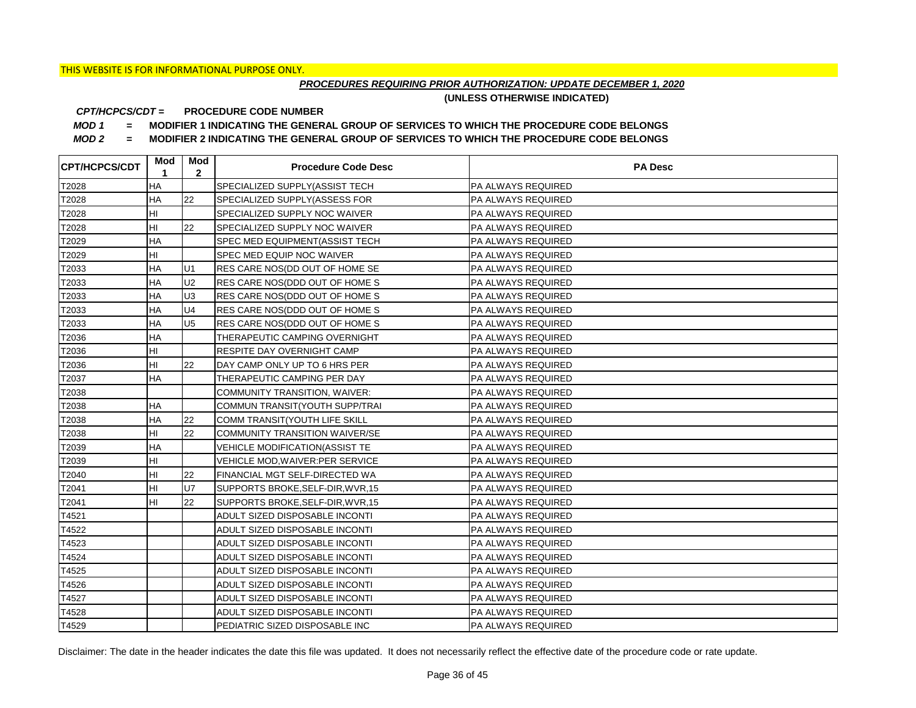THIS WEBSITE IS FOR INFORMATIONAL PURPOSE ONLY.

## *PROCEDURES REQUIRING PRIOR AUTHORIZATION: UPDATE DECEMBER 1, 2020*

**(UNLESS OTHERWISE INDICATED)**

***CPT/HCPCS/CDT =*** **PROCEDURE CODE NUMBER**

***MOD 1*** **= MODIFIER 1 INDICATING THE GENERAL GROUP OF SERVICES TO WHICH THE PROCEDURE CODE BELONGS**

***MOD 2*** **= MODIFIER 2 INDICATING THE GENERAL GROUP OF SERVICES TO WHICH THE PROCEDURE CODE BELONGS**

| CPT/HCPCS/CDT | Mod 1 | Mod 2 | Procedure Code Desc | PA Desc |
|---|---|---|---|---|
| T2028 | HA | | SPECIALIZED SUPPLY(ASSIST TECH | PA ALWAYS REQUIRED |
| T2028 | HA | 22 | SPECIALIZED SUPPLY(ASSESS FOR | PA ALWAYS REQUIRED |
| T2028 | HI | | SPECIALIZED SUPPLY NOC WAIVER | PA ALWAYS REQUIRED |
| T2028 | HI | 22 | SPECIALIZED SUPPLY NOC WAIVER | PA ALWAYS REQUIRED |
| T2029 | HA | | SPEC MED EQUIPMENT(ASSIST TECH | PA ALWAYS REQUIRED |
| T2029 | HI | | SPEC MED EQUIP NOC WAIVER | PA ALWAYS REQUIRED |
| T2033 | HA | U1 | RES CARE NOS(DD OUT OF HOME SE | PA ALWAYS REQUIRED |
| T2033 | HA | U2 | RES CARE NOS(DDD OUT OF HOME S | PA ALWAYS REQUIRED |
| T2033 | HA | U3 | RES CARE NOS(DDD OUT OF HOME S | PA ALWAYS REQUIRED |
| T2033 | HA | U4 | RES CARE NOS(DDD OUT OF HOME S | PA ALWAYS REQUIRED |
| T2033 | HA | U5 | RES CARE NOS(DDD OUT OF HOME S | PA ALWAYS REQUIRED |
| T2036 | HA | | THERAPEUTIC CAMPING OVERNIGHT | PA ALWAYS REQUIRED |
| T2036 | HI | | RESPITE DAY OVERNIGHT CAMP | PA ALWAYS REQUIRED |
| T2036 | HI | 22 | DAY CAMP ONLY UP TO 6 HRS PER | PA ALWAYS REQUIRED |
| T2037 | HA | | THERAPEUTIC CAMPING PER DAY | PA ALWAYS REQUIRED |
| T2038 | | | COMMUNITY TRANSITION, WAIVER: | PA ALWAYS REQUIRED |
| T2038 | HA | | COMMUN TRANSIT(YOUTH SUPP/TRAI | PA ALWAYS REQUIRED |
| T2038 | HA | 22 | COMM TRANSIT(YOUTH LIFE SKILL | PA ALWAYS REQUIRED |
| T2038 | HI | 22 | COMMUNITY TRANSITION WAIVER/SE | PA ALWAYS REQUIRED |
| T2039 | HA | | VEHICLE MODIFICATION(ASSIST TE | PA ALWAYS REQUIRED |
| T2039 | HI | | VEHICLE MOD,WAIVER:PER SERVICE | PA ALWAYS REQUIRED |
| T2040 | HI | 22 | FINANCIAL MGT SELF-DIRECTED WA | PA ALWAYS REQUIRED |
| T2041 | HI | U7 | SUPPORTS BROKE,SELF-DIR,WVR,15 | PA ALWAYS REQUIRED |
| T2041 | HI | 22 | SUPPORTS BROKE,SELF-DIR,WVR,15 | PA ALWAYS REQUIRED |
| T4521 | | | ADULT SIZED DISPOSABLE INCONTI | PA ALWAYS REQUIRED |
| T4522 | | | ADULT SIZED DISPOSABLE INCONTI | PA ALWAYS REQUIRED |
| T4523 | | | ADULT SIZED DISPOSABLE INCONTI | PA ALWAYS REQUIRED |
| T4524 | | | ADULT SIZED DISPOSABLE INCONTI | PA ALWAYS REQUIRED |
| T4525 | | | ADULT SIZED DISPOSABLE INCONTI | PA ALWAYS REQUIRED |
| T4526 | | | ADULT SIZED DISPOSABLE INCONTI | PA ALWAYS REQUIRED |
| T4527 | | | ADULT SIZED DISPOSABLE INCONTI | PA ALWAYS REQUIRED |
| T4528 | | | ADULT SIZED DISPOSABLE INCONTI | PA ALWAYS REQUIRED |
| T4529 | | | PEDIATRIC SIZED DISPOSABLE INC | PA ALWAYS REQUIRED |

Disclaimer: The date in the header indicates the date this file was updated. It does not necessarily reflect the effective date of the procedure code or rate update.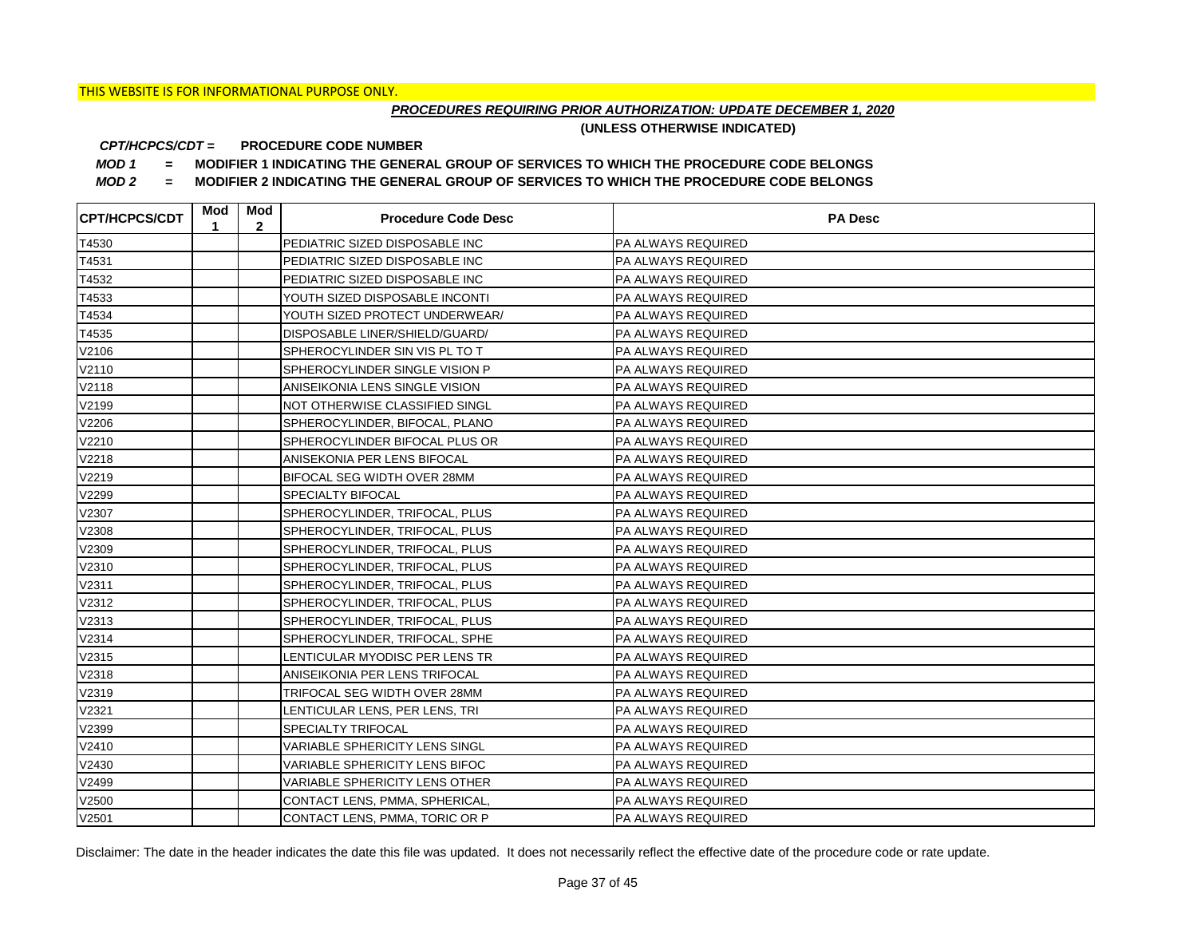THIS WEBSITE IS FOR INFORMATIONAL PURPOSE ONLY.

***PROCEDURES REQUIRING PRIOR AUTHORIZATION: UPDATE DECEMBER 1, 2020***

**(UNLESS OTHERWISE INDICATED)**

***CPT/HCPCS/CDT =*** **PROCEDURE CODE NUMBER**

***MOD 1*** **= MODIFIER 1 INDICATING THE GENERAL GROUP OF SERVICES TO WHICH THE PROCEDURE CODE BELONGS**

***MOD 2*** **= MODIFIER 2 INDICATING THE GENERAL GROUP OF SERVICES TO WHICH THE PROCEDURE CODE BELONGS**

| CPT/HCPCS/CDT | Mod 1 | Mod 2 | Procedure Code Desc | PA Desc |
|---|---|---|---|---|
| T4530 | | | PEDIATRIC SIZED DISPOSABLE INC | PA ALWAYS REQUIRED |
| T4531 | | | PEDIATRIC SIZED DISPOSABLE INC | PA ALWAYS REQUIRED |
| T4532 | | | PEDIATRIC SIZED DISPOSABLE INC | PA ALWAYS REQUIRED |
| T4533 | | | YOUTH SIZED DISPOSABLE INCONTI | PA ALWAYS REQUIRED |
| T4534 | | | YOUTH SIZED PROTECT UNDERWEAR/ | PA ALWAYS REQUIRED |
| T4535 | | | DISPOSABLE LINER/SHIELD/GUARD/ | PA ALWAYS REQUIRED |
| V2106 | | | SPHEROCYLINDER SIN VIS PL TO T | PA ALWAYS REQUIRED |
| V2110 | | | SPHEROCYLINDER SINGLE VISION P | PA ALWAYS REQUIRED |
| V2118 | | | ANISEIKONIA LENS SINGLE VISION | PA ALWAYS REQUIRED |
| V2199 | | | NOT OTHERWISE CLASSIFIED SINGL | PA ALWAYS REQUIRED |
| V2206 | | | SPHEROCYLINDER, BIFOCAL, PLANO | PA ALWAYS REQUIRED |
| V2210 | | | SPHEROCYLINDER BIFOCAL PLUS OR | PA ALWAYS REQUIRED |
| V2218 | | | ANISEKONIA PER LENS BIFOCAL | PA ALWAYS REQUIRED |
| V2219 | | | BIFOCAL SEG WIDTH OVER 28MM | PA ALWAYS REQUIRED |
| V2299 | | | SPECIALTY BIFOCAL | PA ALWAYS REQUIRED |
| V2307 | | | SPHEROCYLINDER, TRIFOCAL, PLUS | PA ALWAYS REQUIRED |
| V2308 | | | SPHEROCYLINDER, TRIFOCAL, PLUS | PA ALWAYS REQUIRED |
| V2309 | | | SPHEROCYLINDER, TRIFOCAL, PLUS | PA ALWAYS REQUIRED |
| V2310 | | | SPHEROCYLINDER, TRIFOCAL, PLUS | PA ALWAYS REQUIRED |
| V2311 | | | SPHEROCYLINDER, TRIFOCAL, PLUS | PA ALWAYS REQUIRED |
| V2312 | | | SPHEROCYLINDER, TRIFOCAL, PLUS | PA ALWAYS REQUIRED |
| V2313 | | | SPHEROCYLINDER, TRIFOCAL, PLUS | PA ALWAYS REQUIRED |
| V2314 | | | SPHEROCYLINDER, TRIFOCAL, SPHE | PA ALWAYS REQUIRED |
| V2315 | | | LENTICULAR MYODISC PER LENS TR | PA ALWAYS REQUIRED |
| V2318 | | | ANISEIKONIA PER LENS TRIFOCAL | PA ALWAYS REQUIRED |
| V2319 | | | TRIFOCAL SEG WIDTH OVER 28MM | PA ALWAYS REQUIRED |
| V2321 | | | LENTICULAR LENS, PER LENS, TRI | PA ALWAYS REQUIRED |
| V2399 | | | SPECIALTY TRIFOCAL | PA ALWAYS REQUIRED |
| V2410 | | | VARIABLE SPHERICITY LENS SINGL | PA ALWAYS REQUIRED |
| V2430 | | | VARIABLE SPHERICITY LENS BIFOC | PA ALWAYS REQUIRED |
| V2499 | | | VARIABLE SPHERICITY LENS OTHER | PA ALWAYS REQUIRED |
| V2500 | | | CONTACT LENS, PMMA, SPHERICAL, | PA ALWAYS REQUIRED |
| V2501 | | | CONTACT LENS, PMMA, TORIC OR P | PA ALWAYS REQUIRED |

Disclaimer: The date in the header indicates the date this file was updated. It does not necessarily reflect the effective date of the procedure code or rate update.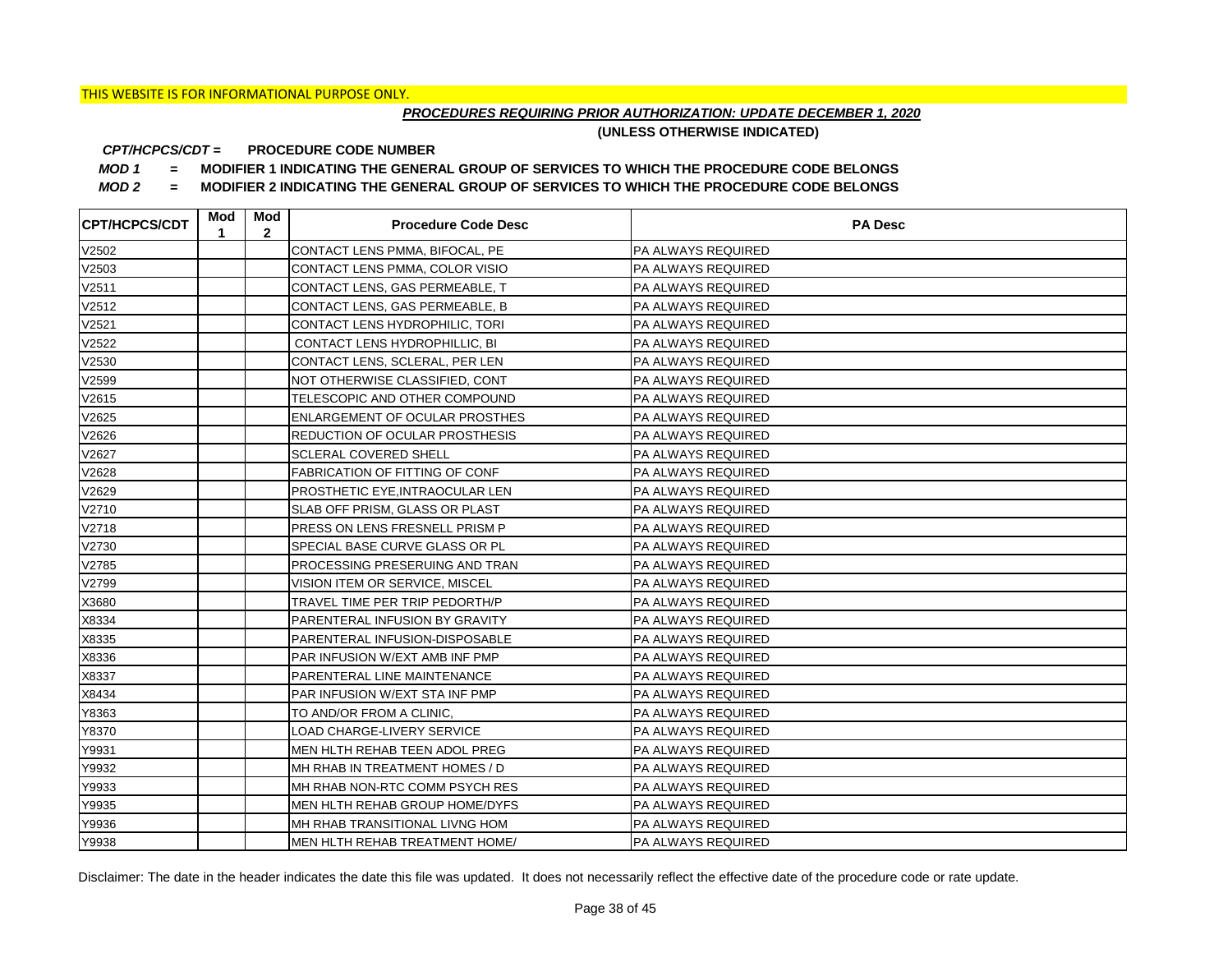THIS WEBSITE IS FOR INFORMATIONAL PURPOSE ONLY.

***PROCEDURES REQUIRING PRIOR AUTHORIZATION: UPDATE DECEMBER 1, 2020***

**(UNLESS OTHERWISE INDICATED)**

***CPT/HCPCS/CDT =*** **PROCEDURE CODE NUMBER**

***MOD 1*** **= MODIFIER 1 INDICATING THE GENERAL GROUP OF SERVICES TO WHICH THE PROCEDURE CODE BELONGS**

***MOD 2*** **= MODIFIER 2 INDICATING THE GENERAL GROUP OF SERVICES TO WHICH THE PROCEDURE CODE BELONGS**

| CPT/HCPCS/CDT | Mod 1 | Mod 2 | Procedure Code Desc | PA Desc |
|---|---|---|---|---|
| V2502 | | | CONTACT LENS PMMA, BIFOCAL, PE | PA ALWAYS REQUIRED |
| V2503 | | | CONTACT LENS PMMA, COLOR VISIO | PA ALWAYS REQUIRED |
| V2511 | | | CONTACT LENS, GAS PERMEABLE, T | PA ALWAYS REQUIRED |
| V2512 | | | CONTACT LENS, GAS PERMEABLE, B | PA ALWAYS REQUIRED |
| V2521 | | | CONTACT LENS HYDROPHILIC, TORI | PA ALWAYS REQUIRED |
| V2522 | | | CONTACT LENS HYDROPHILLIC, BI | PA ALWAYS REQUIRED |
| V2530 | | | CONTACT LENS, SCLERAL, PER LEN | PA ALWAYS REQUIRED |
| V2599 | | | NOT OTHERWISE CLASSIFIED, CONT | PA ALWAYS REQUIRED |
| V2615 | | | TELESCOPIC AND OTHER COMPOUND | PA ALWAYS REQUIRED |
| V2625 | | | ENLARGEMENT OF OCULAR PROSTHES | PA ALWAYS REQUIRED |
| V2626 | | | REDUCTION OF OCULAR PROSTHESIS | PA ALWAYS REQUIRED |
| V2627 | | | SCLERAL COVERED SHELL | PA ALWAYS REQUIRED |
| V2628 | | | FABRICATION OF FITTING OF CONF | PA ALWAYS REQUIRED |
| V2629 | | | PROSTHETIC EYE,INTRAOCULAR LEN | PA ALWAYS REQUIRED |
| V2710 | | | SLAB OFF PRISM, GLASS OR PLAST | PA ALWAYS REQUIRED |
| V2718 | | | PRESS ON LENS FRESNELL PRISM P | PA ALWAYS REQUIRED |
| V2730 | | | SPECIAL BASE CURVE GLASS OR PL | PA ALWAYS REQUIRED |
| V2785 | | | PROCESSING PRESERUING AND TRAN | PA ALWAYS REQUIRED |
| V2799 | | | VISION ITEM OR SERVICE, MISCEL | PA ALWAYS REQUIRED |
| X3680 | | | TRAVEL TIME PER TRIP PEDORTH/P | PA ALWAYS REQUIRED |
| X8334 | | | PARENTERAL INFUSION BY GRAVITY | PA ALWAYS REQUIRED |
| X8335 | | | PARENTERAL INFUSION-DISPOSABLE | PA ALWAYS REQUIRED |
| X8336 | | | PAR INFUSION W/EXT AMB INF PMP | PA ALWAYS REQUIRED |
| X8337 | | | PARENTERAL LINE MAINTENANCE | PA ALWAYS REQUIRED |
| X8434 | | | PAR INFUSION W/EXT STA INF PMP | PA ALWAYS REQUIRED |
| Y8363 | | | TO AND/OR FROM A CLINIC, | PA ALWAYS REQUIRED |
| Y8370 | | | LOAD CHARGE-LIVERY SERVICE | PA ALWAYS REQUIRED |
| Y9931 | | | MEN HLTH REHAB TEEN ADOL PREG | PA ALWAYS REQUIRED |
| Y9932 | | | MH RHAB IN TREATMENT HOMES / D | PA ALWAYS REQUIRED |
| Y9933 | | | MH RHAB NON-RTC COMM PSYCH RES | PA ALWAYS REQUIRED |
| Y9935 | | | MEN HLTH REHAB GROUP HOME/DYFS | PA ALWAYS REQUIRED |
| Y9936 | | | MH RHAB TRANSITIONAL LIVNG HOM | PA ALWAYS REQUIRED |
| Y9938 | | | MEN HLTH REHAB TREATMENT HOME/ | PA ALWAYS REQUIRED |

Disclaimer: The date in the header indicates the date this file was updated. It does not necessarily reflect the effective date of the procedure code or rate update.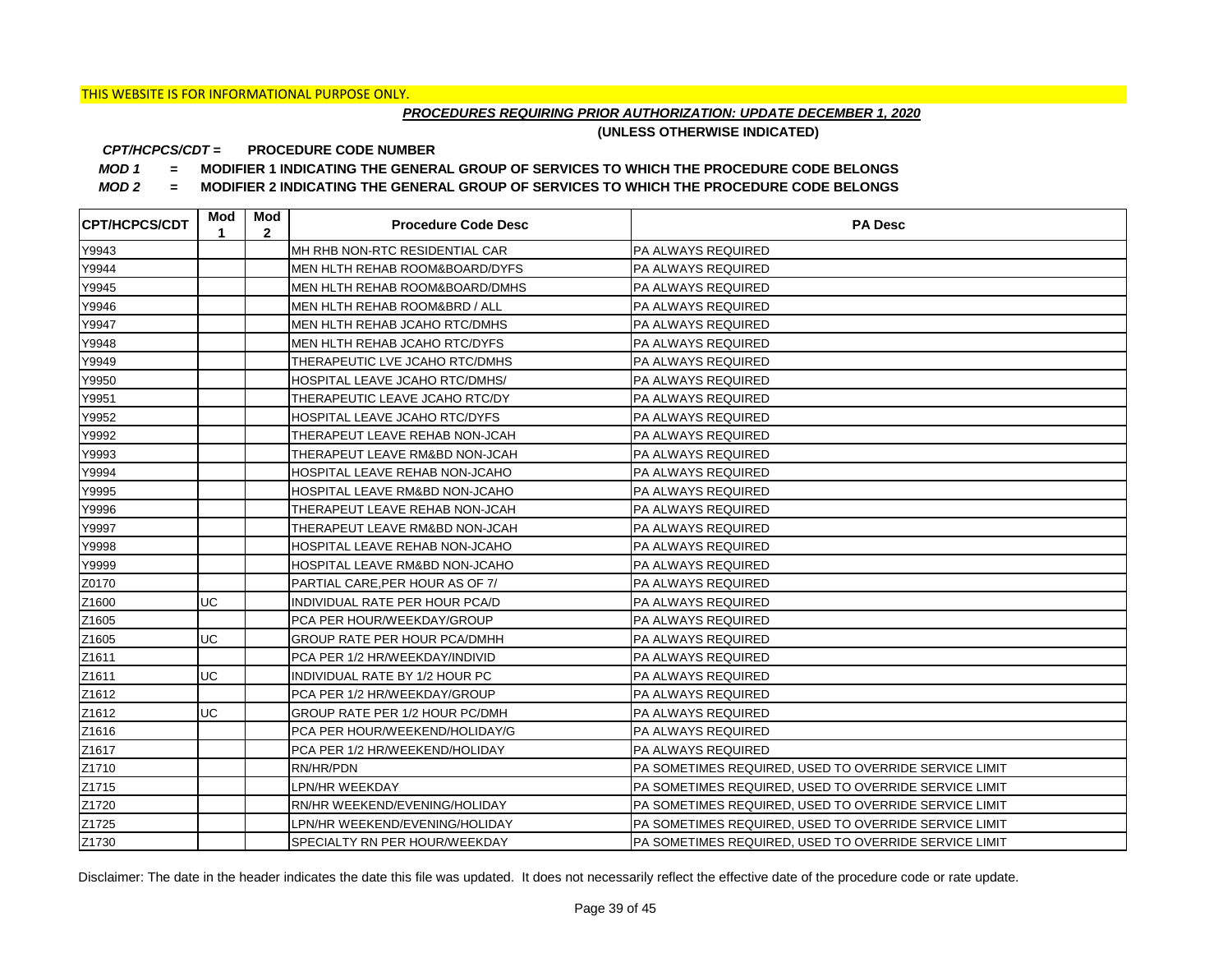THIS WEBSITE IS FOR INFORMATIONAL PURPOSE ONLY.

***PROCEDURES REQUIRING PRIOR AUTHORIZATION: UPDATE DECEMBER 1, 2020***

**(UNLESS OTHERWISE INDICATED)**

***CPT/HCPCS/CDT =*** **PROCEDURE CODE NUMBER**

***MOD 1*** **= MODIFIER 1 INDICATING THE GENERAL GROUP OF SERVICES TO WHICH THE PROCEDURE CODE BELONGS**

***MOD 2*** **= MODIFIER 2 INDICATING THE GENERAL GROUP OF SERVICES TO WHICH THE PROCEDURE CODE BELONGS**

| CPT/HCPCS/CDT | Mod 1 | Mod 2 | Procedure Code Desc | PA Desc |
|---|---|---|---|---|
| Y9943 | | | MH RHB NON-RTC RESIDENTIAL CAR | PA ALWAYS REQUIRED |
| Y9944 | | | MEN HLTH REHAB ROOM&BOARD/DYFS | PA ALWAYS REQUIRED |
| Y9945 | | | MEN HLTH REHAB ROOM&BOARD/DMHS | PA ALWAYS REQUIRED |
| Y9946 | | | MEN HLTH REHAB ROOM&BRD / ALL | PA ALWAYS REQUIRED |
| Y9947 | | | MEN HLTH REHAB JCAHO RTC/DMHS | PA ALWAYS REQUIRED |
| Y9948 | | | MEN HLTH REHAB JCAHO RTC/DYFS | PA ALWAYS REQUIRED |
| Y9949 | | | THERAPEUTIC LVE JCAHO RTC/DMHS | PA ALWAYS REQUIRED |
| Y9950 | | | HOSPITAL LEAVE JCAHO RTC/DMHS/ | PA ALWAYS REQUIRED |
| Y9951 | | | THERAPEUTIC LEAVE JCAHO RTC/DY | PA ALWAYS REQUIRED |
| Y9952 | | | HOSPITAL LEAVE JCAHO RTC/DYFS | PA ALWAYS REQUIRED |
| Y9992 | | | THERAPEUT LEAVE REHAB NON-JCAH | PA ALWAYS REQUIRED |
| Y9993 | | | THERAPEUT LEAVE RM&BD NON-JCAH | PA ALWAYS REQUIRED |
| Y9994 | | | HOSPITAL LEAVE REHAB NON-JCAHO | PA ALWAYS REQUIRED |
| Y9995 | | | HOSPITAL LEAVE RM&BD NON-JCAHO | PA ALWAYS REQUIRED |
| Y9996 | | | THERAPEUT LEAVE REHAB NON-JCAH | PA ALWAYS REQUIRED |
| Y9997 | | | THERAPEUT LEAVE RM&BD NON-JCAH | PA ALWAYS REQUIRED |
| Y9998 | | | HOSPITAL LEAVE REHAB NON-JCAHO | PA ALWAYS REQUIRED |
| Y9999 | | | HOSPITAL LEAVE RM&BD NON-JCAHO | PA ALWAYS REQUIRED |
| Z0170 | | | PARTIAL CARE,PER HOUR AS OF 7/ | PA ALWAYS REQUIRED |
| Z1600 | UC | | INDIVIDUAL RATE PER HOUR PCA/D | PA ALWAYS REQUIRED |
| Z1605 | | | PCA PER HOUR/WEEKDAY/GROUP | PA ALWAYS REQUIRED |
| Z1605 | UC | | GROUP RATE PER HOUR PCA/DMHH | PA ALWAYS REQUIRED |
| Z1611 | | | PCA PER 1/2 HR/WEEKDAY/INDIVID | PA ALWAYS REQUIRED |
| Z1611 | UC | | INDIVIDUAL RATE BY 1/2 HOUR PC | PA ALWAYS REQUIRED |
| Z1612 | | | PCA PER 1/2 HR/WEEKDAY/GROUP | PA ALWAYS REQUIRED |
| Z1612 | UC | | GROUP RATE PER 1/2 HOUR PC/DMH | PA ALWAYS REQUIRED |
| Z1616 | | | PCA PER HOUR/WEEKEND/HOLIDAY/G | PA ALWAYS REQUIRED |
| Z1617 | | | PCA PER 1/2 HR/WEEKEND/HOLIDAY | PA ALWAYS REQUIRED |
| Z1710 | | | RN/HR/PDN | PA SOMETIMES REQUIRED, USED TO OVERRIDE SERVICE LIMIT |
| Z1715 | | | LPN/HR WEEKDAY | PA SOMETIMES REQUIRED, USED TO OVERRIDE SERVICE LIMIT |
| Z1720 | | | RN/HR WEEKEND/EVENING/HOLIDAY | PA SOMETIMES REQUIRED, USED TO OVERRIDE SERVICE LIMIT |
| Z1725 | | | LPN/HR WEEKEND/EVENING/HOLIDAY | PA SOMETIMES REQUIRED, USED TO OVERRIDE SERVICE LIMIT |
| Z1730 | | | SPECIALTY RN PER HOUR/WEEKDAY | PA SOMETIMES REQUIRED, USED TO OVERRIDE SERVICE LIMIT |

Disclaimer: The date in the header indicates the date this file was updated. It does not necessarily reflect the effective date of the procedure code or rate update.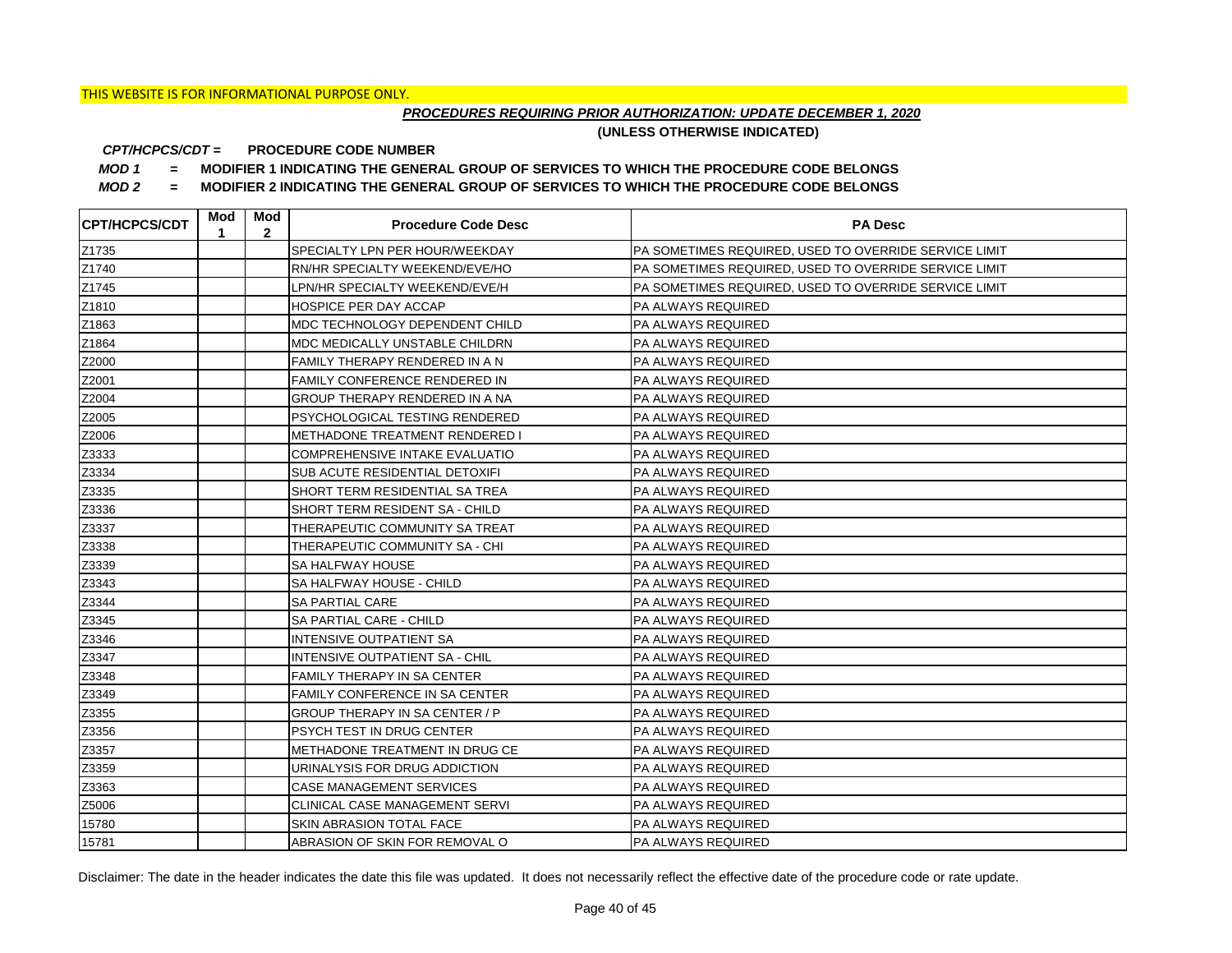THIS WEBSITE IS FOR INFORMATIONAL PURPOSE ONLY.

***PROCEDURES REQUIRING PRIOR AUTHORIZATION: UPDATE DECEMBER 1, 2020***

**(UNLESS OTHERWISE INDICATED)**

***CPT/HCPCS/CDT =*** **PROCEDURE CODE NUMBER**

***MOD 1*** **= MODIFIER 1 INDICATING THE GENERAL GROUP OF SERVICES TO WHICH THE PROCEDURE CODE BELONGS**

***MOD 2*** **= MODIFIER 2 INDICATING THE GENERAL GROUP OF SERVICES TO WHICH THE PROCEDURE CODE BELONGS**

| CPT/HCPCS/CDT | Mod 1 | Mod 2 | Procedure Code Desc | PA Desc |
|---|---|---|---|---|
| Z1735 | | | SPECIALTY LPN PER HOUR/WEEKDAY | PA SOMETIMES REQUIRED, USED TO OVERRIDE SERVICE LIMIT |
| Z1740 | | | RN/HR SPECIALTY WEEKEND/EVE/HO | PA SOMETIMES REQUIRED, USED TO OVERRIDE SERVICE LIMIT |
| Z1745 | | | LPN/HR SPECIALTY WEEKEND/EVE/H | PA SOMETIMES REQUIRED, USED TO OVERRIDE SERVICE LIMIT |
| Z1810 | | | HOSPICE PER DAY ACCAP | PA ALWAYS REQUIRED |
| Z1863 | | | MDC TECHNOLOGY DEPENDENT CHILD | PA ALWAYS REQUIRED |
| Z1864 | | | MDC MEDICALLY UNSTABLE CHILDRN | PA ALWAYS REQUIRED |
| Z2000 | | | FAMILY THERAPY RENDERED IN A N | PA ALWAYS REQUIRED |
| Z2001 | | | FAMILY CONFERENCE RENDERED IN | PA ALWAYS REQUIRED |
| Z2004 | | | GROUP THERAPY RENDERED IN A NA | PA ALWAYS REQUIRED |
| Z2005 | | | PSYCHOLOGICAL TESTING RENDERED | PA ALWAYS REQUIRED |
| Z2006 | | | METHADONE TREATMENT RENDERED I | PA ALWAYS REQUIRED |
| Z3333 | | | COMPREHENSIVE INTAKE EVALUATIO | PA ALWAYS REQUIRED |
| Z3334 | | | SUB ACUTE RESIDENTIAL DETOXIFI | PA ALWAYS REQUIRED |
| Z3335 | | | SHORT TERM RESIDENTIAL SA TREA | PA ALWAYS REQUIRED |
| Z3336 | | | SHORT TERM RESIDENT SA - CHILD | PA ALWAYS REQUIRED |
| Z3337 | | | THERAPEUTIC COMMUNITY SA TREAT | PA ALWAYS REQUIRED |
| Z3338 | | | THERAPEUTIC COMMUNITY SA - CHI | PA ALWAYS REQUIRED |
| Z3339 | | | SA HALFWAY HOUSE | PA ALWAYS REQUIRED |
| Z3343 | | | SA HALFWAY HOUSE - CHILD | PA ALWAYS REQUIRED |
| Z3344 | | | SA PARTIAL CARE | PA ALWAYS REQUIRED |
| Z3345 | | | SA PARTIAL CARE - CHILD | PA ALWAYS REQUIRED |
| Z3346 | | | INTENSIVE OUTPATIENT SA | PA ALWAYS REQUIRED |
| Z3347 | | | INTENSIVE OUTPATIENT SA - CHIL | PA ALWAYS REQUIRED |
| Z3348 | | | FAMILY THERAPY IN SA CENTER | PA ALWAYS REQUIRED |
| Z3349 | | | FAMILY CONFERENCE IN SA CENTER | PA ALWAYS REQUIRED |
| Z3355 | | | GROUP THERAPY IN SA CENTER / P | PA ALWAYS REQUIRED |
| Z3356 | | | PSYCH TEST IN DRUG CENTER | PA ALWAYS REQUIRED |
| Z3357 | | | METHADONE TREATMENT IN DRUG CE | PA ALWAYS REQUIRED |
| Z3359 | | | URINALYSIS FOR DRUG ADDICTION | PA ALWAYS REQUIRED |
| Z3363 | | | CASE MANAGEMENT SERVICES | PA ALWAYS REQUIRED |
| Z5006 | | | CLINICAL CASE MANAGEMENT SERVI | PA ALWAYS REQUIRED |
| 15780 | | | SKIN ABRASION TOTAL FACE | PA ALWAYS REQUIRED |
| 15781 | | | ABRASION OF SKIN FOR REMOVAL O | PA ALWAYS REQUIRED |

Disclaimer: The date in the header indicates the date this file was updated. It does not necessarily reflect the effective date of the procedure code or rate update.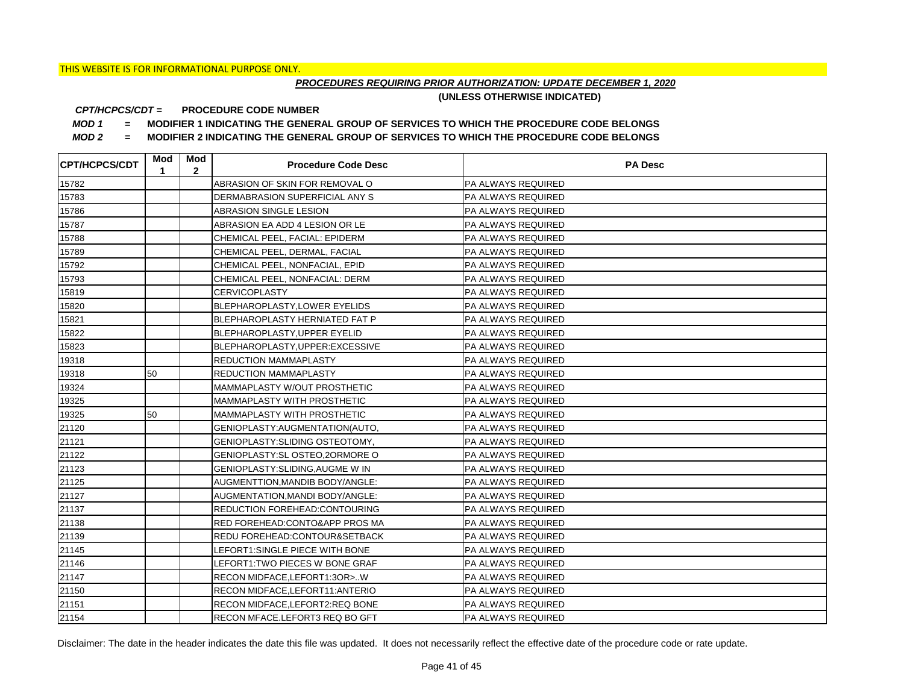THIS WEBSITE IS FOR INFORMATIONAL PURPOSE ONLY.

***PROCEDURES REQUIRING PRIOR AUTHORIZATION: UPDATE DECEMBER 1, 2020***

**(UNLESS OTHERWISE INDICATED)**

***CPT/HCPCS/CDT =*** **PROCEDURE CODE NUMBER**

***MOD 1*** **= MODIFIER 1 INDICATING THE GENERAL GROUP OF SERVICES TO WHICH THE PROCEDURE CODE BELONGS**

***MOD 2*** **= MODIFIER 2 INDICATING THE GENERAL GROUP OF SERVICES TO WHICH THE PROCEDURE CODE BELONGS**

| CPT/HCPCS/CDT | Mod 1 | Mod 2 | Procedure Code Desc | PA Desc |
|---|---|---|---|---|
| 15782 | | | ABRASION OF SKIN FOR REMOVAL O | PA ALWAYS REQUIRED |
| 15783 | | | DERMABRASION SUPERFICIAL ANY S | PA ALWAYS REQUIRED |
| 15786 | | | ABRASION SINGLE LESION | PA ALWAYS REQUIRED |
| 15787 | | | ABRASION EA ADD 4 LESION OR LE | PA ALWAYS REQUIRED |
| 15788 | | | CHEMICAL PEEL, FACIAL: EPIDERM | PA ALWAYS REQUIRED |
| 15789 | | | CHEMICAL PEEL, DERMAL, FACIAL | PA ALWAYS REQUIRED |
| 15792 | | | CHEMICAL PEEL, NONFACIAL, EPID | PA ALWAYS REQUIRED |
| 15793 | | | CHEMICAL PEEL, NONFACIAL: DERM | PA ALWAYS REQUIRED |
| 15819 | | | CERVICOPLASTY | PA ALWAYS REQUIRED |
| 15820 | | | BLEPHAROPLASTY,LOWER EYELIDS | PA ALWAYS REQUIRED |
| 15821 | | | BLEPHAROPLASTY HERNIATED FAT P | PA ALWAYS REQUIRED |
| 15822 | | | BLEPHAROPLASTY,UPPER EYELID | PA ALWAYS REQUIRED |
| 15823 | | | BLEPHAROPLASTY,UPPER:EXCESSIVE | PA ALWAYS REQUIRED |
| 19318 | | | REDUCTION MAMMAPLASTY | PA ALWAYS REQUIRED |
| 19318 | 50 | | REDUCTION MAMMAPLASTY | PA ALWAYS REQUIRED |
| 19324 | | | MAMMAPLASTY W/OUT PROSTHETIC | PA ALWAYS REQUIRED |
| 19325 | | | MAMMAPLASTY WITH PROSTHETIC | PA ALWAYS REQUIRED |
| 19325 | 50 | | MAMMAPLASTY WITH PROSTHETIC | PA ALWAYS REQUIRED |
| 21120 | | | GENIOPLASTY:AUGMENTATION(AUTO, | PA ALWAYS REQUIRED |
| 21121 | | | GENIOPLASTY:SLIDING OSTEOTOMY, | PA ALWAYS REQUIRED |
| 21122 | | | GENIOPLASTY:SL OSTEO,2ORMORE O | PA ALWAYS REQUIRED |
| 21123 | | | GENIOPLASTY:SLIDING,AUGME W IN | PA ALWAYS REQUIRED |
| 21125 | | | AUGMENTTION,MANDIB BODY/ANGLE: | PA ALWAYS REQUIRED |
| 21127 | | | AUGMENTATION,MANDI BODY/ANGLE: | PA ALWAYS REQUIRED |
| 21137 | | | REDUCTION FOREHEAD:CONTOURING | PA ALWAYS REQUIRED |
| 21138 | | | RED FOREHEAD:CONTO&APP PROS MA | PA ALWAYS REQUIRED |
| 21139 | | | REDU FOREHEAD:CONTOUR&SETBACK | PA ALWAYS REQUIRED |
| 21145 | | | LEFORT1:SINGLE PIECE WITH BONE | PA ALWAYS REQUIRED |
| 21146 | | | LEFORT1:TWO PIECES W BONE GRAF | PA ALWAYS REQUIRED |
| 21147 | | | RECON MIDFACE,LEFORT1:3OR>..W | PA ALWAYS REQUIRED |
| 21150 | | | RECON MIDFACE,LEFORT11:ANTERIO | PA ALWAYS REQUIRED |
| 21151 | | | RECON MIDFACE,LEFORT2:REQ BONE | PA ALWAYS REQUIRED |
| 21154 | | | RECON MFACE.LEFORT3 REQ BO GFT | PA ALWAYS REQUIRED |

Disclaimer: The date in the header indicates the date this file was updated. It does not necessarily reflect the effective date of the procedure code or rate update.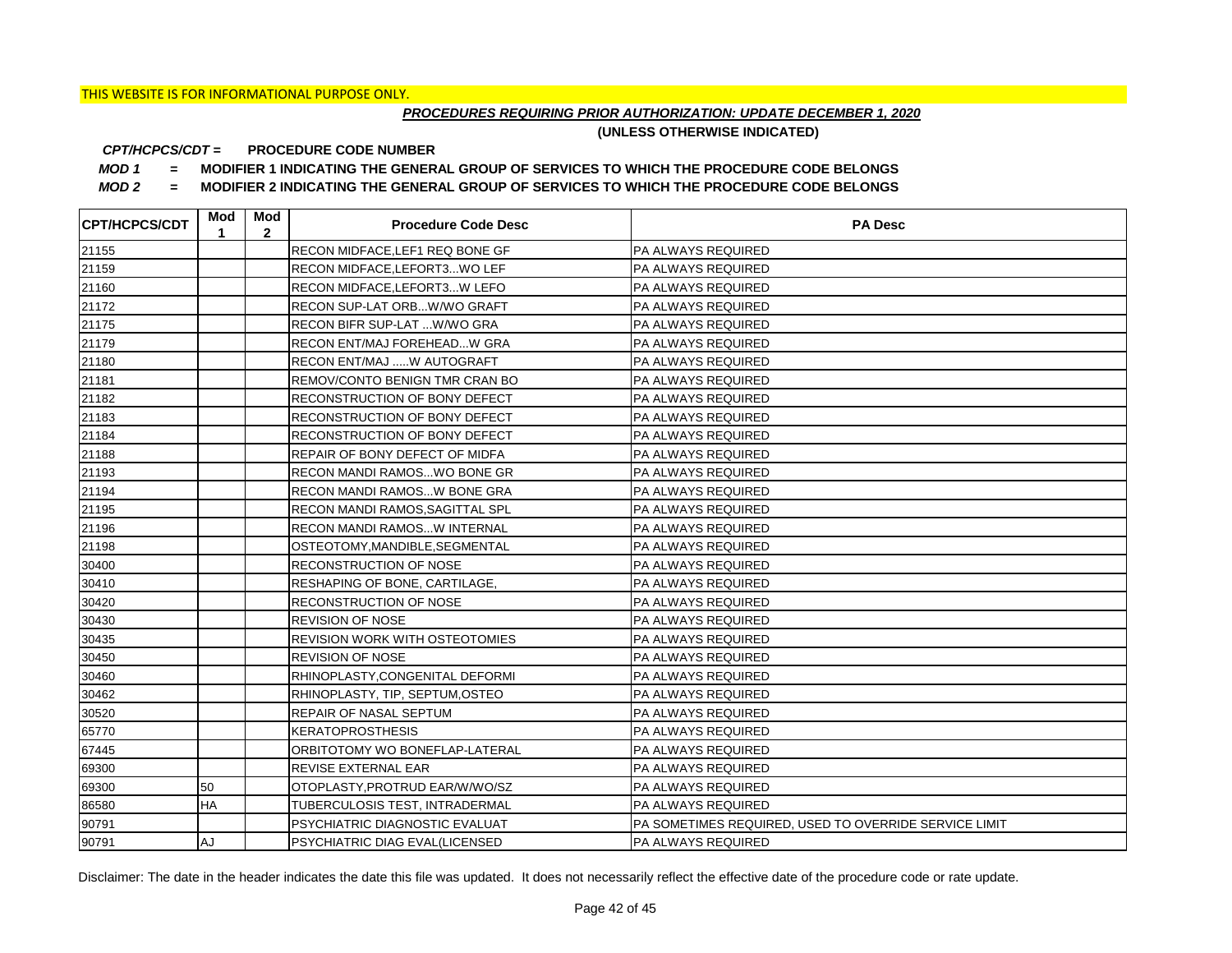THIS WEBSITE IS FOR INFORMATIONAL PURPOSE ONLY.

***PROCEDURES REQUIRING PRIOR AUTHORIZATION: UPDATE DECEMBER 1, 2020***

**(UNLESS OTHERWISE INDICATED)**

***CPT/HCPCS/CDT =*** **PROCEDURE CODE NUMBER**

***MOD 1*** **= MODIFIER 1 INDICATING THE GENERAL GROUP OF SERVICES TO WHICH THE PROCEDURE CODE BELONGS**

***MOD 2*** **= MODIFIER 2 INDICATING THE GENERAL GROUP OF SERVICES TO WHICH THE PROCEDURE CODE BELONGS**

| CPT/HCPCS/CDT | Mod 1 | Mod 2 | Procedure Code Desc | PA Desc |
|---|---|---|---|---|
| 21155 | | | RECON MIDFACE,LEF1 REQ BONE GF | PA ALWAYS REQUIRED |
| 21159 | | | RECON MIDFACE,LEFORT3...WO LEF | PA ALWAYS REQUIRED |
| 21160 | | | RECON MIDFACE,LEFORT3...W LEFO | PA ALWAYS REQUIRED |
| 21172 | | | RECON SUP-LAT ORB...W/WO GRAFT | PA ALWAYS REQUIRED |
| 21175 | | | RECON BIFR SUP-LAT ...W/WO GRA | PA ALWAYS REQUIRED |
| 21179 | | | RECON ENT/MAJ FOREHEAD...W GRA | PA ALWAYS REQUIRED |
| 21180 | | | RECON ENT/MAJ .....W AUTOGRAFT | PA ALWAYS REQUIRED |
| 21181 | | | REMOV/CONTO BENIGN TMR CRAN BO | PA ALWAYS REQUIRED |
| 21182 | | | RECONSTRUCTION OF BONY DEFECT | PA ALWAYS REQUIRED |
| 21183 | | | RECONSTRUCTION OF BONY DEFECT | PA ALWAYS REQUIRED |
| 21184 | | | RECONSTRUCTION OF BONY DEFECT | PA ALWAYS REQUIRED |
| 21188 | | | REPAIR OF BONY DEFECT OF MIDFA | PA ALWAYS REQUIRED |
| 21193 | | | RECON MANDI RAMOS...WO BONE GR | PA ALWAYS REQUIRED |
| 21194 | | | RECON MANDI RAMOS...W BONE GRA | PA ALWAYS REQUIRED |
| 21195 | | | RECON MANDI RAMOS,SAGITTAL SPL | PA ALWAYS REQUIRED |
| 21196 | | | RECON MANDI RAMOS...W INTERNAL | PA ALWAYS REQUIRED |
| 21198 | | | OSTEOTOMY,MANDIBLE,SEGMENTAL | PA ALWAYS REQUIRED |
| 30400 | | | RECONSTRUCTION OF NOSE | PA ALWAYS REQUIRED |
| 30410 | | | RESHAPING OF BONE, CARTILAGE, | PA ALWAYS REQUIRED |
| 30420 | | | RECONSTRUCTION OF NOSE | PA ALWAYS REQUIRED |
| 30430 | | | REVISION OF NOSE | PA ALWAYS REQUIRED |
| 30435 | | | REVISION WORK WITH OSTEOTOMIES | PA ALWAYS REQUIRED |
| 30450 | | | REVISION OF NOSE | PA ALWAYS REQUIRED |
| 30460 | | | RHINOPLASTY,CONGENITAL DEFORMI | PA ALWAYS REQUIRED |
| 30462 | | | RHINOPLASTY, TIP, SEPTUM,OSTEO | PA ALWAYS REQUIRED |
| 30520 | | | REPAIR OF NASAL SEPTUM | PA ALWAYS REQUIRED |
| 65770 | | | KERATOPROSTHESIS | PA ALWAYS REQUIRED |
| 67445 | | | ORBITOTOMY WO BONEFLAP-LATERAL | PA ALWAYS REQUIRED |
| 69300 | | | REVISE EXTERNAL EAR | PA ALWAYS REQUIRED |
| 69300 | 50 | | OTOPLASTY,PROTRUD EAR/W/WO/SZ | PA ALWAYS REQUIRED |
| 86580 | HA | | TUBERCULOSIS TEST, INTRADERMAL | PA ALWAYS REQUIRED |
| 90791 | | | PSYCHIATRIC DIAGNOSTIC EVALUAT | PA SOMETIMES REQUIRED, USED TO OVERRIDE SERVICE LIMIT |
| 90791 | AJ | | PSYCHIATRIC DIAG EVAL(LICENSED | PA ALWAYS REQUIRED |

Disclaimer: The date in the header indicates the date this file was updated. It does not necessarily reflect the effective date of the procedure code or rate update.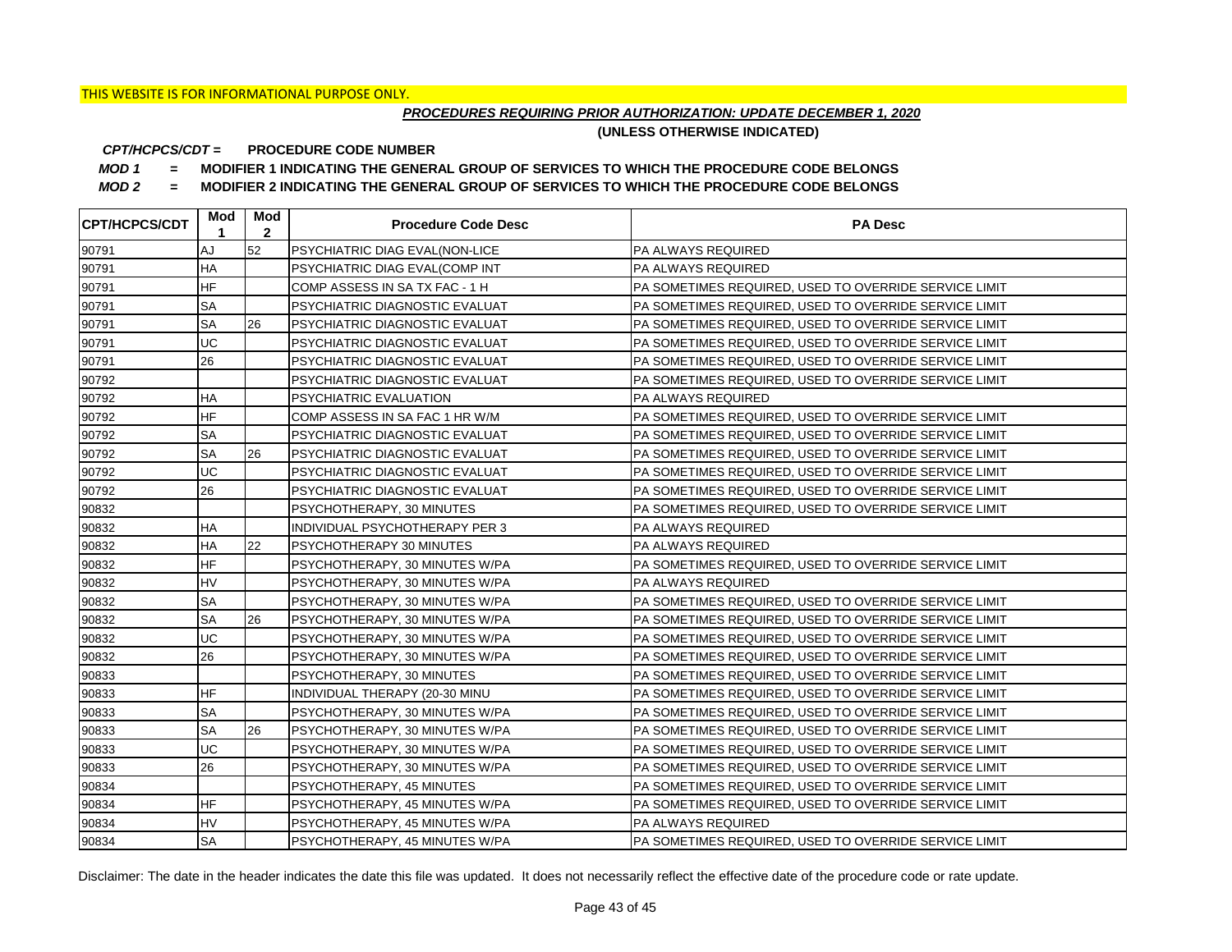THIS WEBSITE IS FOR INFORMATIONAL PURPOSE ONLY.

***PROCEDURES REQUIRING PRIOR AUTHORIZATION: UPDATE DECEMBER 1, 2020***

**(UNLESS OTHERWISE INDICATED)**

***CPT/HCPCS/CDT =*** **PROCEDURE CODE NUMBER**

***MOD 1*** **= MODIFIER 1 INDICATING THE GENERAL GROUP OF SERVICES TO WHICH THE PROCEDURE CODE BELONGS**

***MOD 2*** **= MODIFIER 2 INDICATING THE GENERAL GROUP OF SERVICES TO WHICH THE PROCEDURE CODE BELONGS**

| CPT/HCPCS/CDT | Mod 1 | Mod 2 | Procedure Code Desc | PA Desc |
|---|---|---|---|---|
| 90791 | AJ | 52 | PSYCHIATRIC DIAG EVAL(NON-LICE | PA ALWAYS REQUIRED |
| 90791 | HA | | PSYCHIATRIC DIAG EVAL(COMP INT | PA ALWAYS REQUIRED |
| 90791 | HF | | COMP ASSESS IN SA TX FAC - 1 H | PA SOMETIMES REQUIRED, USED TO OVERRIDE SERVICE LIMIT |
| 90791 | SA | | PSYCHIATRIC DIAGNOSTIC EVALUAT | PA SOMETIMES REQUIRED, USED TO OVERRIDE SERVICE LIMIT |
| 90791 | SA | 26 | PSYCHIATRIC DIAGNOSTIC EVALUAT | PA SOMETIMES REQUIRED, USED TO OVERRIDE SERVICE LIMIT |
| 90791 | UC | | PSYCHIATRIC DIAGNOSTIC EVALUAT | PA SOMETIMES REQUIRED, USED TO OVERRIDE SERVICE LIMIT |
| 90791 | 26 | | PSYCHIATRIC DIAGNOSTIC EVALUAT | PA SOMETIMES REQUIRED, USED TO OVERRIDE SERVICE LIMIT |
| 90792 | | | PSYCHIATRIC DIAGNOSTIC EVALUAT | PA SOMETIMES REQUIRED, USED TO OVERRIDE SERVICE LIMIT |
| 90792 | HA | | PSYCHIATRIC EVALUATION | PA ALWAYS REQUIRED |
| 90792 | HF | | COMP ASSESS IN SA FAC 1 HR W/M | PA SOMETIMES REQUIRED, USED TO OVERRIDE SERVICE LIMIT |
| 90792 | SA | | PSYCHIATRIC DIAGNOSTIC EVALUAT | PA SOMETIMES REQUIRED, USED TO OVERRIDE SERVICE LIMIT |
| 90792 | SA | 26 | PSYCHIATRIC DIAGNOSTIC EVALUAT | PA SOMETIMES REQUIRED, USED TO OVERRIDE SERVICE LIMIT |
| 90792 | UC | | PSYCHIATRIC DIAGNOSTIC EVALUAT | PA SOMETIMES REQUIRED, USED TO OVERRIDE SERVICE LIMIT |
| 90792 | 26 | | PSYCHIATRIC DIAGNOSTIC EVALUAT | PA SOMETIMES REQUIRED, USED TO OVERRIDE SERVICE LIMIT |
| 90832 | | | PSYCHOTHERAPY, 30 MINUTES | PA SOMETIMES REQUIRED, USED TO OVERRIDE SERVICE LIMIT |
| 90832 | HA | | INDIVIDUAL PSYCHOTHERAPY PER 3 | PA ALWAYS REQUIRED |
| 90832 | HA | 22 | PSYCHOTHERAPY 30 MINUTES | PA ALWAYS REQUIRED |
| 90832 | HF | | PSYCHOTHERAPY, 30 MINUTES W/PA | PA SOMETIMES REQUIRED, USED TO OVERRIDE SERVICE LIMIT |
| 90832 | HV | | PSYCHOTHERAPY, 30 MINUTES W/PA | PA ALWAYS REQUIRED |
| 90832 | SA | | PSYCHOTHERAPY, 30 MINUTES W/PA | PA SOMETIMES REQUIRED, USED TO OVERRIDE SERVICE LIMIT |
| 90832 | SA | 26 | PSYCHOTHERAPY, 30 MINUTES W/PA | PA SOMETIMES REQUIRED, USED TO OVERRIDE SERVICE LIMIT |
| 90832 | UC | | PSYCHOTHERAPY, 30 MINUTES W/PA | PA SOMETIMES REQUIRED, USED TO OVERRIDE SERVICE LIMIT |
| 90832 | 26 | | PSYCHOTHERAPY, 30 MINUTES W/PA | PA SOMETIMES REQUIRED, USED TO OVERRIDE SERVICE LIMIT |
| 90833 | | | PSYCHOTHERAPY, 30 MINUTES | PA SOMETIMES REQUIRED, USED TO OVERRIDE SERVICE LIMIT |
| 90833 | HF | | INDIVIDUAL THERAPY (20-30 MINU | PA SOMETIMES REQUIRED, USED TO OVERRIDE SERVICE LIMIT |
| 90833 | SA | | PSYCHOTHERAPY, 30 MINUTES W/PA | PA SOMETIMES REQUIRED, USED TO OVERRIDE SERVICE LIMIT |
| 90833 | SA | 26 | PSYCHOTHERAPY, 30 MINUTES W/PA | PA SOMETIMES REQUIRED, USED TO OVERRIDE SERVICE LIMIT |
| 90833 | UC | | PSYCHOTHERAPY, 30 MINUTES W/PA | PA SOMETIMES REQUIRED, USED TO OVERRIDE SERVICE LIMIT |
| 90833 | 26 | | PSYCHOTHERAPY, 30 MINUTES W/PA | PA SOMETIMES REQUIRED, USED TO OVERRIDE SERVICE LIMIT |
| 90834 | | | PSYCHOTHERAPY, 45 MINUTES | PA SOMETIMES REQUIRED, USED TO OVERRIDE SERVICE LIMIT |
| 90834 | HF | | PSYCHOTHERAPY, 45 MINUTES W/PA | PA SOMETIMES REQUIRED, USED TO OVERRIDE SERVICE LIMIT |
| 90834 | HV | | PSYCHOTHERAPY, 45 MINUTES W/PA | PA ALWAYS REQUIRED |
| 90834 | SA | | PSYCHOTHERAPY, 45 MINUTES W/PA | PA SOMETIMES REQUIRED, USED TO OVERRIDE SERVICE LIMIT |

Disclaimer: The date in the header indicates the date this file was updated. It does not necessarily reflect the effective date of the procedure code or rate update.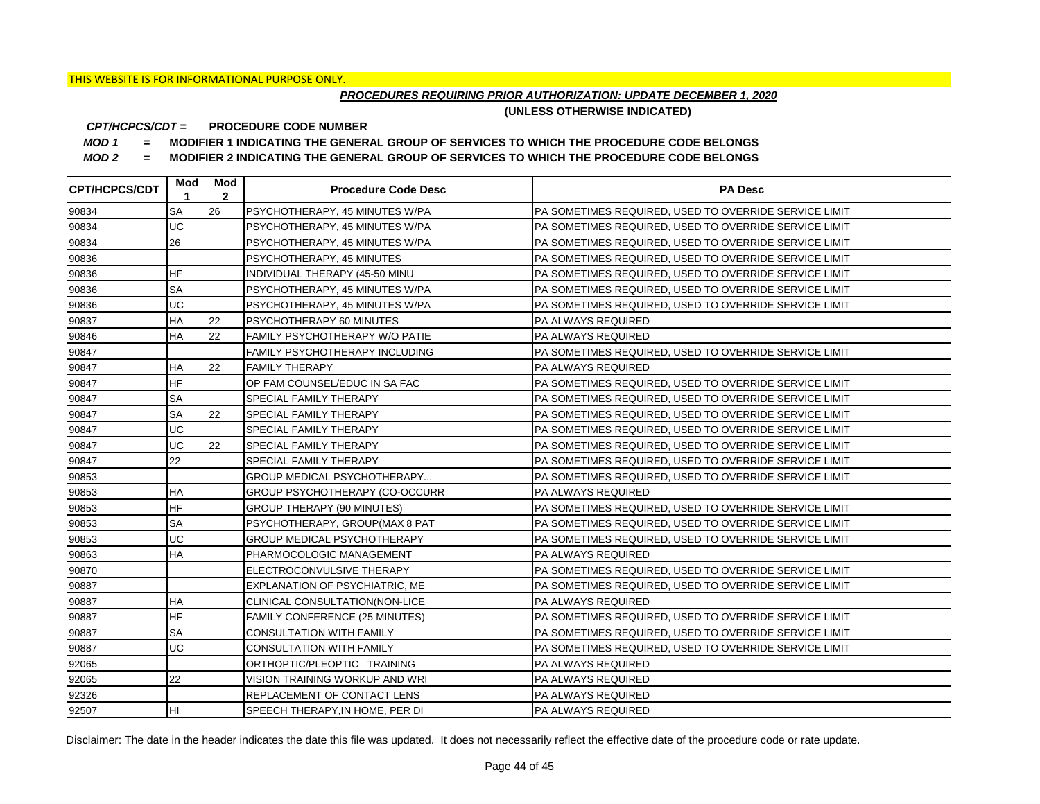THIS WEBSITE IS FOR INFORMATIONAL PURPOSE ONLY.

***PROCEDURES REQUIRING PRIOR AUTHORIZATION: UPDATE DECEMBER 1, 2020***

**(UNLESS OTHERWISE INDICATED)**

***CPT/HCPCS/CDT =*** **PROCEDURE CODE NUMBER**

***MOD 1*** **= MODIFIER 1 INDICATING THE GENERAL GROUP OF SERVICES TO WHICH THE PROCEDURE CODE BELONGS**

***MOD 2*** **= MODIFIER 2 INDICATING THE GENERAL GROUP OF SERVICES TO WHICH THE PROCEDURE CODE BELONGS**

| CPT/HCPCS/CDT | Mod 1 | Mod 2 | Procedure Code Desc | PA Desc |
|---|---|---|---|---|
| 90834 | SA | 26 | PSYCHOTHERAPY, 45 MINUTES W/PA | PA SOMETIMES REQUIRED, USED TO OVERRIDE SERVICE LIMIT |
| 90834 | UC | | PSYCHOTHERAPY, 45 MINUTES W/PA | PA SOMETIMES REQUIRED, USED TO OVERRIDE SERVICE LIMIT |
| 90834 | 26 | | PSYCHOTHERAPY, 45 MINUTES W/PA | PA SOMETIMES REQUIRED, USED TO OVERRIDE SERVICE LIMIT |
| 90836 | | | PSYCHOTHERAPY, 45 MINUTES | PA SOMETIMES REQUIRED, USED TO OVERRIDE SERVICE LIMIT |
| 90836 | HF | | INDIVIDUAL THERAPY (45-50 MINU | PA SOMETIMES REQUIRED, USED TO OVERRIDE SERVICE LIMIT |
| 90836 | SA | | PSYCHOTHERAPY, 45 MINUTES W/PA | PA SOMETIMES REQUIRED, USED TO OVERRIDE SERVICE LIMIT |
| 90836 | UC | | PSYCHOTHERAPY, 45 MINUTES W/PA | PA SOMETIMES REQUIRED, USED TO OVERRIDE SERVICE LIMIT |
| 90837 | HA | 22 | PSYCHOTHERAPY 60 MINUTES | PA ALWAYS REQUIRED |
| 90846 | HA | 22 | FAMILY PSYCHOTHERAPY W/O PATIE | PA ALWAYS REQUIRED |
| 90847 | | | FAMILY PSYCHOTHERAPY INCLUDING | PA SOMETIMES REQUIRED, USED TO OVERRIDE SERVICE LIMIT |
| 90847 | HA | 22 | FAMILY THERAPY | PA ALWAYS REQUIRED |
| 90847 | HF | | OP FAM COUNSEL/EDUC IN SA FAC | PA SOMETIMES REQUIRED, USED TO OVERRIDE SERVICE LIMIT |
| 90847 | SA | | SPECIAL FAMILY THERAPY | PA SOMETIMES REQUIRED, USED TO OVERRIDE SERVICE LIMIT |
| 90847 | SA | 22 | SPECIAL FAMILY THERAPY | PA SOMETIMES REQUIRED, USED TO OVERRIDE SERVICE LIMIT |
| 90847 | UC | | SPECIAL FAMILY THERAPY | PA SOMETIMES REQUIRED, USED TO OVERRIDE SERVICE LIMIT |
| 90847 | UC | 22 | SPECIAL FAMILY THERAPY | PA SOMETIMES REQUIRED, USED TO OVERRIDE SERVICE LIMIT |
| 90847 | 22 | | SPECIAL FAMILY THERAPY | PA SOMETIMES REQUIRED, USED TO OVERRIDE SERVICE LIMIT |
| 90853 | | | GROUP MEDICAL PSYCHOTHERAPY... | PA SOMETIMES REQUIRED, USED TO OVERRIDE SERVICE LIMIT |
| 90853 | HA | | GROUP PSYCHOTHERAPY (CO-OCCURR | PA ALWAYS REQUIRED |
| 90853 | HF | | GROUP THERAPY (90 MINUTES) | PA SOMETIMES REQUIRED, USED TO OVERRIDE SERVICE LIMIT |
| 90853 | SA | | PSYCHOTHERAPY, GROUP(MAX 8 PAT | PA SOMETIMES REQUIRED, USED TO OVERRIDE SERVICE LIMIT |
| 90853 | UC | | GROUP MEDICAL PSYCHOTHERAPY | PA SOMETIMES REQUIRED, USED TO OVERRIDE SERVICE LIMIT |
| 90863 | HA | | PHARMOCOLOGIC MANAGEMENT | PA ALWAYS REQUIRED |
| 90870 | | | ELECTROCONVULSIVE THERAPY | PA SOMETIMES REQUIRED, USED TO OVERRIDE SERVICE LIMIT |
| 90887 | | | EXPLANATION OF PSYCHIATRIC, ME | PA SOMETIMES REQUIRED, USED TO OVERRIDE SERVICE LIMIT |
| 90887 | HA | | CLINICAL CONSULTATION(NON-LICE | PA ALWAYS REQUIRED |
| 90887 | HF | | FAMILY CONFERENCE (25 MINUTES) | PA SOMETIMES REQUIRED, USED TO OVERRIDE SERVICE LIMIT |
| 90887 | SA | | CONSULTATION WITH FAMILY | PA SOMETIMES REQUIRED, USED TO OVERRIDE SERVICE LIMIT |
| 90887 | UC | | CONSULTATION WITH FAMILY | PA SOMETIMES REQUIRED, USED TO OVERRIDE SERVICE LIMIT |
| 92065 | | | ORTHOPTIC/PLEOPTIC TRAINING | PA ALWAYS REQUIRED |
| 92065 | 22 | | VISION TRAINING WORKUP AND WRI | PA ALWAYS REQUIRED |
| 92326 | | | REPLACEMENT OF CONTACT LENS | PA ALWAYS REQUIRED |
| 92507 | HI | | SPEECH THERAPY,IN HOME, PER DI | PA ALWAYS REQUIRED |

Disclaimer: The date in the header indicates the date this file was updated. It does not necessarily reflect the effective date of the procedure code or rate update.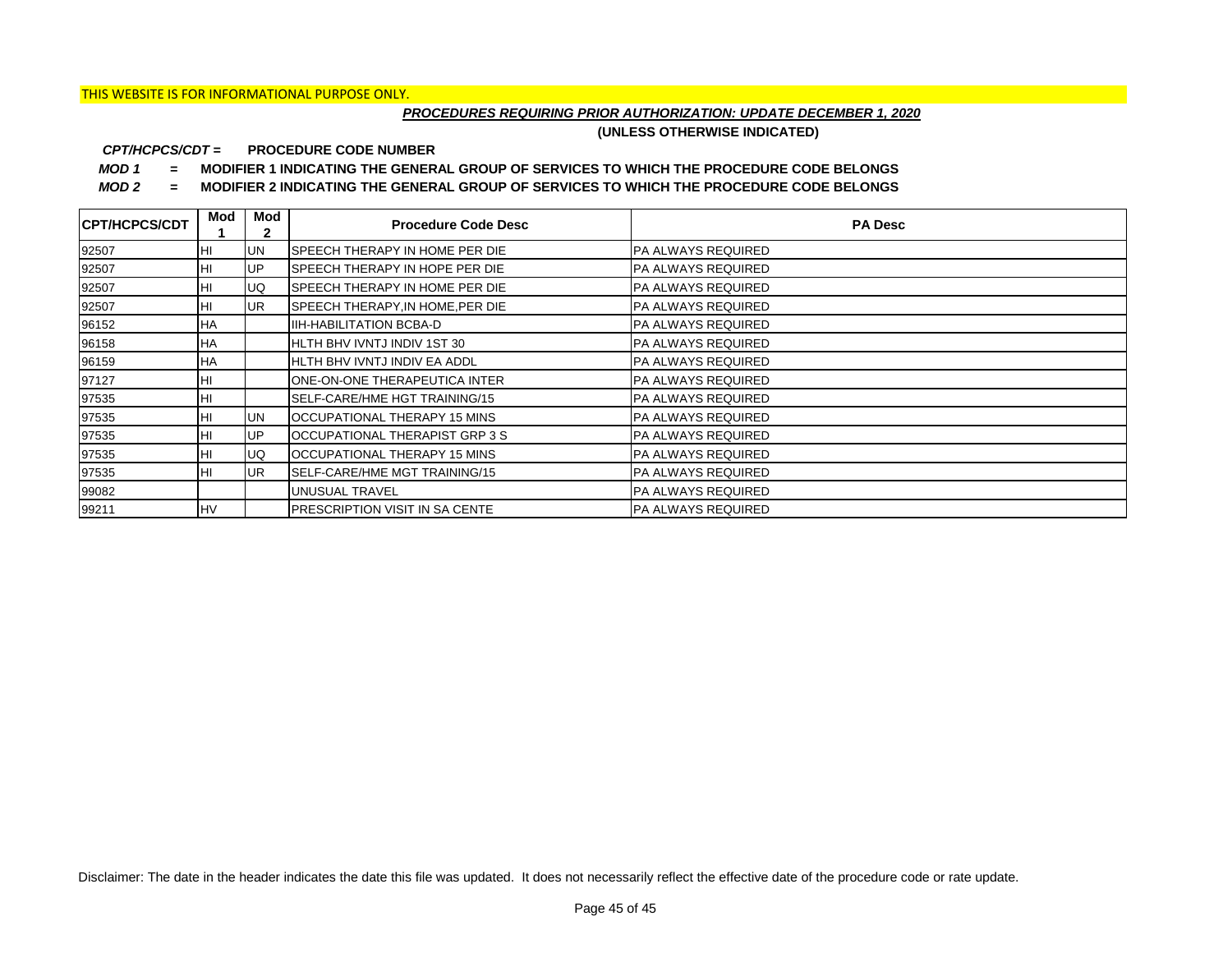THIS WEBSITE IS FOR INFORMATIONAL PURPOSE ONLY.

***PROCEDURES REQUIRING PRIOR AUTHORIZATION: UPDATE DECEMBER 1, 2020***

**(UNLESS OTHERWISE INDICATED)**

***CPT/HCPCS/CDT*** **= PROCEDURE CODE NUMBER**

***MOD 1*** **= MODIFIER 1 INDICATING THE GENERAL GROUP OF SERVICES TO WHICH THE PROCEDURE CODE BELONGS**

***MOD 2*** **= MODIFIER 2 INDICATING THE GENERAL GROUP OF SERVICES TO WHICH THE PROCEDURE CODE BELONGS**

| CPT/HCPCS/CDT | Mod 1 | Mod 2 | Procedure Code Desc | PA Desc |
|---|---|---|---|---|
| 92507 | HI | UN | SPEECH THERAPY IN HOME PER DIE | PA ALWAYS REQUIRED |
| 92507 | HI | UP | SPEECH THERAPY IN HOPE PER DIE | PA ALWAYS REQUIRED |
| 92507 | HI | UQ | SPEECH THERAPY IN HOME PER DIE | PA ALWAYS REQUIRED |
| 92507 | HI | UR | SPEECH THERAPY,IN HOME,PER DIE | PA ALWAYS REQUIRED |
| 96152 | HA | | IIH-HABILITATION BCBA-D | PA ALWAYS REQUIRED |
| 96158 | HA | | HLTH BHV IVNTJ INDIV 1ST 30 | PA ALWAYS REQUIRED |
| 96159 | HA | | HLTH BHV IVNTJ INDIV EA ADDL | PA ALWAYS REQUIRED |
| 97127 | HI | | ONE-ON-ONE THERAPEUTICA INTER | PA ALWAYS REQUIRED |
| 97535 | HI | | SELF-CARE/HME HGT TRAINING/15 | PA ALWAYS REQUIRED |
| 97535 | HI | UN | OCCUPATIONAL THERAPY 15 MINS | PA ALWAYS REQUIRED |
| 97535 | HI | UP | OCCUPATIONAL THERAPIST GRP 3 S | PA ALWAYS REQUIRED |
| 97535 | HI | UQ | OCCUPATIONAL THERAPY 15 MINS | PA ALWAYS REQUIRED |
| 97535 | HI | UR | SELF-CARE/HME MGT TRAINING/15 | PA ALWAYS REQUIRED |
| 99082 | | | UNUSUAL TRAVEL | PA ALWAYS REQUIRED |
| 99211 | HV | | PRESCRIPTION VISIT IN SA CENTE | PA ALWAYS REQUIRED |

Disclaimer: The date in the header indicates the date this file was updated. It does not necessarily reflect the effective date of the procedure code or rate update.